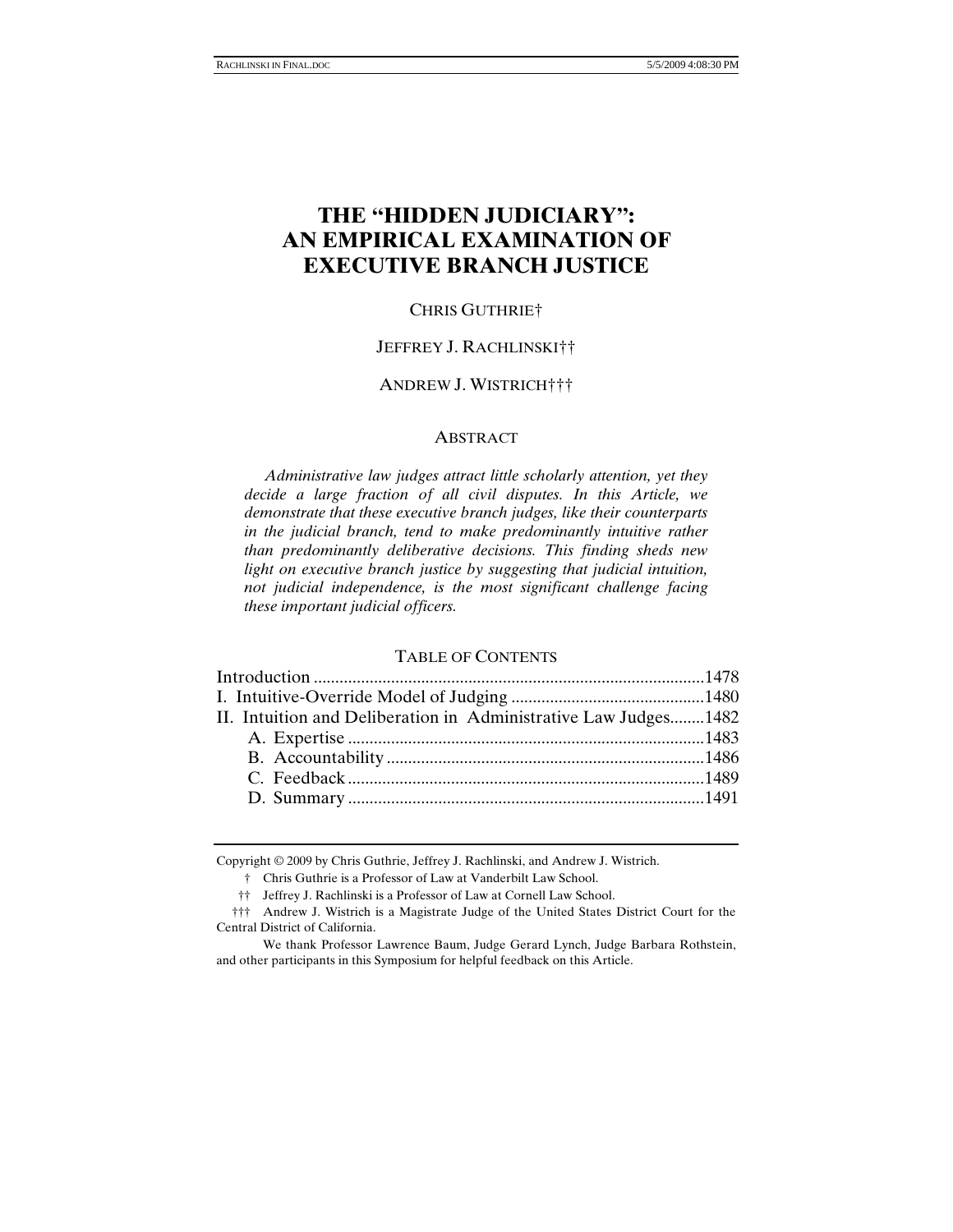# THE "HIDDEN JUDICIARY": AN EMPIRICAL EXAMINATION OF EXECUTIVE BRANCH JUSTICE

CHRIS GUTHRIE†

JEFFREY J. RACHLINSKI††

ANDREW J. WISTRICH†††

## ABSTRACT

*Administrative law judges attract little scholarly attention, yet they decide a large fraction of all civil disputes. In this Article, we demonstrate that these executive branch judges, like their counterparts in the judicial branch, tend to make predominantly intuitive rather than predominantly deliberative decisions. This finding sheds new light on executive branch justice by suggesting that judicial intuition, not judicial independence, is the most significant challenge facing these important judicial officers.*

## TABLE OF CONTENTS

Introduction ......................................................................................1478
I. Intuitive-Override Model of Judging .............................................1480
II. Intuition and Deliberation in Administrative Law Judges........1482
- A. Expertise ..................................................................................1483
- B. Accountability .........................................................................1486
- C. Feedback ..................................................................................1489
- D. Summary ..................................................................................1491

---

Copyright © 2009 by Chris Guthrie, Jeffrey J. Rachlinski, and Andrew J. Wistrich.

† Chris Guthrie is a Professor of Law at Vanderbilt Law School.

†† Jeffrey J. Rachlinski is a Professor of Law at Cornell Law School.

††† Andrew J. Wistrich is a Magistrate Judge of the United States District Court for the Central District of California.

We thank Professor Lawrence Baum, Judge Gerard Lynch, Judge Barbara Rothstein, and other participants in this Symposium for helpful feedback on this Article.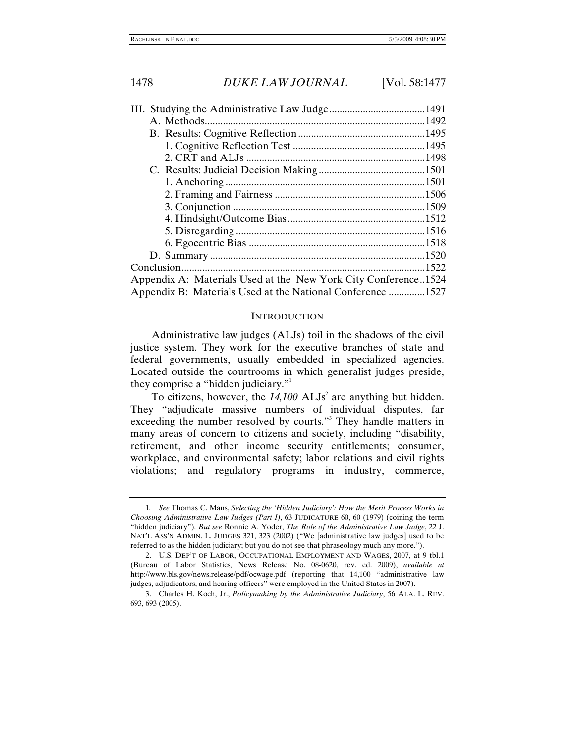III. Studying the Administrative Law Judge....................................1491
    A. Methods....................................................................................1492
    B. Results: Cognitive Reflection .................................................1495
        1. Cognitive Reflection Test ..................................................1495
        2. CRT and ALJs ....................................................................1498
    C. Results: Judicial Decision Making .........................................1501
        1. Anchoring ............................................................................1501
        2. Framing and Fairness ..........................................................1506
        3. Conjunction .........................................................................1509
        4. Hindsight/Outcome Bias .....................................................1512
        5. Disregarding ........................................................................1516
        6. Egocentric Bias ...................................................................1518
    D. Summary ..................................................................................1520
Conclusion.............................................................................................1522
Appendix A: Materials Used at the New York City Conference..1524
Appendix B: Materials Used at the National Conference .............1527

## INTRODUCTION

Administrative law judges (ALJs) toil in the shadows of the civil justice system. They work for the executive branches of state and federal governments, usually embedded in specialized agencies. Located outside the courtrooms in which generalist judges preside, they comprise a "hidden judiciary."[1]

To citizens, however, the *14,100* ALJs[2] are anything but hidden. They "adjudicate massive numbers of individual disputes, far exceeding the number resolved by courts."[3] They handle matters in many areas of concern to citizens and society, including "disability, retirement, and other income security entitlements; consumer, workplace, and environmental safety; labor relations and civil rights violations; and regulatory programs in industry, commerce,

---

1. *See* Thomas C. Mans, *Selecting the 'Hidden Judiciary': How the Merit Process Works in Choosing Administrative Law Judges (Part I)*, 63 JUDICATURE 60, 60 (1979) (coining the term "hidden judiciary"). *But see* Ronnie A. Yoder, *The Role of the Administrative Law Judge*, 22 J. NAT'L ASS'N ADMIN. L. JUDGES 321, 323 (2002) ("We [administrative law judges] used to be referred to as the hidden judiciary; but you do not see that phraseology much any more.").

2. U.S. DEP'T OF LABOR, OCCUPATIONAL EMPLOYMENT AND WAGES, 2007, at 9 tbl.1 (Bureau of Labor Statistics, News Release No. 08-0620, rev. ed. 2009), *available at* http://www.bls.gov/news.release/pdf/ocwage.pdf (reporting that 14,100 "administrative law judges, adjudicators, and hearing officers" were employed in the United States in 2007).

3. Charles H. Koch, Jr., *Policymaking by the Administrative Judiciary*, 56 ALA. L. REV. 693, 693 (2005).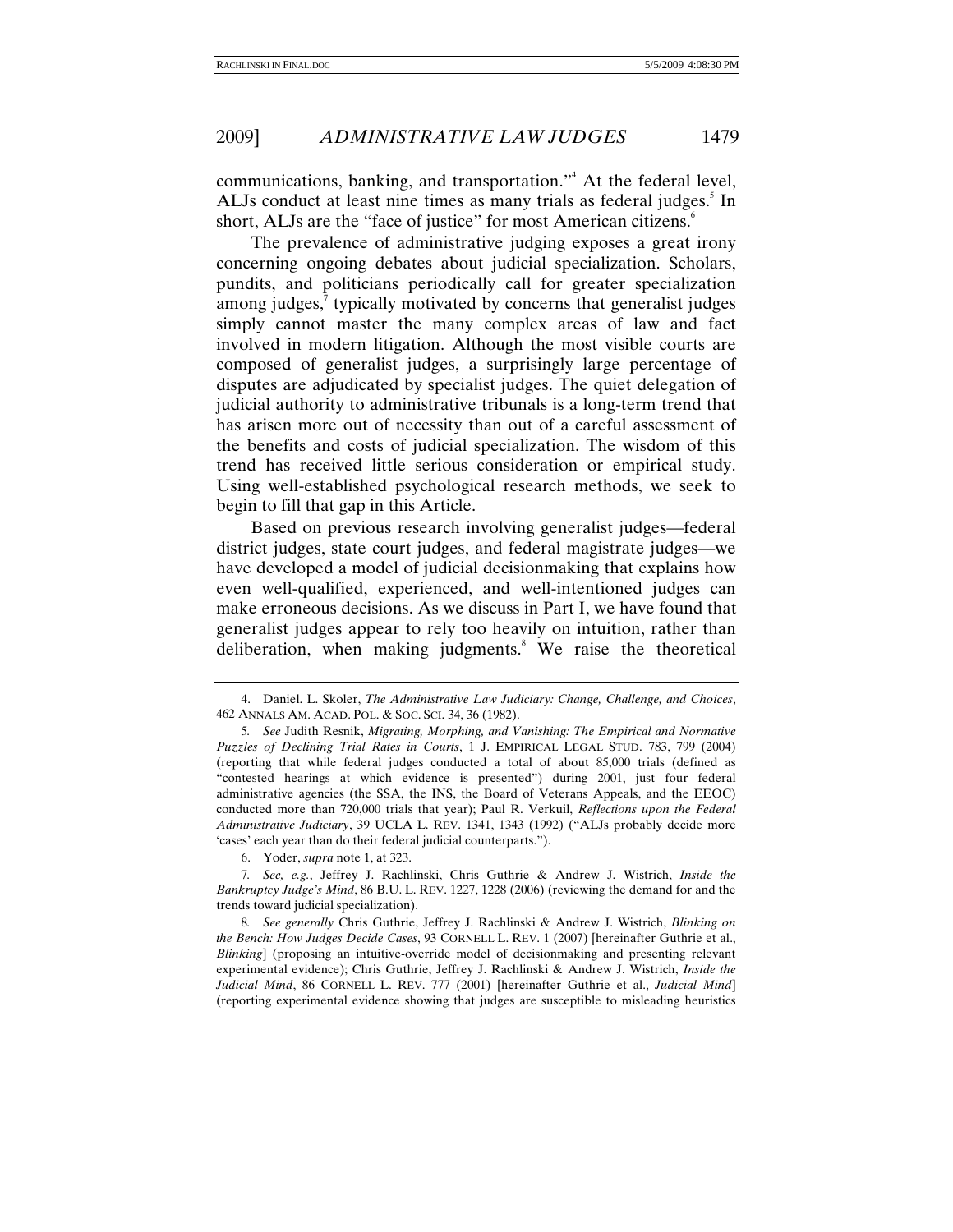communications, banking, and transportation."[4] At the federal level, ALJs conduct at least nine times as many trials as federal judges.[5] In short, ALJs are the "face of justice" for most American citizens.[6]

The prevalence of administrative judging exposes a great irony concerning ongoing debates about judicial specialization. Scholars, pundits, and politicians periodically call for greater specialization among judges,[7] typically motivated by concerns that generalist judges simply cannot master the many complex areas of law and fact involved in modern litigation. Although the most visible courts are composed of generalist judges, a surprisingly large percentage of disputes are adjudicated by specialist judges. The quiet delegation of judicial authority to administrative tribunals is a long-term trend that has arisen more out of necessity than out of a careful assessment of the benefits and costs of judicial specialization. The wisdom of this trend has received little serious consideration or empirical study. Using well-established psychological research methods, we seek to begin to fill that gap in this Article.

Based on previous research involving generalist judges—federal district judges, state court judges, and federal magistrate judges—we have developed a model of judicial decisionmaking that explains how even well-qualified, experienced, and well-intentioned judges can make erroneous decisions. As we discuss in Part I, we have found that generalist judges appear to rely too heavily on intuition, rather than deliberation, when making judgments.[8] We raise the theoretical

---

4. Daniel. L. Skoler, *The Administrative Law Judiciary: Change, Challenge, and Choices*, 462 ANNALS AM. ACAD. POL. & SOC. SCI. 34, 36 (1982).

5. *See* Judith Resnik, *Migrating, Morphing, and Vanishing: The Empirical and Normative Puzzles of Declining Trial Rates in Courts*, 1 J. EMPIRICAL LEGAL STUD. 783, 799 (2004) (reporting that while federal judges conducted a total of about 85,000 trials (defined as "contested hearings at which evidence is presented") during 2001, just four federal administrative agencies (the SSA, the INS, the Board of Veterans Appeals, and the EEOC) conducted more than 720,000 trials that year); Paul R. Verkuil, *Reflections upon the Federal Administrative Judiciary*, 39 UCLA L. REV. 1341, 1343 (1992) ("ALJs probably decide more 'cases' each year than do their federal judicial counterparts.").

6. Yoder, *supra* note 1, at 323.

7. *See, e.g.*, Jeffrey J. Rachlinski, Chris Guthrie & Andrew J. Wistrich, *Inside the Bankruptcy Judge's Mind*, 86 B.U. L. REV. 1227, 1228 (2006) (reviewing the demand for and the trends toward judicial specialization).

8. *See generally* Chris Guthrie, Jeffrey J. Rachlinski & Andrew J. Wistrich, *Blinking on the Bench: How Judges Decide Cases*, 93 CORNELL L. REV. 1 (2007) [hereinafter Guthrie et al., *Blinking*] (proposing an intuitive-override model of decisionmaking and presenting relevant experimental evidence); Chris Guthrie, Jeffrey J. Rachlinski & Andrew J. Wistrich, *Inside the Judicial Mind*, 86 CORNELL L. REV. 777 (2001) [hereinafter Guthrie et al., *Judicial Mind*] (reporting experimental evidence showing that judges are susceptible to misleading heuristics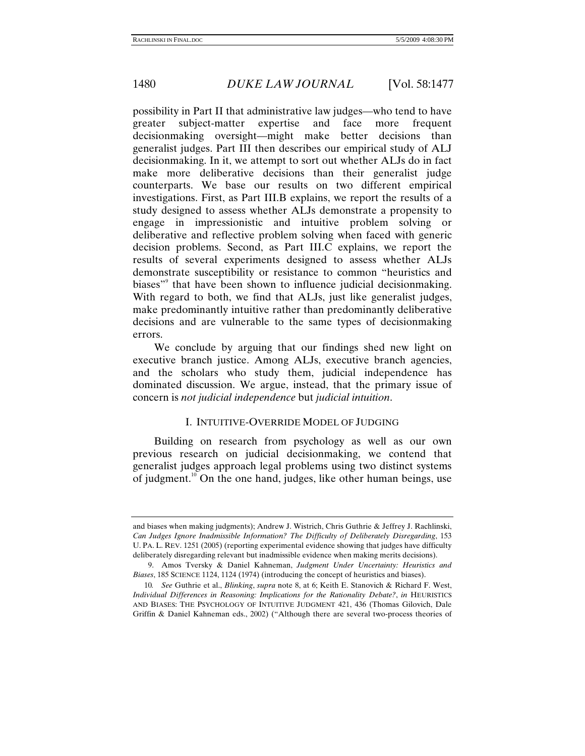possibility in Part II that administrative law judges—who tend to have greater subject-matter expertise and face more frequent decisionmaking oversight—might make better decisions than generalist judges. Part III then describes our empirical study of ALJ decisionmaking. In it, we attempt to sort out whether ALJs do in fact make more deliberative decisions than their generalist judge counterparts. We base our results on two different empirical investigations. First, as Part III.B explains, we report the results of a study designed to assess whether ALJs demonstrate a propensity to engage in impressionistic and intuitive problem solving or deliberative and reflective problem solving when faced with generic decision problems. Second, as Part III.C explains, we report the results of several experiments designed to assess whether ALJs demonstrate susceptibility or resistance to common "heuristics and biases"[9] that have been shown to influence judicial decisionmaking. With regard to both, we find that ALJs, just like generalist judges, make predominantly intuitive rather than predominantly deliberative decisions and are vulnerable to the same types of decisionmaking errors.

We conclude by arguing that our findings shed new light on executive branch justice. Among ALJs, executive branch agencies, and the scholars who study them, judicial independence has dominated discussion. We argue, instead, that the primary issue of concern is *not judicial independence* but *judicial intuition*.

## I. INTUITIVE-OVERRIDE MODEL OF JUDGING

Building on research from psychology as well as our own previous research on judicial decisionmaking, we contend that generalist judges approach legal problems using two distinct systems of judgment.[10] On the one hand, judges, like other human beings, use

---

and biases when making judgments); Andrew J. Wistrich, Chris Guthrie & Jeffrey J. Rachlinski, *Can Judges Ignore Inadmissible Information? The Difficulty of Deliberately Disregarding*, 153 U. PA. L. REV. 1251 (2005) (reporting experimental evidence showing that judges have difficulty deliberately disregarding relevant but inadmissible evidence when making merits decisions).

9. Amos Tversky & Daniel Kahneman, *Judgment Under Uncertainty: Heuristics and Biases*, 185 SCIENCE 1124, 1124 (1974) (introducing the concept of heuristics and biases).

10. *See* Guthrie et al., *Blinking*, *supra* note 8, at 6; Keith E. Stanovich & Richard F. West, *Individual Differences in Reasoning: Implications for the Rationality Debate?*, *in* HEURISTICS AND BIASES: THE PSYCHOLOGY OF INTUITIVE JUDGMENT 421, 436 (Thomas Gilovich, Dale Griffin & Daniel Kahneman eds., 2002) ("Although there are several two-process theories of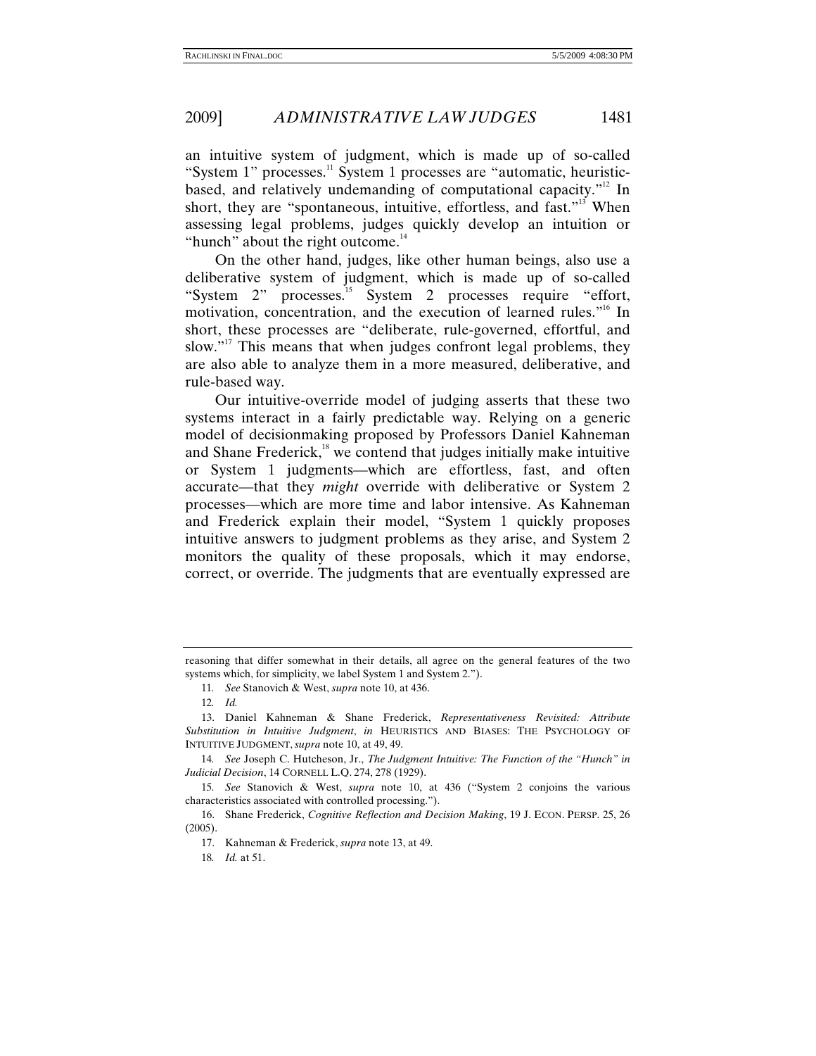an intuitive system of judgment, which is made up of so-called "System 1" processes.[11] System 1 processes are "automatic, heuristic-based, and relatively undemanding of computational capacity."[12] In short, they are "spontaneous, intuitive, effortless, and fast."[13] When assessing legal problems, judges quickly develop an intuition or "hunch" about the right outcome.[14]

On the other hand, judges, like other human beings, also use a deliberative system of judgment, which is made up of so-called "System 2" processes.[15] System 2 processes require "effort, motivation, concentration, and the execution of learned rules."[16] In short, these processes are "deliberate, rule-governed, effortful, and slow."[17] This means that when judges confront legal problems, they are also able to analyze them in a more measured, deliberative, and rule-based way.

Our intuitive-override model of judging asserts that these two systems interact in a fairly predictable way. Relying on a generic model of decisionmaking proposed by Professors Daniel Kahneman and Shane Frederick,[18] we contend that judges initially make intuitive or System 1 judgments—which are effortless, fast, and often accurate—that they *might* override with deliberative or System 2 processes—which are more time and labor intensive. As Kahneman and Frederick explain their model, "System 1 quickly proposes intuitive answers to judgment problems as they arise, and System 2 monitors the quality of these proposals, which it may endorse, correct, or override. The judgments that are eventually expressed are

---

reasoning that differ somewhat in their details, all agree on the general features of the two systems which, for simplicity, we label System 1 and System 2.").

11. *See* Stanovich & West, *supra* note 10, at 436.

12. *Id.*

13. Daniel Kahneman & Shane Frederick, *Representativeness Revisited: Attribute Substitution in Intuitive Judgment*, *in* HEURISTICS AND BIASES: THE PSYCHOLOGY OF INTUITIVE JUDGMENT, *supra* note 10, at 49, 49.

14. *See* Joseph C. Hutcheson, Jr., *The Judgment Intuitive: The Function of the "Hunch" in Judicial Decision*, 14 CORNELL L.Q. 274, 278 (1929).

15. *See* Stanovich & West, *supra* note 10, at 436 ("System 2 conjoins the various characteristics associated with controlled processing.").

16. Shane Frederick, *Cognitive Reflection and Decision Making*, 19 J. ECON. PERSP. 25, 26 (2005).

17. Kahneman & Frederick, *supra* note 13, at 49.

18. *Id.* at 51.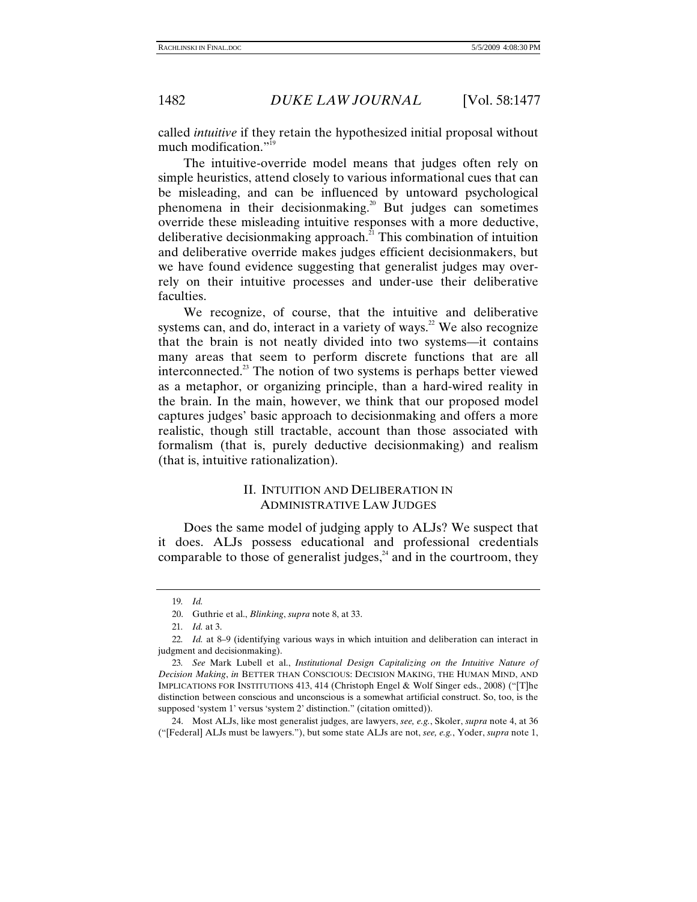called *intuitive* if they retain the hypothesized initial proposal without much modification."[19]

The intuitive-override model means that judges often rely on simple heuristics, attend closely to various informational cues that can be misleading, and can be influenced by untoward psychological phenomena in their decisionmaking.[20] But judges can sometimes override these misleading intuitive responses with a more deductive, deliberative decisionmaking approach.[21] This combination of intuition and deliberative override makes judges efficient decisionmakers, but we have found evidence suggesting that generalist judges may over-rely on their intuitive processes and under-use their deliberative faculties.

We recognize, of course, that the intuitive and deliberative systems can, and do, interact in a variety of ways.[22] We also recognize that the brain is not neatly divided into two systems—it contains many areas that seem to perform discrete functions that are all interconnected.[23] The notion of two systems is perhaps better viewed as a metaphor, or organizing principle, than a hard-wired reality in the brain. In the main, however, we think that our proposed model captures judges' basic approach to decisionmaking and offers a more realistic, though still tractable, account than those associated with formalism (that is, purely deductive decisionmaking) and realism (that is, intuitive rationalization).

## II. Intuition and Deliberation in Administrative Law Judges

Does the same model of judging apply to ALJs? We suspect that it does. ALJs possess educational and professional credentials comparable to those of generalist judges,[24] and in the courtroom, they

---

19. *Id.*

20. Guthrie et al., *Blinking*, *supra* note 8, at 33.

21. *Id.* at 3.

22. *Id.* at 8–9 (identifying various ways in which intuition and deliberation can interact in judgment and decisionmaking).

23. *See* Mark Lubell et al., *Institutional Design Capitalizing on the Intuitive Nature of Decision Making*, *in* BETTER THAN CONSCIOUS: DECISION MAKING, THE HUMAN MIND, AND IMPLICATIONS FOR INSTITUTIONS 413, 414 (Christoph Engel & Wolf Singer eds., 2008) ("[T]he distinction between conscious and unconscious is a somewhat artificial construct. So, too, is the supposed 'system 1' versus 'system 2' distinction." (citation omitted)).

24. Most ALJs, like most generalist judges, are lawyers, *see, e.g.*, Skoler, *supra* note 4, at 36 ("[Federal] ALJs must be lawyers."), but some state ALJs are not, *see, e.g.*, Yoder, *supra* note 1,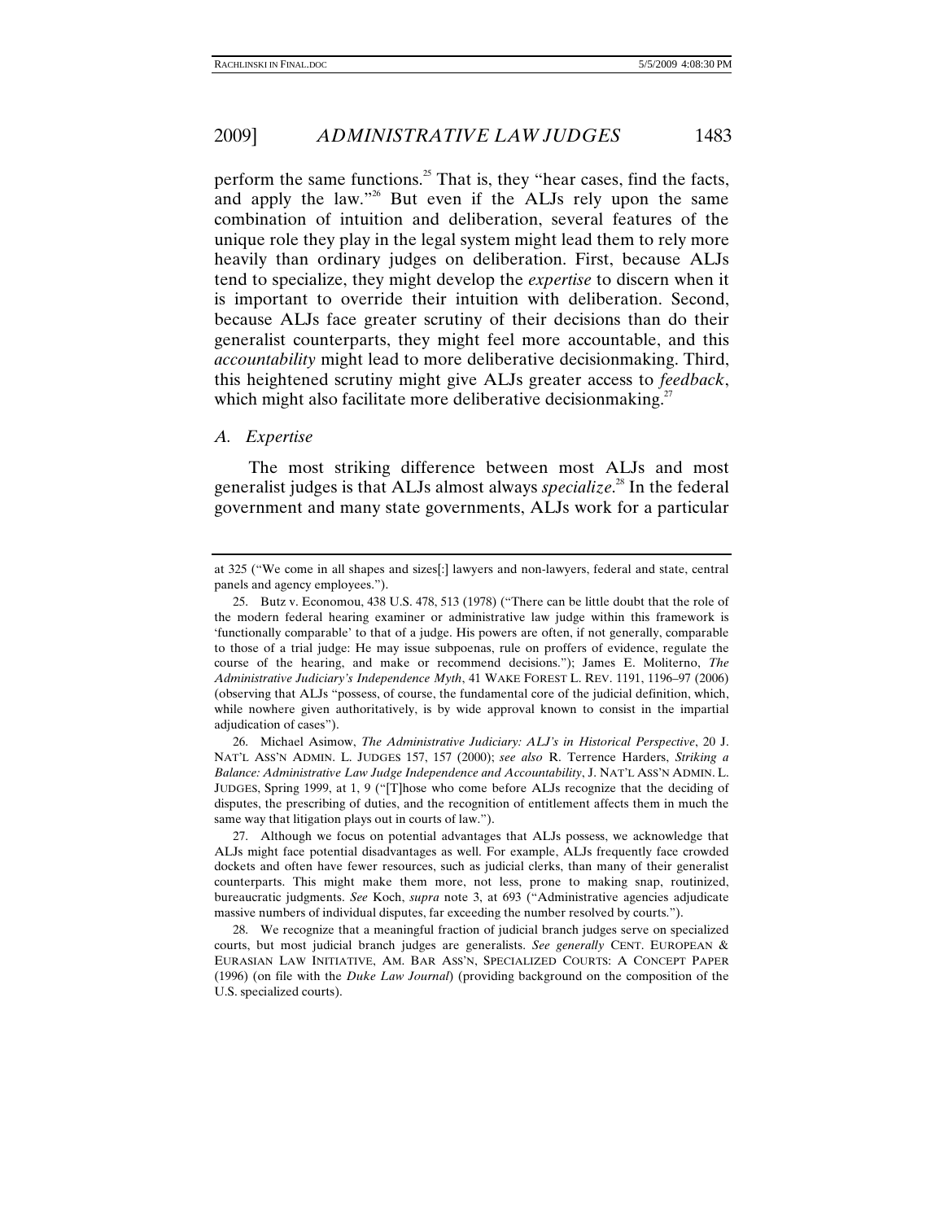perform the same functions.[25] That is, they "hear cases, find the facts, and apply the law."[26] But even if the ALJs rely upon the same combination of intuition and deliberation, several features of the unique role they play in the legal system might lead them to rely more heavily than ordinary judges on deliberation. First, because ALJs tend to specialize, they might develop the *expertise* to discern when it is important to override their intuition with deliberation. Second, because ALJs face greater scrutiny of their decisions than do their generalist counterparts, they might feel more accountable, and this *accountability* might lead to more deliberative decisionmaking. Third, this heightened scrutiny might give ALJs greater access to *feedback*, which might also facilitate more deliberative decisionmaking.[27]

### *A. Expertise*

The most striking difference between most ALJs and most generalist judges is that ALJs almost always *specialize*.[28] In the federal government and many state governments, ALJs work for a particular

---

at 325 ("We come in all shapes and sizes[:] lawyers and non-lawyers, federal and state, central panels and agency employees.").

25. Butz v. Economou, 438 U.S. 478, 513 (1978) ("There can be little doubt that the role of the modern federal hearing examiner or administrative law judge within this framework is 'functionally comparable' to that of a judge. His powers are often, if not generally, comparable to those of a trial judge: He may issue subpoenas, rule on proffers of evidence, regulate the course of the hearing, and make or recommend decisions."); James E. Moliterno, *The Administrative Judiciary's Independence Myth*, 41 WAKE FOREST L. REV. 1191, 1196–97 (2006) (observing that ALJs "possess, of course, the fundamental core of the judicial definition, which, while nowhere given authoritatively, is by wide approval known to consist in the impartial adjudication of cases").

26. Michael Asimow, *The Administrative Judiciary: ALJ's in Historical Perspective*, 20 J. NAT'L ASS'N ADMIN. L. JUDGES 157, 157 (2000); *see also* R. Terrence Harders, *Striking a Balance: Administrative Law Judge Independence and Accountability*, J. NAT'L ASS'N ADMIN. L. JUDGES, Spring 1999, at 1, 9 ("[T]hose who come before ALJs recognize that the deciding of disputes, the prescribing of duties, and the recognition of entitlement affects them in much the same way that litigation plays out in courts of law.").

27. Although we focus on potential advantages that ALJs possess, we acknowledge that ALJs might face potential disadvantages as well. For example, ALJs frequently face crowded dockets and often have fewer resources, such as judicial clerks, than many of their generalist counterparts. This might make them more, not less, prone to making snap, routinized, bureaucratic judgments. *See* Koch, *supra* note 3, at 693 ("Administrative agencies adjudicate massive numbers of individual disputes, far exceeding the number resolved by courts.").

28. We recognize that a meaningful fraction of judicial branch judges serve on specialized courts, but most judicial branch judges are generalists. *See generally* CENT. EUROPEAN & EURASIAN LAW INITIATIVE, AM. BAR ASS'N, SPECIALIZED COURTS: A CONCEPT PAPER (1996) (on file with the *Duke Law Journal*) (providing background on the composition of the U.S. specialized courts).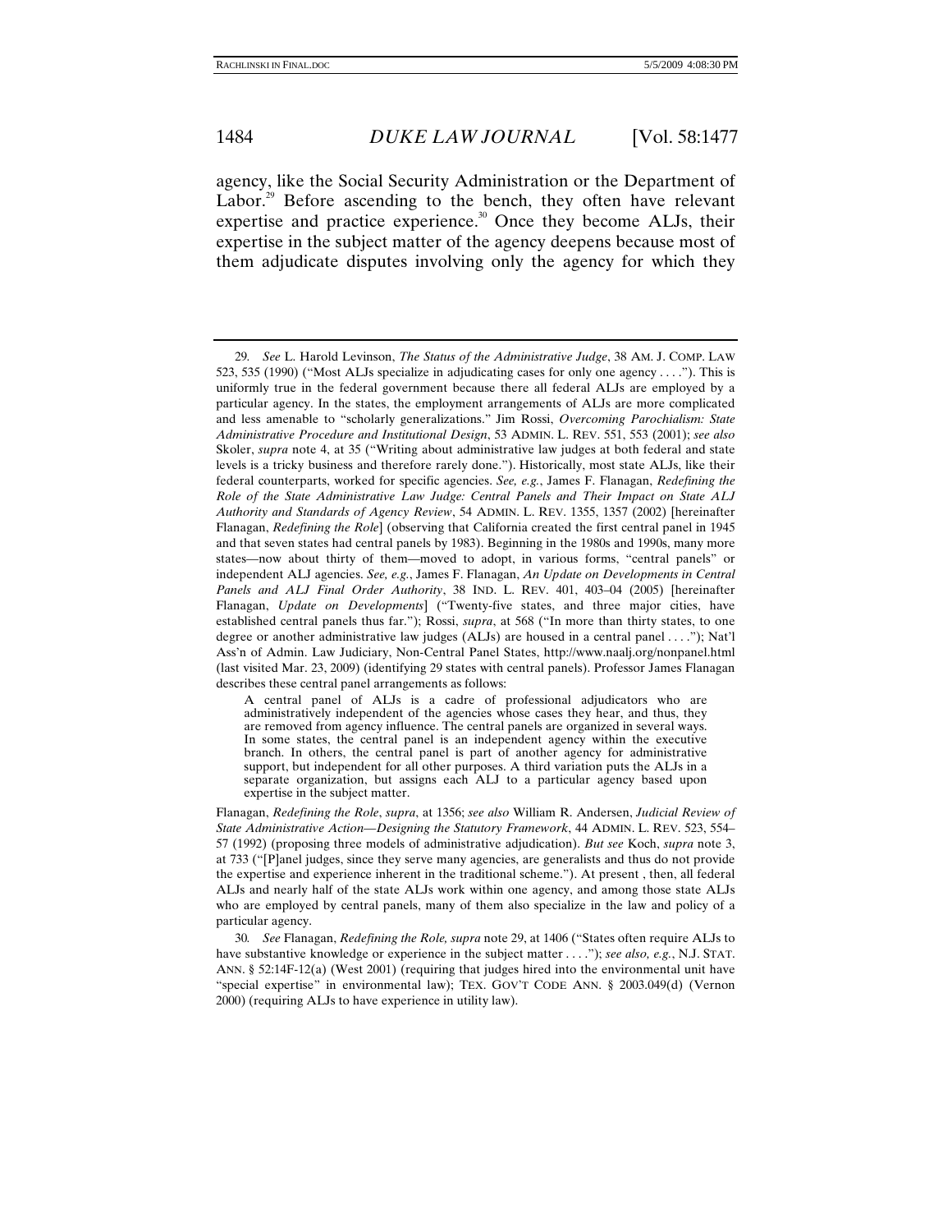agency, like the Social Security Administration or the Department of Labor.[29] Before ascending to the bench, they often have relevant expertise and practice experience.[30] Once they become ALJs, their expertise in the subject matter of the agency deepens because most of them adjudicate disputes involving only the agency for which they

---

29. *See* L. Harold Levinson, *The Status of the Administrative Judge*, 38 AM. J. COMP. LAW 523, 535 (1990) ("Most ALJs specialize in adjudicating cases for only one agency . . . ."). This is uniformly true in the federal government because there all federal ALJs are employed by a particular agency. In the states, the employment arrangements of ALJs are more complicated and less amenable to "scholarly generalizations." Jim Rossi, *Overcoming Parochialism: State Administrative Procedure and Institutional Design*, 53 ADMIN. L. REV. 551, 553 (2001); *see also* Skoler, *supra* note 4, at 35 ("Writing about administrative law judges at both federal and state levels is a tricky business and therefore rarely done."). Historically, most state ALJs, like their federal counterparts, worked for specific agencies. *See, e.g.*, James F. Flanagan, *Redefining the Role of the State Administrative Law Judge: Central Panels and Their Impact on State ALJ Authority and Standards of Agency Review*, 54 ADMIN. L. REV. 1355, 1357 (2002) [hereinafter Flanagan, *Redefining the Role*] (observing that California created the first central panel in 1945 and that seven states had central panels by 1983). Beginning in the 1980s and 1990s, many more states—now about thirty of them—moved to adopt, in various forms, "central panels" or independent ALJ agencies. *See, e.g.*, James F. Flanagan, *An Update on Developments in Central Panels and ALJ Final Order Authority*, 38 IND. L. REV. 401, 403–04 (2005) [hereinafter Flanagan, *Update on Developments*] ("Twenty-five states, and three major cities, have established central panels thus far."); Rossi, *supra*, at 568 ("In more than thirty states, to one degree or another administrative law judges (ALJs) are housed in a central panel . . . ."); Nat'l Ass'n of Admin. Law Judiciary, Non-Central Panel States, http://www.naalj.org/nonpanel.html (last visited Mar. 23, 2009) (identifying 29 states with central panels). Professor James Flanagan describes these central panel arrangements as follows:

> A central panel of ALJs is a cadre of professional adjudicators who are administratively independent of the agencies whose cases they hear, and thus, they are removed from agency influence. The central panels are organized in several ways. In some states, the central panel is an independent agency within the executive branch. In others, the central panel is part of another agency for administrative support, but independent for all other purposes. A third variation puts the ALJs in a separate organization, but assigns each ALJ to a particular agency based upon expertise in the subject matter.

Flanagan, *Redefining the Role*, *supra*, at 1356; *see also* William R. Andersen, *Judicial Review of State Administrative Action—Designing the Statutory Framework*, 44 ADMIN. L. REV. 523, 554–57 (1992) (proposing three models of administrative adjudication). *But see* Koch, *supra* note 3, at 733 ("[P]anel judges, since they serve many agencies, are generalists and thus do not provide the expertise and experience inherent in the traditional scheme."). At present , then, all federal ALJs and nearly half of the state ALJs work within one agency, and among those state ALJs who are employed by central panels, many of them also specialize in the law and policy of a particular agency.

30. *See* Flanagan, *Redefining the Role, supra* note 29, at 1406 ("States often require ALJs to have substantive knowledge or experience in the subject matter . . . ."); *see also, e.g.*, N.J. STAT. ANN. § 52:14F-12(a) (West 2001) (requiring that judges hired into the environmental unit have "special expertise" in environmental law); TEX. GOV'T CODE ANN. § 2003.049(d) (Vernon 2000) (requiring ALJs to have experience in utility law).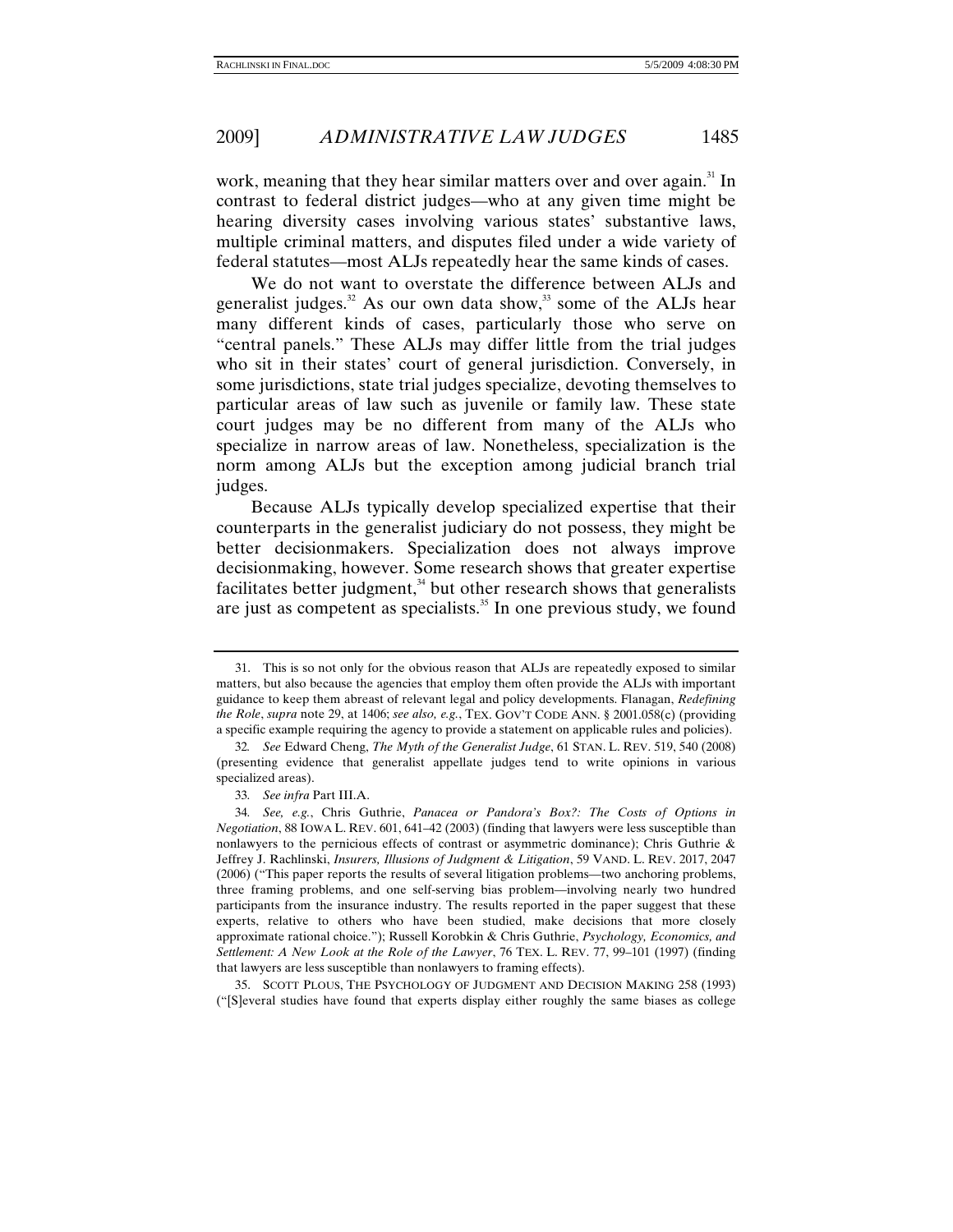work, meaning that they hear similar matters over and over again.[31] In contrast to federal district judges—who at any given time might be hearing diversity cases involving various states' substantive laws, multiple criminal matters, and disputes filed under a wide variety of federal statutes—most ALJs repeatedly hear the same kinds of cases.

We do not want to overstate the difference between ALJs and generalist judges.[32] As our own data show,[33] some of the ALJs hear many different kinds of cases, particularly those who serve on "central panels." These ALJs may differ little from the trial judges who sit in their states' court of general jurisdiction. Conversely, in some jurisdictions, state trial judges specialize, devoting themselves to particular areas of law such as juvenile or family law. These state court judges may be no different from many of the ALJs who specialize in narrow areas of law. Nonetheless, specialization is the norm among ALJs but the exception among judicial branch trial judges.

Because ALJs typically develop specialized expertise that their counterparts in the generalist judiciary do not possess, they might be better decisionmakers. Specialization does not always improve decisionmaking, however. Some research shows that greater expertise facilitates better judgment,[34] but other research shows that generalists are just as competent as specialists.[35] In one previous study, we found

---

31. This is so not only for the obvious reason that ALJs are repeatedly exposed to similar matters, but also because the agencies that employ them often provide the ALJs with important guidance to keep them abreast of relevant legal and policy developments. Flanagan, *Redefining the Role*, *supra* note 29, at 1406; *see also, e.g.*, TEX. GOV'T CODE ANN. § 2001.058(c) (providing a specific example requiring the agency to provide a statement on applicable rules and policies).

32. *See* Edward Cheng, *The Myth of the Generalist Judge*, 61 STAN. L. REV. 519, 540 (2008) (presenting evidence that generalist appellate judges tend to write opinions in various specialized areas).

33. *See infra* Part III.A.

34. *See, e.g.*, Chris Guthrie, *Panacea or Pandora's Box?: The Costs of Options in Negotiation*, 88 IOWA L. REV. 601, 641–42 (2003) (finding that lawyers were less susceptible than nonlawyers to the pernicious effects of contrast or asymmetric dominance); Chris Guthrie & Jeffrey J. Rachlinski, *Insurers, Illusions of Judgment & Litigation*, 59 VAND. L. REV. 2017, 2047 (2006) ("This paper reports the results of several litigation problems—two anchoring problems, three framing problems, and one self-serving bias problem—involving nearly two hundred participants from the insurance industry. The results reported in the paper suggest that these experts, relative to others who have been studied, make decisions that more closely approximate rational choice."); Russell Korobkin & Chris Guthrie, *Psychology, Economics, and Settlement: A New Look at the Role of the Lawyer*, 76 TEX. L. REV. 77, 99–101 (1997) (finding that lawyers are less susceptible than nonlawyers to framing effects).

35. SCOTT PLOUS, THE PSYCHOLOGY OF JUDGMENT AND DECISION MAKING 258 (1993) ("[S]everal studies have found that experts display either roughly the same biases as college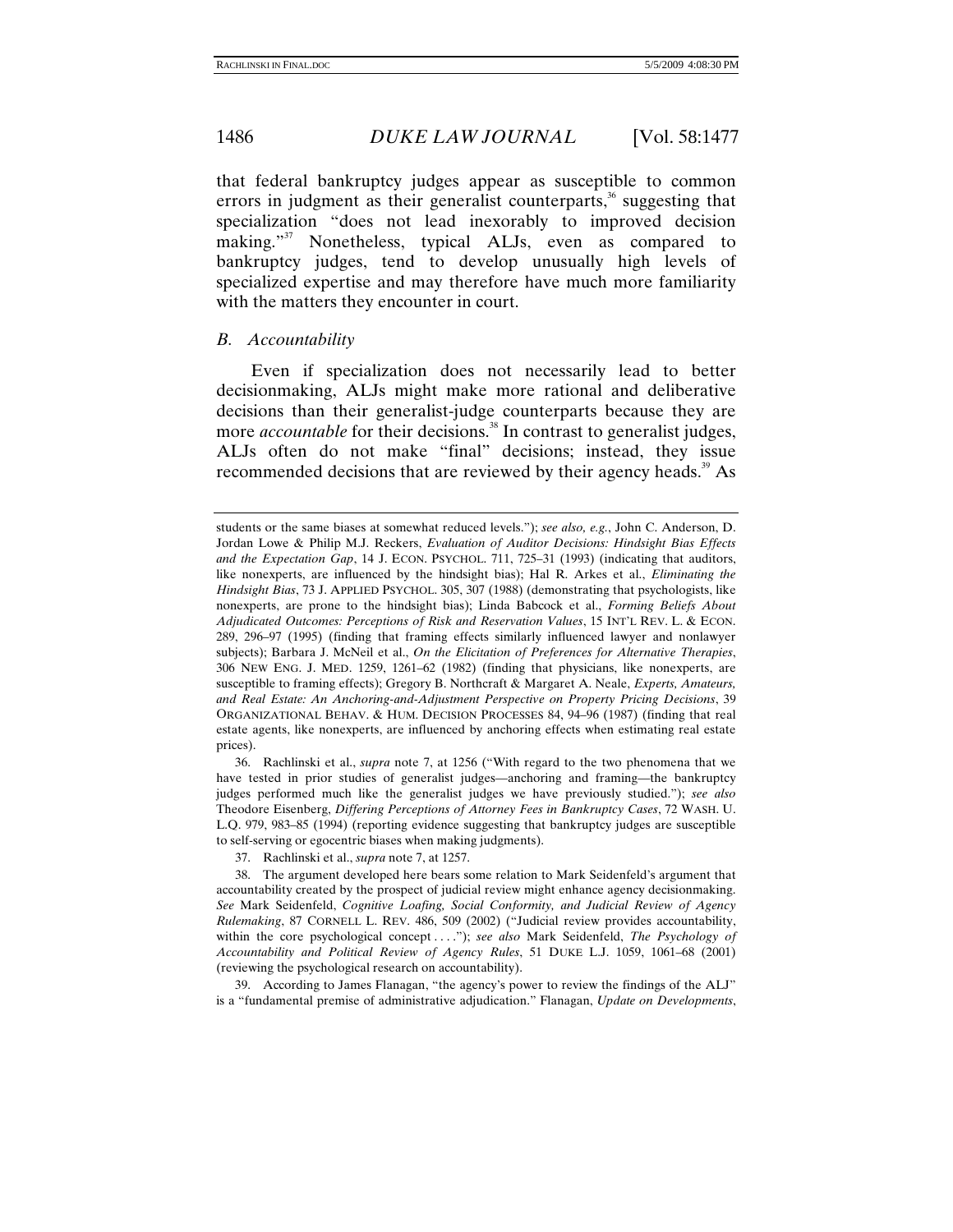that federal bankruptcy judges appear as susceptible to common errors in judgment as their generalist counterparts,[36] suggesting that specialization "does not lead inexorably to improved decision making."[37] Nonetheless, typical ALJs, even as compared to bankruptcy judges, tend to develop unusually high levels of specialized expertise and may therefore have much more familiarity with the matters they encounter in court.

### B. Accountability

Even if specialization does not necessarily lead to better decisionmaking, ALJs might make more rational and deliberative decisions than their generalist-judge counterparts because they are more *accountable* for their decisions.[38] In contrast to generalist judges, ALJs often do not make "final" decisions; instead, they issue recommended decisions that are reviewed by their agency heads.[39] As

---

students or the same biases at somewhat reduced levels."); *see also, e.g.*, John C. Anderson, D. Jordan Lowe & Philip M.J. Reckers, *Evaluation of Auditor Decisions: Hindsight Bias Effects and the Expectation Gap*, 14 J. ECON. PSYCHOL. 711, 725–31 (1993) (indicating that auditors, like nonexperts, are influenced by the hindsight bias); Hal R. Arkes et al., *Eliminating the Hindsight Bias*, 73 J. APPLIED PSYCHOL. 305, 307 (1988) (demonstrating that psychologists, like nonexperts, are prone to the hindsight bias); Linda Babcock et al., *Forming Beliefs About Adjudicated Outcomes: Perceptions of Risk and Reservation Values*, 15 INT'L REV. L. & ECON. 289, 296–97 (1995) (finding that framing effects similarly influenced lawyer and nonlawyer subjects); Barbara J. McNeil et al., *On the Elicitation of Preferences for Alternative Therapies*, 306 NEW ENG. J. MED. 1259, 1261–62 (1982) (finding that physicians, like nonexperts, are susceptible to framing effects); Gregory B. Northcraft & Margaret A. Neale, *Experts, Amateurs, and Real Estate: An Anchoring-and-Adjustment Perspective on Property Pricing Decisions*, 39 ORGANIZATIONAL BEHAV. & HUM. DECISION PROCESSES 84, 94–96 (1987) (finding that real estate agents, like nonexperts, are influenced by anchoring effects when estimating real estate prices).

36. Rachlinski et al., *supra* note 7, at 1256 ("With regard to the two phenomena that we have tested in prior studies of generalist judges—anchoring and framing—the bankruptcy judges performed much like the generalist judges we have previously studied."); *see also* Theodore Eisenberg, *Differing Perceptions of Attorney Fees in Bankruptcy Cases*, 72 WASH. U. L.Q. 979, 983–85 (1994) (reporting evidence suggesting that bankruptcy judges are susceptible to self-serving or egocentric biases when making judgments).

37. Rachlinski et al., *supra* note 7, at 1257.

38. The argument developed here bears some relation to Mark Seidenfeld's argument that accountability created by the prospect of judicial review might enhance agency decisionmaking. *See* Mark Seidenfeld, *Cognitive Loafing, Social Conformity, and Judicial Review of Agency Rulemaking*, 87 CORNELL L. REV. 486, 509 (2002) ("Judicial review provides accountability, within the core psychological concept . . . ."); *see also* Mark Seidenfeld, *The Psychology of Accountability and Political Review of Agency Rules*, 51 DUKE L.J. 1059, 1061–68 (2001) (reviewing the psychological research on accountability).

39. According to James Flanagan, "the agency's power to review the findings of the ALJ" is a "fundamental premise of administrative adjudication." Flanagan, *Update on Developments*,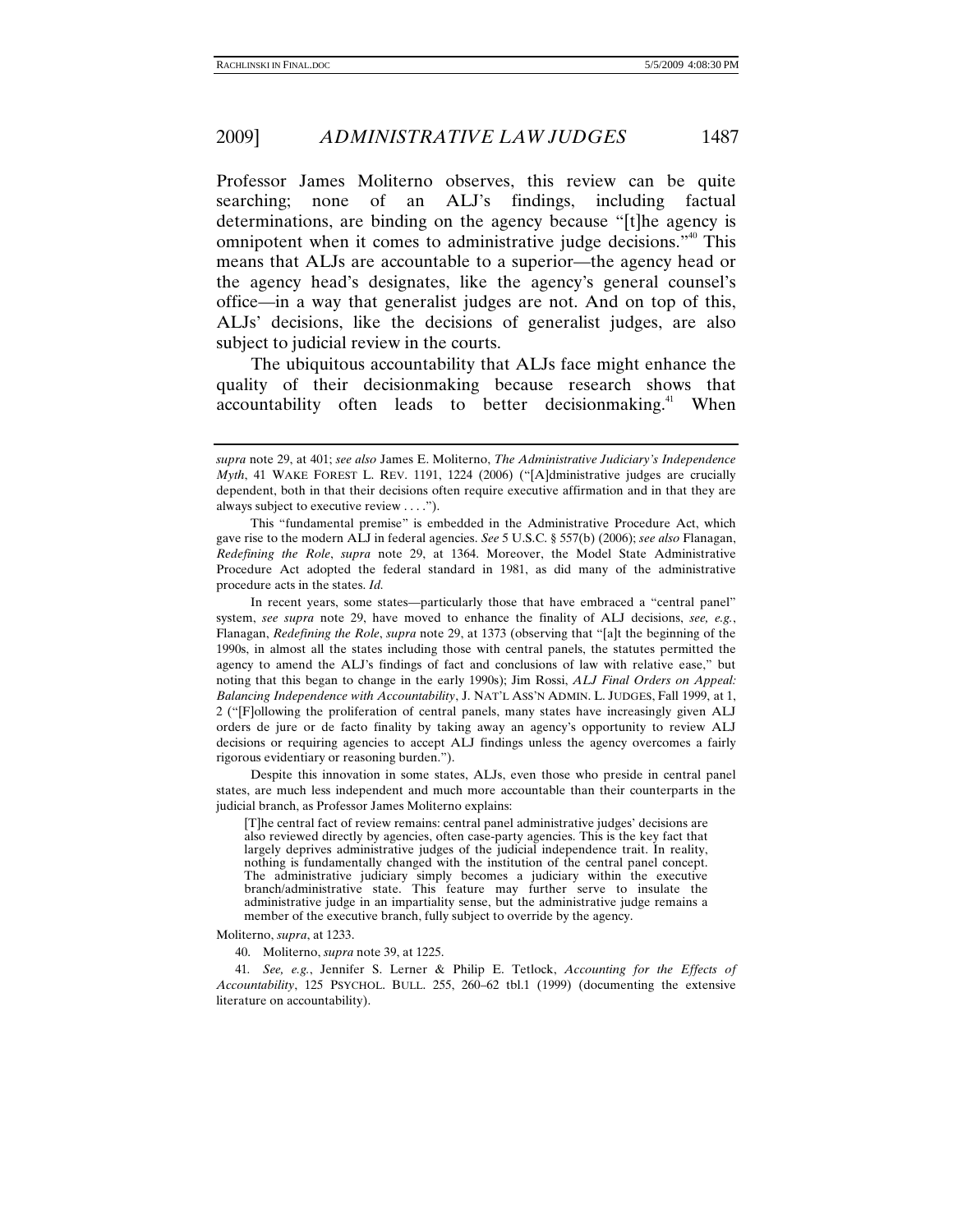Professor James Moliterno observes, this review can be quite searching; none of an ALJ's findings, including factual determinations, are binding on the agency because "[t]he agency is omnipotent when it comes to administrative judge decisions."[40] This means that ALJs are accountable to a superior—the agency head or the agency head's designates, like the agency's general counsel's office—in a way that generalist judges are not. And on top of this, ALJs' decisions, like the decisions of generalist judges, are also subject to judicial review in the courts.

The ubiquitous accountability that ALJs face might enhance the quality of their decisionmaking because research shows that accountability often leads to better decisionmaking.[41] When

---

*supra* note 29, at 401; *see also* James E. Moliterno, *The Administrative Judiciary's Independence Myth*, 41 WAKE FOREST L. REV. 1191, 1224 (2006) ("[A]dministrative judges are crucially dependent, both in that their decisions often require executive affirmation and in that they are always subject to executive review . . . .").

This "fundamental premise" is embedded in the Administrative Procedure Act, which gave rise to the modern ALJ in federal agencies. *See* 5 U.S.C. § 557(b) (2006); *see also* Flanagan, *Redefining the Role*, *supra* note 29, at 1364. Moreover, the Model State Administrative Procedure Act adopted the federal standard in 1981, as did many of the administrative procedure acts in the states. *Id.*

In recent years, some states—particularly those that have embraced a "central panel" system, *see supra* note 29, have moved to enhance the finality of ALJ decisions, *see, e.g.*, Flanagan, *Redefining the Role*, *supra* note 29, at 1373 (observing that "[a]t the beginning of the 1990s, in almost all the states including those with central panels, the statutes permitted the agency to amend the ALJ's findings of fact and conclusions of law with relative ease," but noting that this began to change in the early 1990s); Jim Rossi, *ALJ Final Orders on Appeal: Balancing Independence with Accountability*, J. NAT'L ASS'N ADMIN. L. JUDGES, Fall 1999, at 1, 2 ("[F]ollowing the proliferation of central panels, many states have increasingly given ALJ orders de jure or de facto finality by taking away an agency's opportunity to review ALJ decisions or requiring agencies to accept ALJ findings unless the agency overcomes a fairly rigorous evidentiary or reasoning burden.").

Despite this innovation in some states, ALJs, even those who preside in central panel states, are much less independent and much more accountable than their counterparts in the judicial branch, as Professor James Moliterno explains:

> [T]he central fact of review remains: central panel administrative judges' decisions are also reviewed directly by agencies, often case-party agencies. This is the key fact that largely deprives administrative judges of the judicial independence trait. In reality, nothing is fundamentally changed with the institution of the central panel concept. The administrative judiciary simply becomes a judiciary within the executive branch/administrative state. This feature may further serve to insulate the administrative judge in an impartiality sense, but the administrative judge remains a member of the executive branch, fully subject to override by the agency.

Moliterno, *supra*, at 1233.

40. Moliterno, *supra* note 39, at 1225.

41. *See, e.g.*, Jennifer S. Lerner & Philip E. Tetlock, *Accounting for the Effects of Accountability*, 125 PSYCHOL. BULL. 255, 260–62 tbl.1 (1999) (documenting the extensive literature on accountability).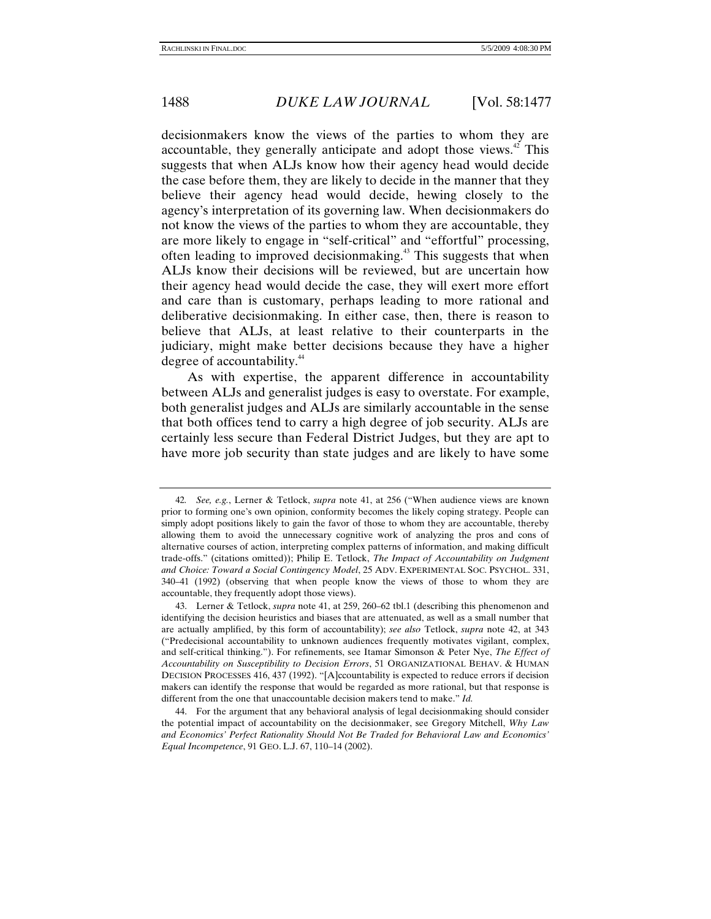decisionmakers know the views of the parties to whom they are accountable, they generally anticipate and adopt those views.[42] This suggests that when ALJs know how their agency head would decide the case before them, they are likely to decide in the manner that they believe their agency head would decide, hewing closely to the agency's interpretation of its governing law. When decisionmakers do not know the views of the parties to whom they are accountable, they are more likely to engage in "self-critical" and "effortful" processing, often leading to improved decisionmaking.[43] This suggests that when ALJs know their decisions will be reviewed, but are uncertain how their agency head would decide the case, they will exert more effort and care than is customary, perhaps leading to more rational and deliberative decisionmaking. In either case, then, there is reason to believe that ALJs, at least relative to their counterparts in the judiciary, might make better decisions because they have a higher degree of accountability.[44]

As with expertise, the apparent difference in accountability between ALJs and generalist judges is easy to overstate. For example, both generalist judges and ALJs are similarly accountable in the sense that both offices tend to carry a high degree of job security. ALJs are certainly less secure than Federal District Judges, but they are apt to have more job security than state judges and are likely to have some

---

42. *See, e.g.*, Lerner & Tetlock, *supra* note 41, at 256 ("When audience views are known prior to forming one's own opinion, conformity becomes the likely coping strategy. People can simply adopt positions likely to gain the favor of those to whom they are accountable, thereby allowing them to avoid the unnecessary cognitive work of analyzing the pros and cons of alternative courses of action, interpreting complex patterns of information, and making difficult trade-offs." (citations omitted)); Philip E. Tetlock, *The Impact of Accountability on Judgment and Choice: Toward a Social Contingency Model*, 25 ADV. EXPERIMENTAL SOC. PSYCHOL. 331, 340–41 (1992) (observing that when people know the views of those to whom they are accountable, they frequently adopt those views).

43. Lerner & Tetlock, *supra* note 41, at 259, 260–62 tbl.1 (describing this phenomenon and identifying the decision heuristics and biases that are attenuated, as well as a small number that are actually amplified, by this form of accountability); *see also* Tetlock, *supra* note 42, at 343 ("Predecisional accountability to unknown audiences frequently motivates vigilant, complex, and self-critical thinking."). For refinements, see Itamar Simonson & Peter Nye, *The Effect of Accountability on Susceptibility to Decision Errors*, 51 ORGANIZATIONAL BEHAV. & HUMAN DECISION PROCESSES 416, 437 (1992). "[A]ccountability is expected to reduce errors if decision makers can identify the response that would be regarded as more rational, but that response is different from the one that unaccountable decision makers tend to make." *Id.*

44. For the argument that any behavioral analysis of legal decisionmaking should consider the potential impact of accountability on the decisionmaker, see Gregory Mitchell, *Why Law and Economics' Perfect Rationality Should Not Be Traded for Behavioral Law and Economics' Equal Incompetence*, 91 GEO. L.J. 67, 110–14 (2002).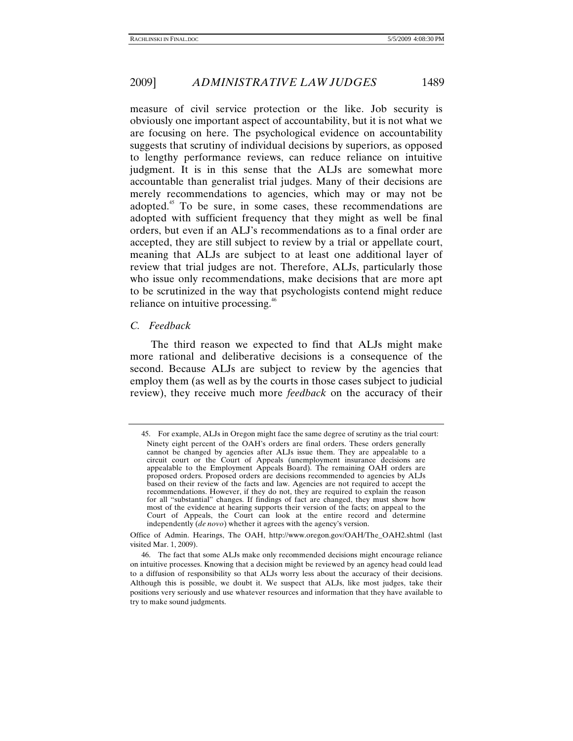measure of civil service protection or the like. Job security is obviously one important aspect of accountability, but it is not what we are focusing on here. The psychological evidence on accountability suggests that scrutiny of individual decisions by superiors, as opposed to lengthy performance reviews, can reduce reliance on intuitive judgment. It is in this sense that the ALJs are somewhat more accountable than generalist trial judges. Many of their decisions are merely recommendations to agencies, which may or may not be adopted.[45] To be sure, in some cases, these recommendations are adopted with sufficient frequency that they might as well be final orders, but even if an ALJ's recommendations as to a final order are accepted, they are still subject to review by a trial or appellate court, meaning that ALJs are subject to at least one additional layer of review that trial judges are not. Therefore, ALJs, particularly those who issue only recommendations, make decisions that are more apt to be scrutinized in the way that psychologists contend might reduce reliance on intuitive processing.[46]

### *C. Feedback*

The third reason we expected to find that ALJs might make more rational and deliberative decisions is a consequence of the second. Because ALJs are subject to review by the agencies that employ them (as well as by the courts in those cases subject to judicial review), they receive much more *feedback* on the accuracy of their

---

45. For example, ALJs in Oregon might face the same degree of scrutiny as the trial court:

> Ninety eight percent of the OAH's orders are final orders. These orders generally cannot be changed by agencies after ALJs issue them. They are appealable to a circuit court or the Court of Appeals (unemployment insurance decisions are appealable to the Employment Appeals Board). The remaining OAH orders are proposed orders. Proposed orders are decisions recommended to agencies by ALJs based on their review of the facts and law. Agencies are not required to accept the recommendations. However, if they do not, they are required to explain the reason for all "substantial" changes. If findings of fact are changed, they must show how most of the evidence at hearing supports their version of the facts; on appeal to the Court of Appeals, the Court can look at the entire record and determine independently (*de novo*) whether it agrees with the agency's version.

Office of Admin. Hearings, The OAH, http://www.oregon.gov/OAH/The_OAH2.shtml (last visited Mar. 1, 2009).

46. The fact that some ALJs make only recommended decisions might encourage reliance on intuitive processes. Knowing that a decision might be reviewed by an agency head could lead to a diffusion of responsibility so that ALJs worry less about the accuracy of their decisions. Although this is possible, we doubt it. We suspect that ALJs, like most judges, take their positions very seriously and use whatever resources and information that they have available to try to make sound judgments.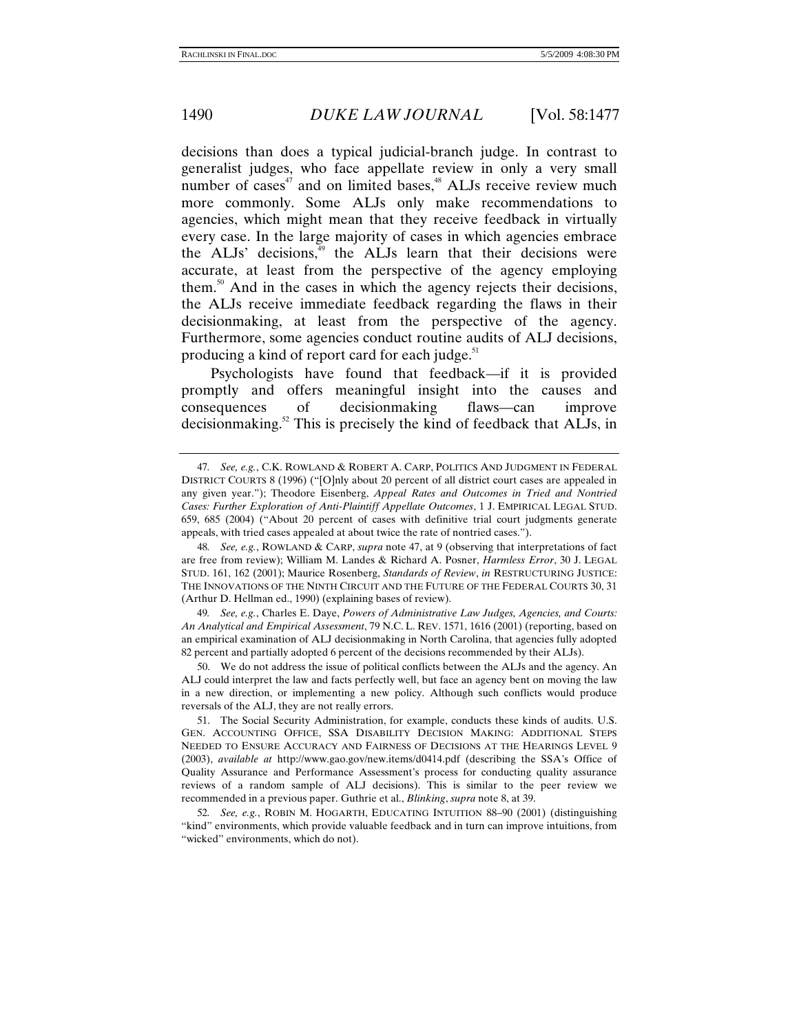decisions than does a typical judicial-branch judge. In contrast to generalist judges, who face appellate review in only a very small number of cases[47] and on limited bases,[48] ALJs receive review much more commonly. Some ALJs only make recommendations to agencies, which might mean that they receive feedback in virtually every case. In the large majority of cases in which agencies embrace the ALJs' decisions,[49] the ALJs learn that their decisions were accurate, at least from the perspective of the agency employing them.[50] And in the cases in which the agency rejects their decisions, the ALJs receive immediate feedback regarding the flaws in their decisionmaking, at least from the perspective of the agency. Furthermore, some agencies conduct routine audits of ALJ decisions, producing a kind of report card for each judge.[51]

Psychologists have found that feedback—if it is provided promptly and offers meaningful insight into the causes and consequences of decisionmaking flaws—can improve decisionmaking.[52] This is precisely the kind of feedback that ALJs, in

---

47. *See, e.g.*, C.K. ROWLAND & ROBERT A. CARP, POLITICS AND JUDGMENT IN FEDERAL DISTRICT COURTS 8 (1996) ("[O]nly about 20 percent of all district court cases are appealed in any given year."); Theodore Eisenberg, *Appeal Rates and Outcomes in Tried and Nontried Cases: Further Exploration of Anti-Plaintiff Appellate Outcomes*, 1 J. EMPIRICAL LEGAL STUD. 659, 685 (2004) ("About 20 percent of cases with definitive trial court judgments generate appeals, with tried cases appealed at about twice the rate of nontried cases.").

48. *See, e.g.*, ROWLAND & CARP, *supra* note 47, at 9 (observing that interpretations of fact are free from review); William M. Landes & Richard A. Posner, *Harmless Error*, 30 J. LEGAL STUD. 161, 162 (2001); Maurice Rosenberg, *Standards of Review*, *in* RESTRUCTURING JUSTICE: THE INNOVATIONS OF THE NINTH CIRCUIT AND THE FUTURE OF THE FEDERAL COURTS 30, 31 (Arthur D. Hellman ed., 1990) (explaining bases of review).

49. *See, e.g.*, Charles E. Daye, *Powers of Administrative Law Judges, Agencies, and Courts: An Analytical and Empirical Assessment*, 79 N.C. L. REV. 1571, 1616 (2001) (reporting, based on an empirical examination of ALJ decisionmaking in North Carolina, that agencies fully adopted 82 percent and partially adopted 6 percent of the decisions recommended by their ALJs).

50. We do not address the issue of political conflicts between the ALJs and the agency. An ALJ could interpret the law and facts perfectly well, but face an agency bent on moving the law in a new direction, or implementing a new policy. Although such conflicts would produce reversals of the ALJ, they are not really errors.

51. The Social Security Administration, for example, conducts these kinds of audits. U.S. GEN. ACCOUNTING OFFICE, SSA DISABILITY DECISION MAKING: ADDITIONAL STEPS NEEDED TO ENSURE ACCURACY AND FAIRNESS OF DECISIONS AT THE HEARINGS LEVEL 9 (2003), *available at* http://www.gao.gov/new.items/d0414.pdf (describing the SSA's Office of Quality Assurance and Performance Assessment's process for conducting quality assurance reviews of a random sample of ALJ decisions). This is similar to the peer review we recommended in a previous paper. Guthrie et al., *Blinking*, *supra* note 8, at 39.

52. *See, e.g.*, ROBIN M. HOGARTH, EDUCATING INTUITION 88–90 (2001) (distinguishing "kind" environments, which provide valuable feedback and in turn can improve intuitions, from "wicked" environments, which do not).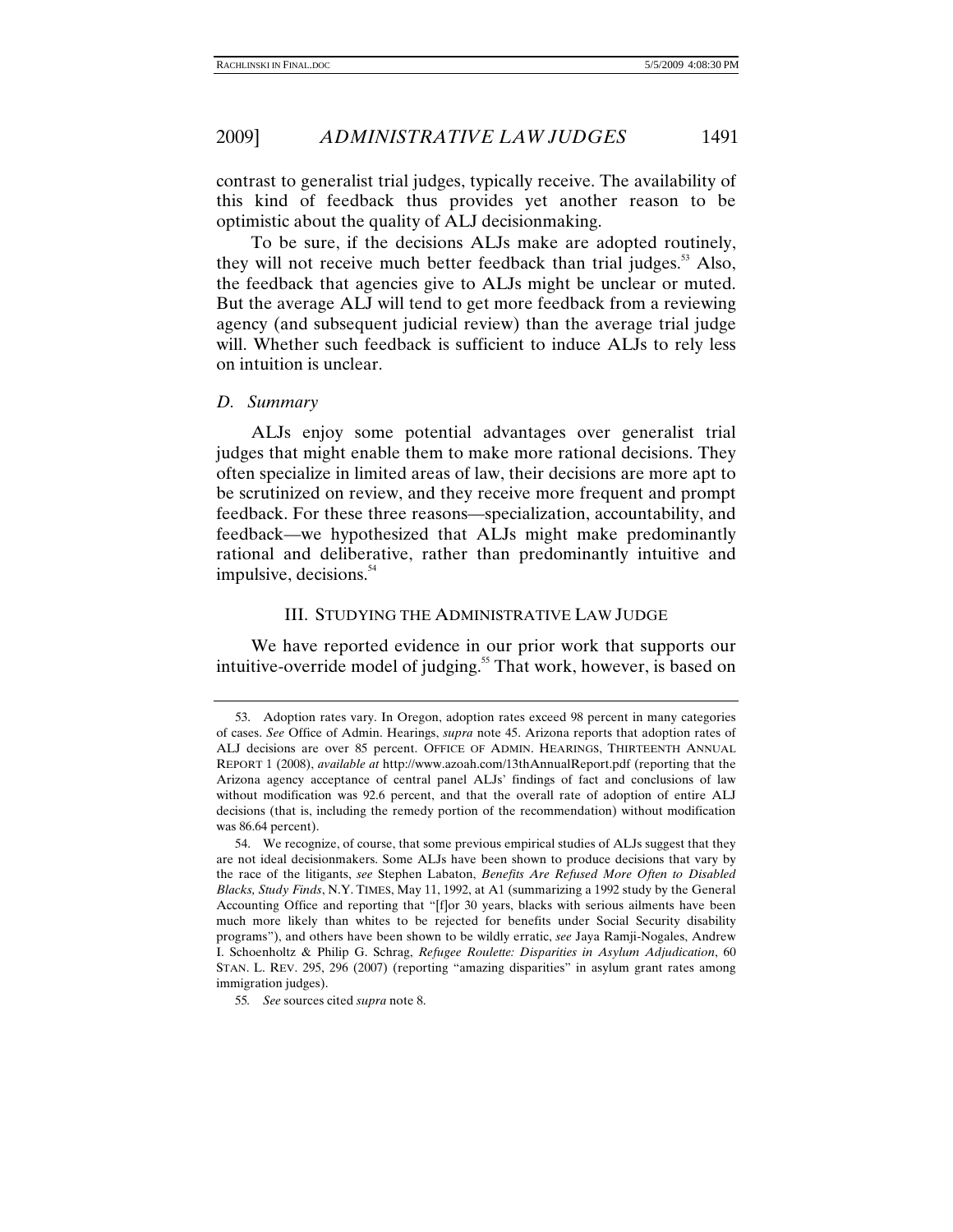contrast to generalist trial judges, typically receive. The availability of this kind of feedback thus provides yet another reason to be optimistic about the quality of ALJ decisionmaking.

To be sure, if the decisions ALJs make are adopted routinely, they will not receive much better feedback than trial judges.[53] Also, the feedback that agencies give to ALJs might be unclear or muted. But the average ALJ will tend to get more feedback from a reviewing agency (and subsequent judicial review) than the average trial judge will. Whether such feedback is sufficient to induce ALJs to rely less on intuition is unclear.

### *D. Summary*

ALJs enjoy some potential advantages over generalist trial judges that might enable them to make more rational decisions. They often specialize in limited areas of law, their decisions are more apt to be scrutinized on review, and they receive more frequent and prompt feedback. For these three reasons—specialization, accountability, and feedback—we hypothesized that ALJs might make predominantly rational and deliberative, rather than predominantly intuitive and impulsive, decisions.[54]

## III. STUDYING THE ADMINISTRATIVE LAW JUDGE

We have reported evidence in our prior work that supports our intuitive-override model of judging.[55] That work, however, is based on

---

53. Adoption rates vary. In Oregon, adoption rates exceed 98 percent in many categories of cases. *See* Office of Admin. Hearings, *supra* note 45. Arizona reports that adoption rates of ALJ decisions are over 85 percent. OFFICE OF ADMIN. HEARINGS, THIRTEENTH ANNUAL REPORT 1 (2008), *available at* http://www.azoah.com/13thAnnualReport.pdf (reporting that the Arizona agency acceptance of central panel ALJs' findings of fact and conclusions of law without modification was 92.6 percent, and that the overall rate of adoption of entire ALJ decisions (that is, including the remedy portion of the recommendation) without modification was 86.64 percent).

54. We recognize, of course, that some previous empirical studies of ALJs suggest that they are not ideal decisionmakers. Some ALJs have been shown to produce decisions that vary by the race of the litigants, *see* Stephen Labaton, *Benefits Are Refused More Often to Disabled Blacks, Study Finds*, N.Y. TIMES, May 11, 1992, at A1 (summarizing a 1992 study by the General Accounting Office and reporting that "[f]or 30 years, blacks with serious ailments have been much more likely than whites to be rejected for benefits under Social Security disability programs"), and others have been shown to be wildly erratic, *see* Jaya Ramji-Nogales, Andrew I. Schoenholtz & Philip G. Schrag, *Refugee Roulette: Disparities in Asylum Adjudication*, 60 STAN. L. REV. 295, 296 (2007) (reporting "amazing disparities" in asylum grant rates among immigration judges).

55. *See* sources cited *supra* note 8.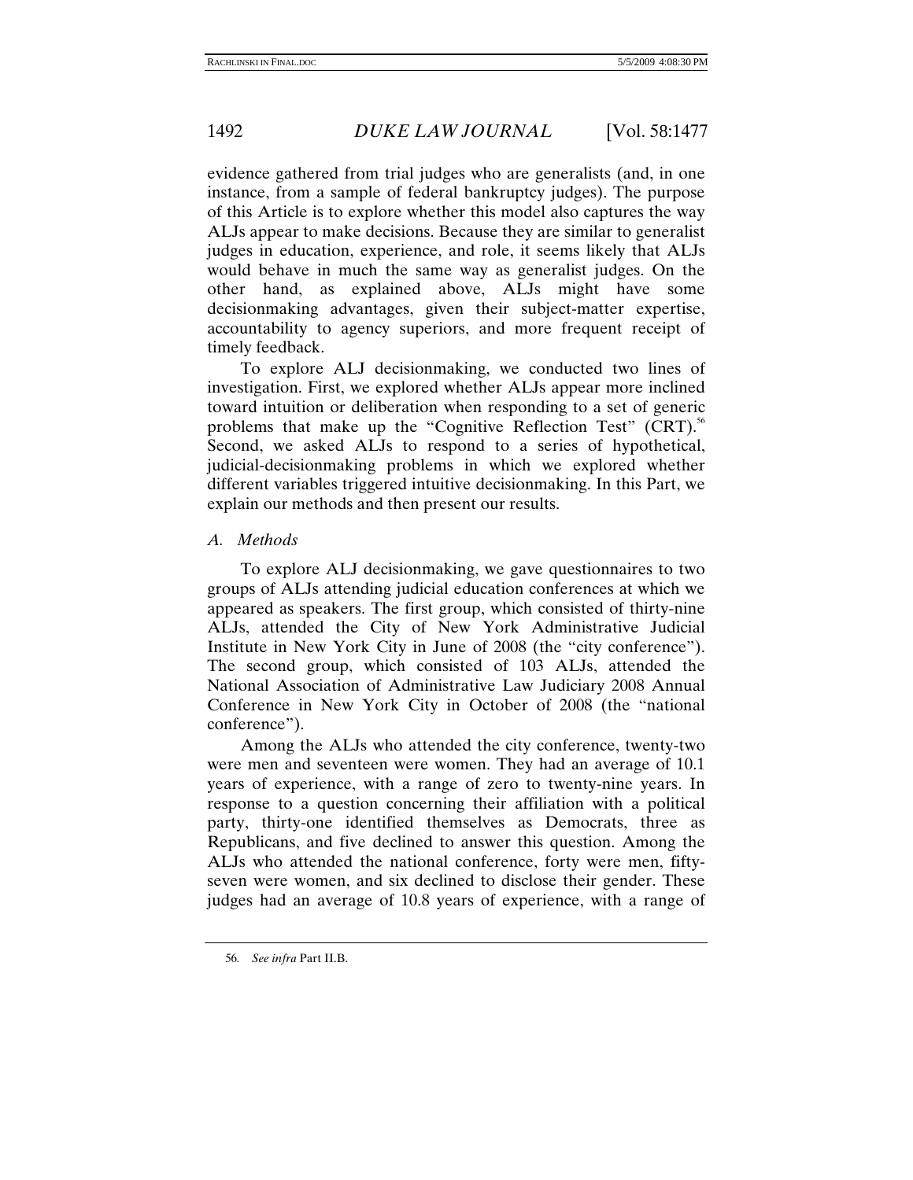evidence gathered from trial judges who are generalists (and, in one instance, from a sample of federal bankruptcy judges). The purpose of this Article is to explore whether this model also captures the way ALJs appear to make decisions. Because they are similar to generalist judges in education, experience, and role, it seems likely that ALJs would behave in much the same way as generalist judges. On the other hand, as explained above, ALJs might have some decisionmaking advantages, given their subject-matter expertise, accountability to agency superiors, and more frequent receipt of timely feedback.

To explore ALJ decisionmaking, we conducted two lines of investigation. First, we explored whether ALJs appear more inclined toward intuition or deliberation when responding to a set of generic problems that make up the "Cognitive Reflection Test" (CRT).[56] Second, we asked ALJs to respond to a series of hypothetical, judicial-decisionmaking problems in which we explored whether different variables triggered intuitive decisionmaking. In this Part, we explain our methods and then present our results.

### A. Methods

To explore ALJ decisionmaking, we gave questionnaires to two groups of ALJs attending judicial education conferences at which we appeared as speakers. The first group, which consisted of thirty-nine ALJs, attended the City of New York Administrative Judicial Institute in New York City in June of 2008 (the "city conference"). The second group, which consisted of 103 ALJs, attended the National Association of Administrative Law Judiciary 2008 Annual Conference in New York City in October of 2008 (the "national conference").

Among the ALJs who attended the city conference, twenty-two were men and seventeen were women. They had an average of 10.1 years of experience, with a range of zero to twenty-nine years. In response to a question concerning their affiliation with a political party, thirty-one identified themselves as Democrats, three as Republicans, and five declined to answer this question. Among the ALJs who attended the national conference, forty were men, fifty-seven were women, and six declined to disclose their gender. These judges had an average of 10.8 years of experience, with a range of

---

56. *See infra* Part II.B.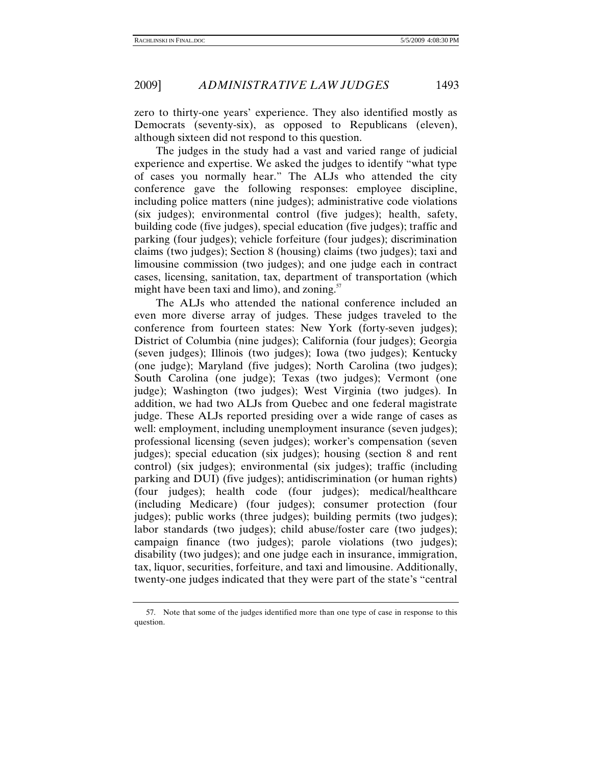zero to thirty-one years' experience. They also identified mostly as Democrats (seventy-six), as opposed to Republicans (eleven), although sixteen did not respond to this question.

The judges in the study had a vast and varied range of judicial experience and expertise. We asked the judges to identify "what type of cases you normally hear." The ALJs who attended the city conference gave the following responses: employee discipline, including police matters (nine judges); administrative code violations (six judges); environmental control (five judges); health, safety, building code (five judges), special education (five judges); traffic and parking (four judges); vehicle forfeiture (four judges); discrimination claims (two judges); Section 8 (housing) claims (two judges); taxi and limousine commission (two judges); and one judge each in contract cases, licensing, sanitation, tax, department of transportation (which might have been taxi and limo), and zoning.[57]

The ALJs who attended the national conference included an even more diverse array of judges. These judges traveled to the conference from fourteen states: New York (forty-seven judges); District of Columbia (nine judges); California (four judges); Georgia (seven judges); Illinois (two judges); Iowa (two judges); Kentucky (one judge); Maryland (five judges); North Carolina (two judges); South Carolina (one judge); Texas (two judges); Vermont (one judge); Washington (two judges); West Virginia (two judges). In addition, we had two ALJs from Quebec and one federal magistrate judge. These ALJs reported presiding over a wide range of cases as well: employment, including unemployment insurance (seven judges); professional licensing (seven judges); worker's compensation (seven judges); special education (six judges); housing (section 8 and rent control) (six judges); environmental (six judges); traffic (including parking and DUI) (five judges); antidiscrimination (or human rights) (four judges); health code (four judges); medical/healthcare (including Medicare) (four judges); consumer protection (four judges); public works (three judges); building permits (two judges); labor standards (two judges); child abuse/foster care (two judges); campaign finance (two judges); parole violations (two judges); disability (two judges); and one judge each in insurance, immigration, tax, liquor, securities, forfeiture, and taxi and limousine. Additionally, twenty-one judges indicated that they were part of the state's "central

57. Note that some of the judges identified more than one type of case in response to this question.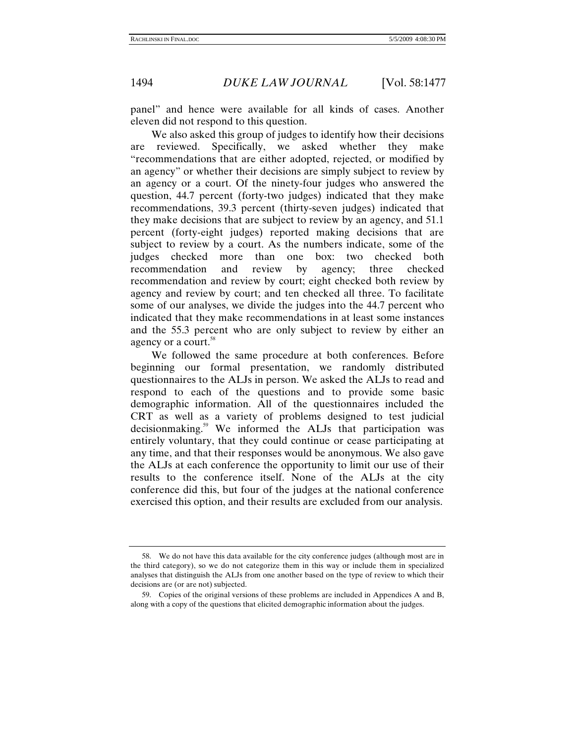panel" and hence were available for all kinds of cases. Another eleven did not respond to this question.

We also asked this group of judges to identify how their decisions are reviewed. Specifically, we asked whether they make "recommendations that are either adopted, rejected, or modified by an agency" or whether their decisions are simply subject to review by an agency or a court. Of the ninety-four judges who answered the question, 44.7 percent (forty-two judges) indicated that they make recommendations, 39.3 percent (thirty-seven judges) indicated that they make decisions that are subject to review by an agency, and 51.1 percent (forty-eight judges) reported making decisions that are subject to review by a court. As the numbers indicate, some of the judges checked more than one box: two checked both recommendation and review by agency; three checked recommendation and review by court; eight checked both review by agency and review by court; and ten checked all three. To facilitate some of our analyses, we divide the judges into the 44.7 percent who indicated that they make recommendations in at least some instances and the 55.3 percent who are only subject to review by either an agency or a court.[58]

We followed the same procedure at both conferences. Before beginning our formal presentation, we randomly distributed questionnaires to the ALJs in person. We asked the ALJs to read and respond to each of the questions and to provide some basic demographic information. All of the questionnaires included the CRT as well as a variety of problems designed to test judicial decisionmaking.[59] We informed the ALJs that participation was entirely voluntary, that they could continue or cease participating at any time, and that their responses would be anonymous. We also gave the ALJs at each conference the opportunity to limit our use of their results to the conference itself. None of the ALJs at the city conference did this, but four of the judges at the national conference exercised this option, and their results are excluded from our analysis.

---

58. We do not have this data available for the city conference judges (although most are in the third category), so we do not categorize them in this way or include them in specialized analyses that distinguish the ALJs from one another based on the type of review to which their decisions are (or are not) subjected.

59. Copies of the original versions of these problems are included in Appendices A and B, along with a copy of the questions that elicited demographic information about the judges.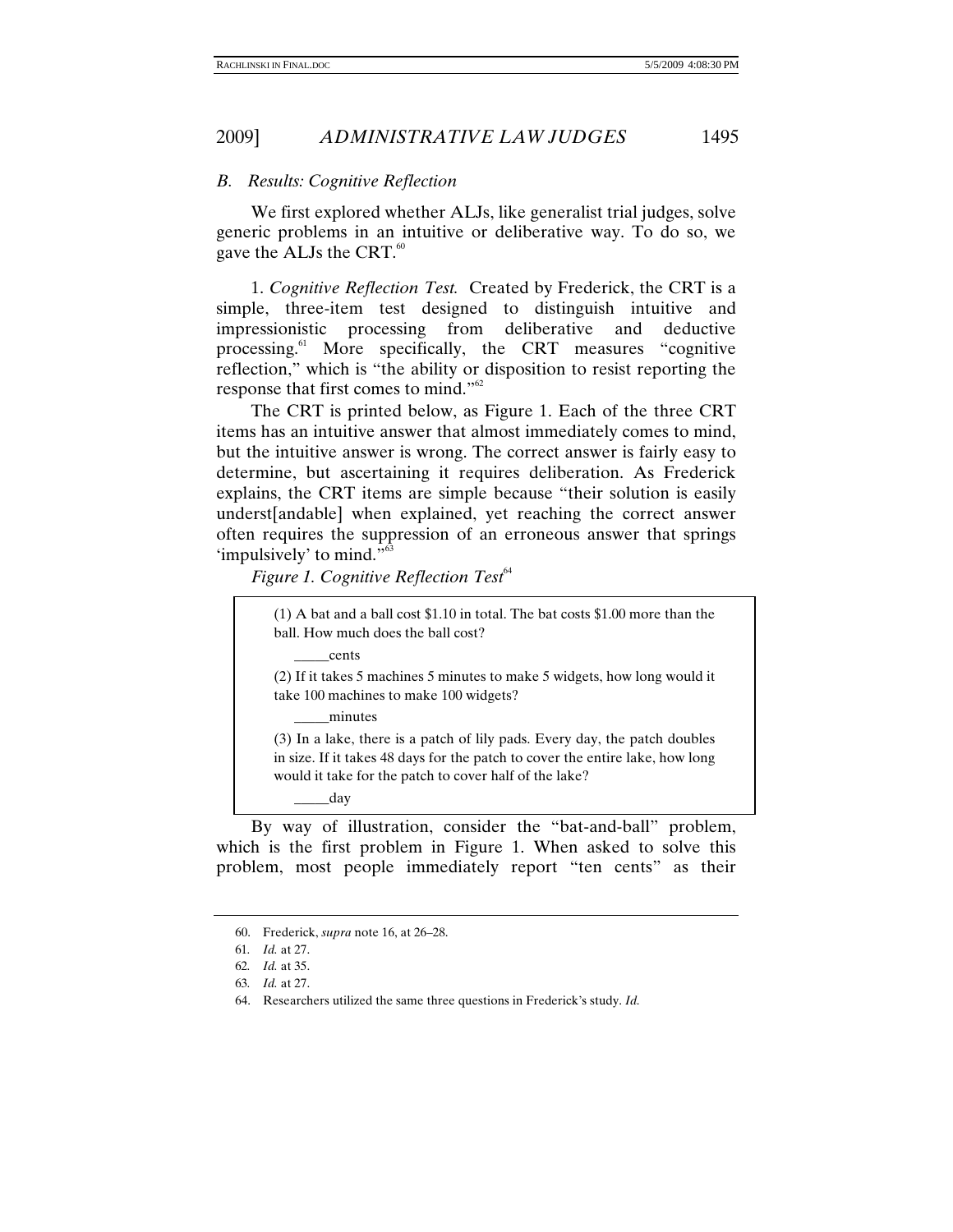### B. Results: Cognitive Reflection

We first explored whether ALJs, like generalist trial judges, solve generic problems in an intuitive or deliberative way. To do so, we gave the ALJs the CRT.[60]

1. *Cognitive Reflection Test.* Created by Frederick, the CRT is a simple, three-item test designed to distinguish intuitive and impressionistic processing from deliberative and deductive processing.[61] More specifically, the CRT measures "cognitive reflection," which is "the ability or disposition to resist reporting the response that first comes to mind."[62]

The CRT is printed below, as Figure 1. Each of the three CRT items has an intuitive answer that almost immediately comes to mind, but the intuitive answer is wrong. The correct answer is fairly easy to determine, but ascertaining it requires deliberation. As Frederick explains, the CRT items are simple because "their solution is easily underst[andable] when explained, yet reaching the correct answer often requires the suppression of an erroneous answer that springs 'impulsively' to mind."[63]

*Figure 1. Cognitive Reflection Test*[64]

(1) A bat and a ball cost $1.10 in total. The bat costs $1.00 more than the ball. How much does the ball cost?

_____cents

(2) If it takes 5 machines 5 minutes to make 5 widgets, how long would it take 100 machines to make 100 widgets?

_____minutes

(3) In a lake, there is a patch of lily pads. Every day, the patch doubles in size. If it takes 48 days for the patch to cover the entire lake, how long would it take for the patch to cover half of the lake?

_____day

By way of illustration, consider the "bat-and-ball" problem, which is the first problem in Figure 1. When asked to solve this problem, most people immediately report "ten cents" as their

---

60. Frederick, *supra* note 16, at 26–28.

61. *Id.* at 27.

62. *Id.* at 35.

63. *Id.* at 27.

64. Researchers utilized the same three questions in Frederick's study. *Id.*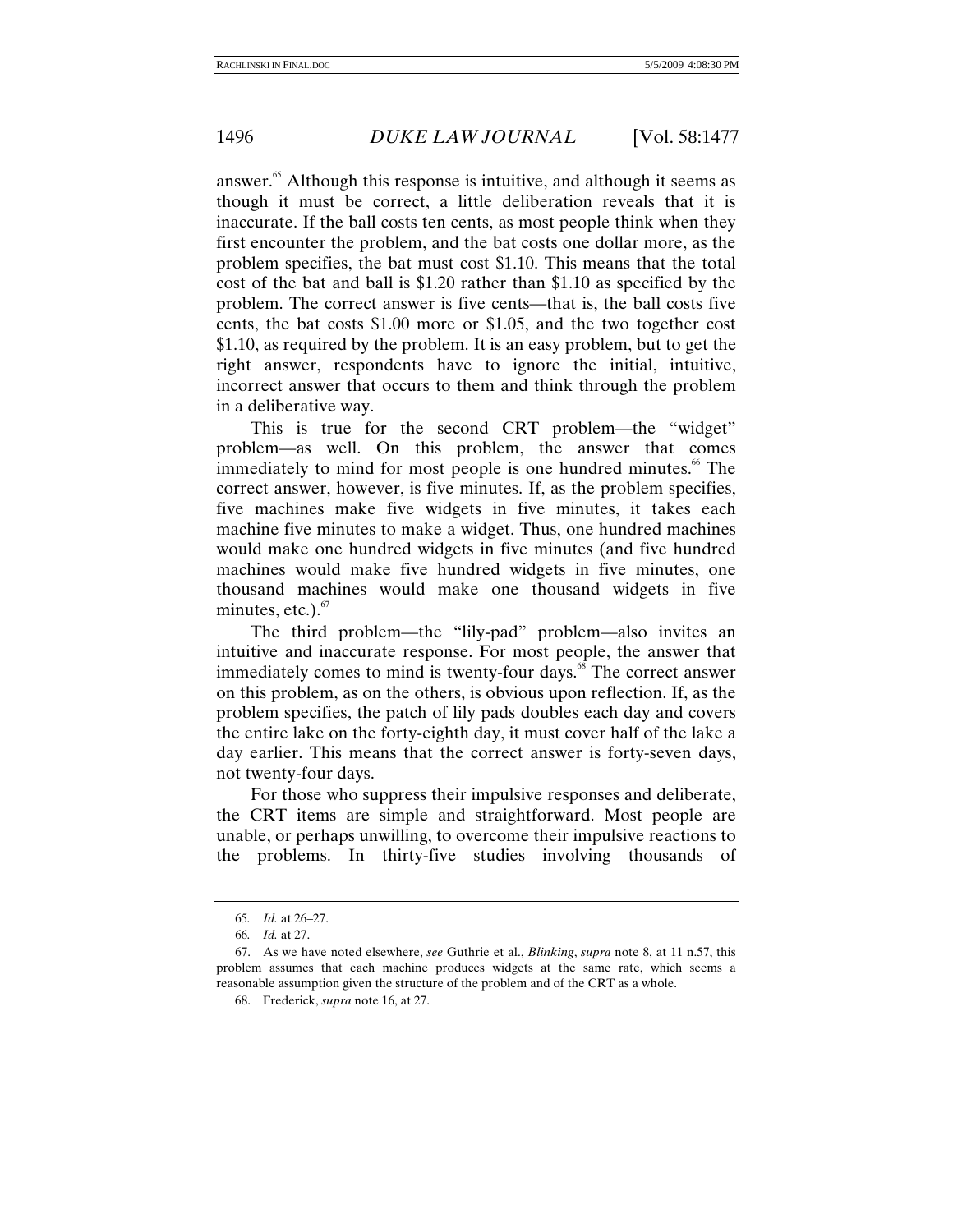answer.[65] Although this response is intuitive, and although it seems as though it must be correct, a little deliberation reveals that it is inaccurate. If the ball costs ten cents, as most people think when they first encounter the problem, and the bat costs one dollar more, as the problem specifies, the bat must cost $1.10. This means that the total cost of the bat and ball is $1.20 rather than $1.10 as specified by the problem. The correct answer is five cents—that is, the ball costs five cents, the bat costs $1.00 more or $1.05, and the two together cost $1.10, as required by the problem. It is an easy problem, but to get the right answer, respondents have to ignore the initial, intuitive, incorrect answer that occurs to them and think through the problem in a deliberative way.

This is true for the second CRT problem—the "widget" problem—as well. On this problem, the answer that comes immediately to mind for most people is one hundred minutes.[66] The correct answer, however, is five minutes. If, as the problem specifies, five machines make five widgets in five minutes, it takes each machine five minutes to make a widget. Thus, one hundred machines would make one hundred widgets in five minutes (and five hundred machines would make five hundred widgets in five minutes, one thousand machines would make one thousand widgets in five minutes, etc.).[67]

The third problem—the "lily-pad" problem—also invites an intuitive and inaccurate response. For most people, the answer that immediately comes to mind is twenty-four days.[68] The correct answer on this problem, as on the others, is obvious upon reflection. If, as the problem specifies, the patch of lily pads doubles each day and covers the entire lake on the forty-eighth day, it must cover half of the lake a day earlier. This means that the correct answer is forty-seven days, not twenty-four days.

For those who suppress their impulsive responses and deliberate, the CRT items are simple and straightforward. Most people are unable, or perhaps unwilling, to overcome their impulsive reactions to the problems. In thirty-five studies involving thousands of

---

65. *Id.* at 26–27.

66. *Id.* at 27.

67. As we have noted elsewhere, *see* Guthrie et al., *Blinking*, *supra* note 8, at 11 n.57, this problem assumes that each machine produces widgets at the same rate, which seems a reasonable assumption given the structure of the problem and of the CRT as a whole.

68. Frederick, *supra* note 16, at 27.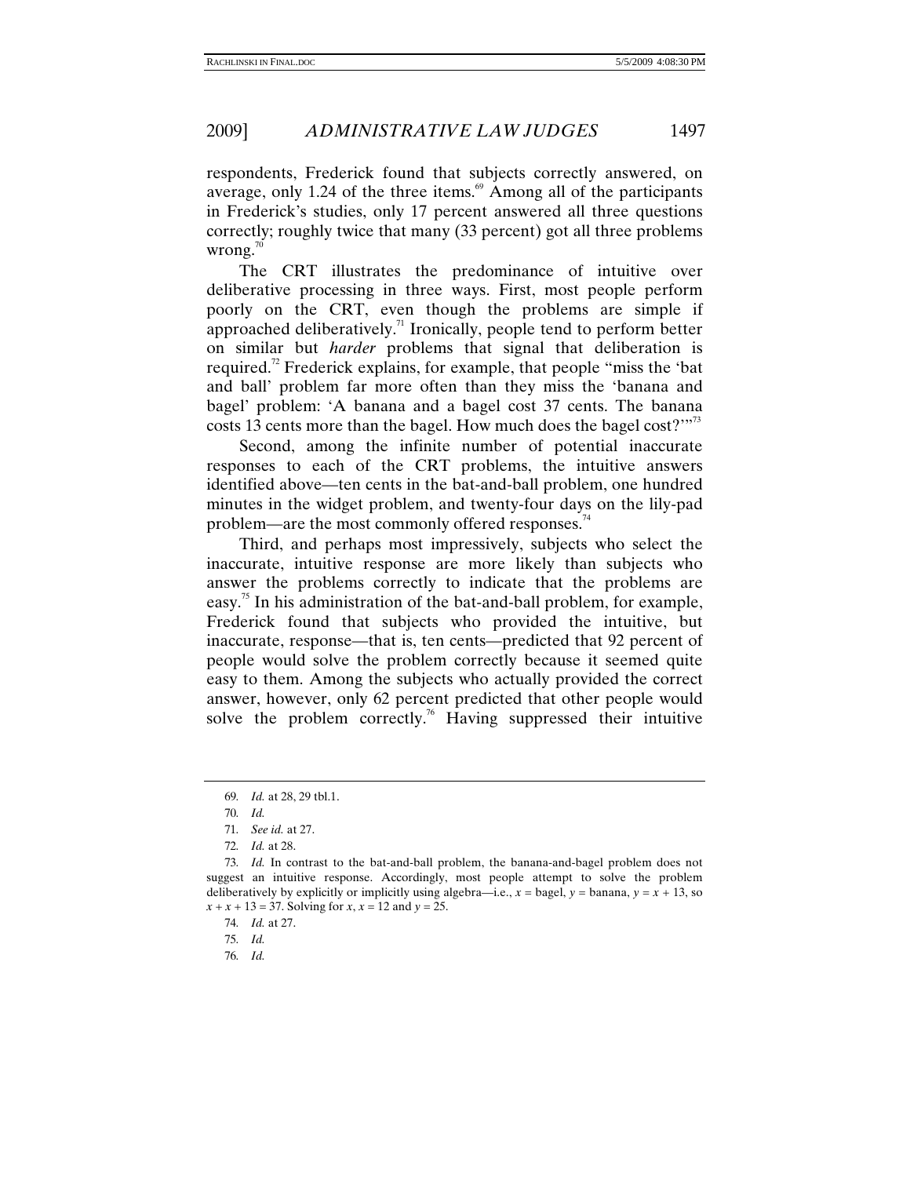respondents, Frederick found that subjects correctly answered, on average, only 1.24 of the three items.[69] Among all of the participants in Frederick's studies, only 17 percent answered all three questions correctly; roughly twice that many (33 percent) got all three problems wrong.[70]

The CRT illustrates the predominance of intuitive over deliberative processing in three ways. First, most people perform poorly on the CRT, even though the problems are simple if approached deliberatively.[71] Ironically, people tend to perform better on similar but *harder* problems that signal that deliberation is required.[72] Frederick explains, for example, that people "miss the 'bat and ball' problem far more often than they miss the 'banana and bagel' problem: 'A banana and a bagel cost 37 cents. The banana costs 13 cents more than the bagel. How much does the bagel cost?'"[73]

Second, among the infinite number of potential inaccurate responses to each of the CRT problems, the intuitive answers identified above—ten cents in the bat-and-ball problem, one hundred minutes in the widget problem, and twenty-four days on the lily-pad problem—are the most commonly offered responses.[74]

Third, and perhaps most impressively, subjects who select the inaccurate, intuitive response are more likely than subjects who answer the problems correctly to indicate that the problems are easy.[75] In his administration of the bat-and-ball problem, for example, Frederick found that subjects who provided the intuitive, but inaccurate, response—that is, ten cents—predicted that 92 percent of people would solve the problem correctly because it seemed quite easy to them. Among the subjects who actually provided the correct answer, however, only 62 percent predicted that other people would solve the problem correctly.[76] Having suppressed their intuitive

---

69. *Id.* at 28, 29 tbl.1.

70. *Id.*

71. *See id.* at 27.

72. *Id.* at 28.

73. *Id.* In contrast to the bat-and-ball problem, the banana-and-bagel problem does not suggest an intuitive response. Accordingly, most people attempt to solve the problem deliberatively by explicitly or implicitly using algebra—i.e., $x$ = bagel, $y$ = banana, $y = x + 13$, so $x + x + 13 = 37$. Solving for $x$, $x = 12$ and $y = 25$.

74. *Id.* at 27.

75. *Id.*

76. *Id.*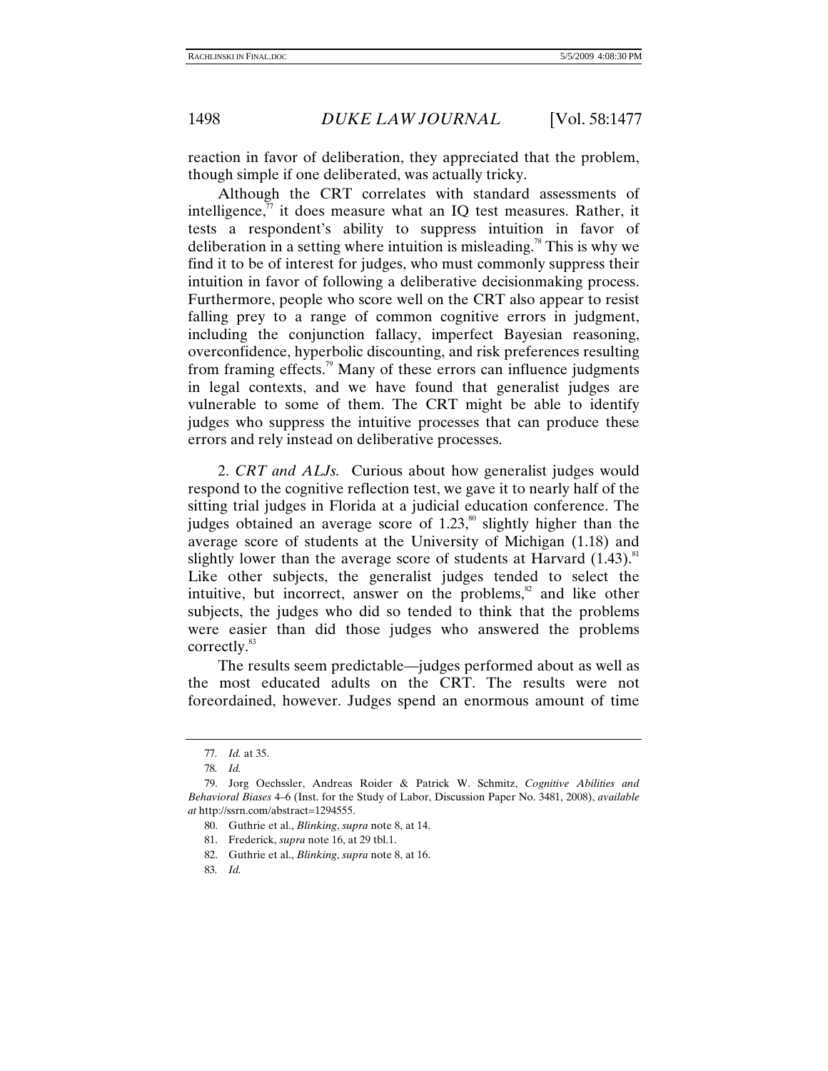reaction in favor of deliberation, they appreciated that the problem, though simple if one deliberated, was actually tricky.

Although the CRT correlates with standard assessments of intelligence,[77] it does measure what an IQ test measures. Rather, it tests a respondent's ability to suppress intuition in favor of deliberation in a setting where intuition is misleading.[78] This is why we find it to be of interest for judges, who must commonly suppress their intuition in favor of following a deliberative decisionmaking process. Furthermore, people who score well on the CRT also appear to resist falling prey to a range of common cognitive errors in judgment, including the conjunction fallacy, imperfect Bayesian reasoning, overconfidence, hyperbolic discounting, and risk preferences resulting from framing effects.[79] Many of these errors can influence judgments in legal contexts, and we have found that generalist judges are vulnerable to some of them. The CRT might be able to identify judges who suppress the intuitive processes that can produce these errors and rely instead on deliberative processes.

2. *CRT and ALJs.* Curious about how generalist judges would respond to the cognitive reflection test, we gave it to nearly half of the sitting trial judges in Florida at a judicial education conference. The judges obtained an average score of 1.23,[80] slightly higher than the average score of students at the University of Michigan (1.18) and slightly lower than the average score of students at Harvard (1.43).[81] Like other subjects, the generalist judges tended to select the intuitive, but incorrect, answer on the problems,[82] and like other subjects, the judges who did so tended to think that the problems were easier than did those judges who answered the problems correctly.[83]

The results seem predictable—judges performed about as well as the most educated adults on the CRT. The results were not foreordained, however. Judges spend an enormous amount of time

---

77. *Id.* at 35.

78. *Id.*

79. Jorg Oechssler, Andreas Roider & Patrick W. Schmitz, *Cognitive Abilities and Behavioral Biases* 4–6 (Inst. for the Study of Labor, Discussion Paper No. 3481, 2008), *available at* http://ssrn.com/abstract=1294555.

80. Guthrie et al., *Blinking*, *supra* note 8, at 14.

81. Frederick, *supra* note 16, at 29 tbl.1.

82. Guthrie et al., *Blinking*, *supra* note 8, at 16.

83. *Id.*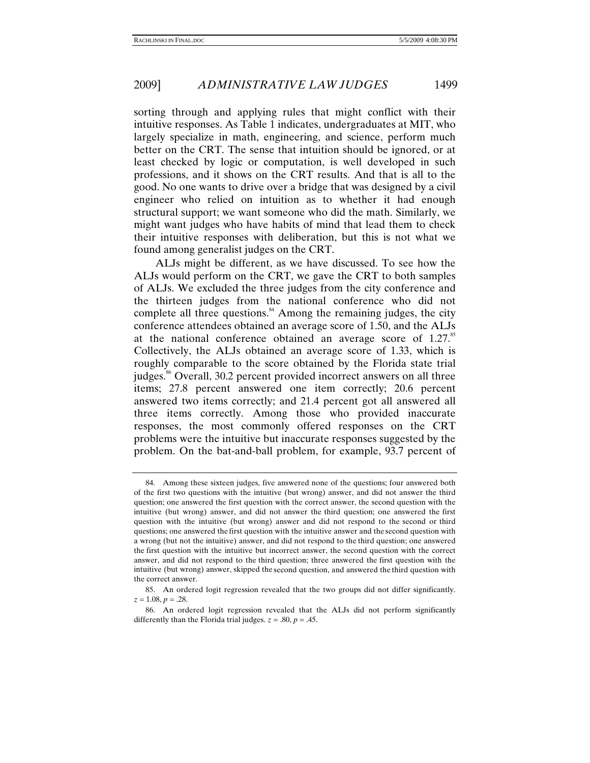sorting through and applying rules that might conflict with their intuitive responses. As Table 1 indicates, undergraduates at MIT, who largely specialize in math, engineering, and science, perform much better on the CRT. The sense that intuition should be ignored, or at least checked by logic or computation, is well developed in such professions, and it shows on the CRT results. And that is all to the good. No one wants to drive over a bridge that was designed by a civil engineer who relied on intuition as to whether it had enough structural support; we want someone who did the math. Similarly, we might want judges who have habits of mind that lead them to check their intuitive responses with deliberation, but this is not what we found among generalist judges on the CRT.

ALJs might be different, as we have discussed. To see how the ALJs would perform on the CRT, we gave the CRT to both samples of ALJs. We excluded the three judges from the city conference and the thirteen judges from the national conference who did not complete all three questions.[84] Among the remaining judges, the city conference attendees obtained an average score of 1.50, and the ALJs at the national conference obtained an average score of 1.27.[85] Collectively, the ALJs obtained an average score of 1.33, which is roughly comparable to the score obtained by the Florida state trial judges.[86] Overall, 30.2 percent provided incorrect answers on all three items; 27.8 percent answered one item correctly; 20.6 percent answered two items correctly; and 21.4 percent got all answered all three items correctly. Among those who provided inaccurate responses, the most commonly offered responses on the CRT problems were the intuitive but inaccurate responses suggested by the problem. On the bat-and-ball problem, for example, 93.7 percent of

---

84. Among these sixteen judges, five answered none of the questions; four answered both of the first two questions with the intuitive (but wrong) answer, and did not answer the third question; one answered the first question with the correct answer, the second question with the intuitive (but wrong) answer, and did not answer the third question; one answered the first question with the intuitive (but wrong) answer and did not respond to the second or third questions; one answered the first question with the intuitive answer and the second question with a wrong (but not the intuitive) answer, and did not respond to the third question; one answered the first question with the intuitive but incorrect answer, the second question with the correct answer, and did not respond to the third question; three answered the first question with the intuitive (but wrong) answer, skipped the second question, and answered the third question with the correct answer.

85. An ordered logit regression revealed that the two groups did not differ significantly. $z = 1.08$, $p = .28$.

86. An ordered logit regression revealed that the ALJs did not perform significantly differently than the Florida trial judges. $z = .80$, $p = .45$.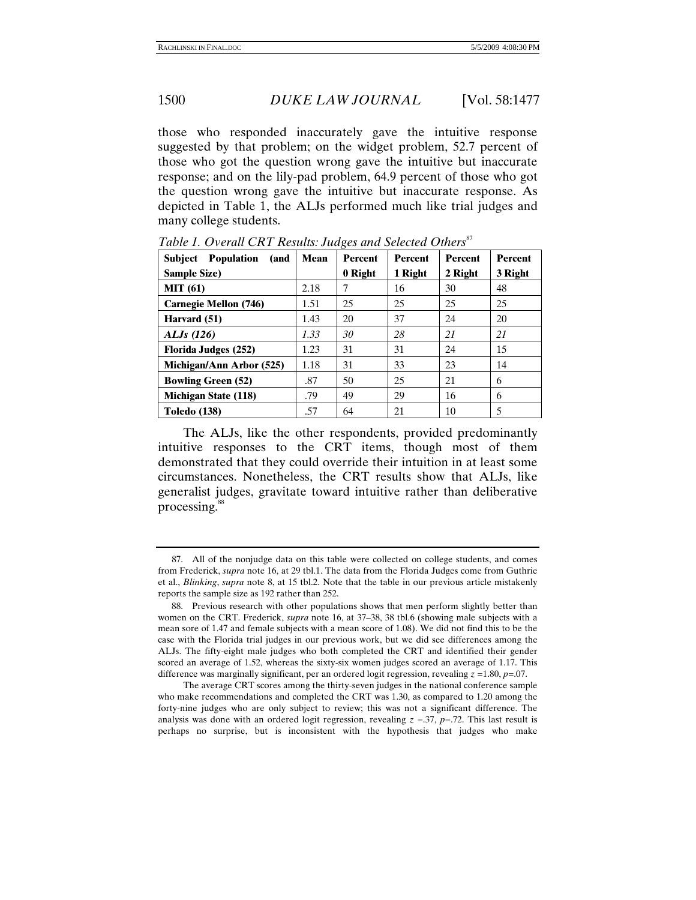those who responded inaccurately gave the intuitive response suggested by that problem; on the widget problem, 52.7 percent of those who got the question wrong gave the intuitive but inaccurate response; and on the lily-pad problem, 64.9 percent of those who got the question wrong gave the intuitive but inaccurate response. As depicted in Table 1, the ALJs performed much like trial judges and many college students.

*Table 1. Overall CRT Results: Judges and Selected Others*[87]

| Subject Population (and Sample Size) | Mean | Percent 0 Right | Percent 1 Right | Percent 2 Right | Percent 3 Right |
|---|---|---|---|---|---|
| **MIT (61)** | 2.18 | 7 | 16 | 30 | 48 |
| **Carnegie Mellon (746)** | 1.51 | 25 | 25 | 25 | 25 |
| **Harvard (51)** | 1.43 | 20 | 37 | 24 | 20 |
| ***ALJs (126)*** | *1.33* | *30* | *28* | *21* | *21* |
| **Florida Judges (252)** | 1.23 | 31 | 31 | 24 | 15 |
| **Michigan/Ann Arbor (525)** | 1.18 | 31 | 33 | 23 | 14 |
| **Bowling Green (52)** | .87 | 50 | 25 | 21 | 6 |
| **Michigan State (118)** | .79 | 49 | 29 | 16 | 6 |
| **Toledo (138)** | .57 | 64 | 21 | 10 | 5 |

The ALJs, like the other respondents, provided predominantly intuitive responses to the CRT items, though most of them demonstrated that they could override their intuition in at least some circumstances. Nonetheless, the CRT results show that ALJs, like generalist judges, gravitate toward intuitive rather than deliberative processing.[88]

---

87. All of the nonjudge data on this table were collected on college students, and comes from Frederick, *supra* note 16, at 29 tbl.1. The data from the Florida Judges come from Guthrie et al., *Blinking*, *supra* note 8, at 15 tbl.2. Note that the table in our previous article mistakenly reports the sample size as 192 rather than 252.

88. Previous research with other populations shows that men perform slightly better than women on the CRT. Frederick, *supra* note 16, at 37–38, 38 tbl.6 (showing male subjects with a mean sore of 1.47 and female subjects with a mean score of 1.08). We did not find this to be the case with the Florida trial judges in our previous work, but we did see differences among the ALJs. The fifty-eight male judges who both completed the CRT and identified their gender scored an average of 1.52, whereas the sixty-six women judges scored an average of 1.17. This difference was marginally significant, per an ordered logit regression, revealing $z = 1.80$, $p = .07$.

The average CRT scores among the thirty-seven judges in the national conference sample who make recommendations and completed the CRT was 1.30, as compared to 1.20 among the forty-nine judges who are only subject to review; this was not a significant difference. The analysis was done with an ordered logit regression, revealing $z = .37$, $p = .72$. This last result is perhaps no surprise, but is inconsistent with the hypothesis that judges who make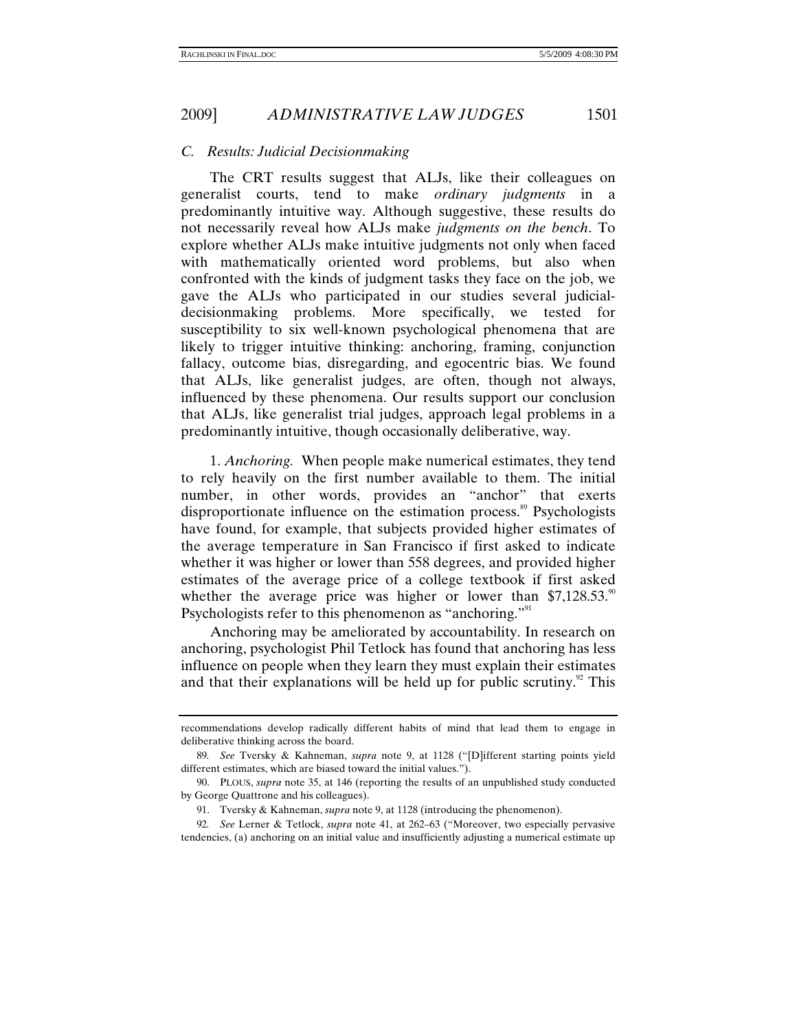### C. Results: Judicial Decisionmaking

The CRT results suggest that ALJs, like their colleagues on generalist courts, tend to make *ordinary judgments* in a predominantly intuitive way. Although suggestive, these results do not necessarily reveal how ALJs make *judgments on the bench*. To explore whether ALJs make intuitive judgments not only when faced with mathematically oriented word problems, but also when confronted with the kinds of judgment tasks they face on the job, we gave the ALJs who participated in our studies several judicial-decisionmaking problems. More specifically, we tested for susceptibility to six well-known psychological phenomena that are likely to trigger intuitive thinking: anchoring, framing, conjunction fallacy, outcome bias, disregarding, and egocentric bias. We found that ALJs, like generalist judges, are often, though not always, influenced by these phenomena. Our results support our conclusion that ALJs, like generalist trial judges, approach legal problems in a predominantly intuitive, though occasionally deliberative, way.

1. *Anchoring.* When people make numerical estimates, they tend to rely heavily on the first number available to them. The initial number, in other words, provides an "anchor" that exerts disproportionate influence on the estimation process.[89] Psychologists have found, for example, that subjects provided higher estimates of the average temperature in San Francisco if first asked to indicate whether it was higher or lower than 558 degrees, and provided higher estimates of the average price of a college textbook if first asked whether the average price was higher or lower than $7,128.53.[90] Psychologists refer to this phenomenon as "anchoring."[91]

Anchoring may be ameliorated by accountability. In research on anchoring, psychologist Phil Tetlock has found that anchoring has less influence on people when they learn they must explain their estimates and that their explanations will be held up for public scrutiny.[92] This

---

recommendations develop radically different habits of mind that lead them to engage in deliberative thinking across the board.

89. *See* Tversky & Kahneman, *supra* note 9, at 1128 ("[D]ifferent starting points yield different estimates, which are biased toward the initial values.").

90. PLOUS, *supra* note 35, at 146 (reporting the results of an unpublished study conducted by George Quattrone and his colleagues).

91. Tversky & Kahneman, *supra* note 9, at 1128 (introducing the phenomenon).

92. *See* Lerner & Tetlock, *supra* note 41, at 262–63 ("Moreover, two especially pervasive tendencies, (a) anchoring on an initial value and insufficiently adjusting a numerical estimate up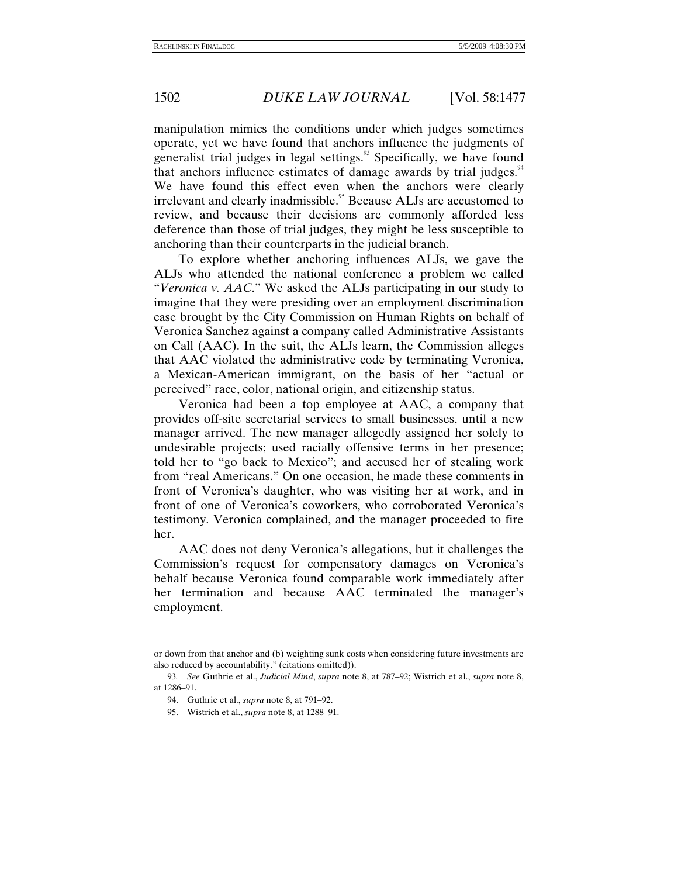manipulation mimics the conditions under which judges sometimes operate, yet we have found that anchors influence the judgments of generalist trial judges in legal settings.[93] Specifically, we have found that anchors influence estimates of damage awards by trial judges.[94] We have found this effect even when the anchors were clearly irrelevant and clearly inadmissible.[95] Because ALJs are accustomed to review, and because their decisions are commonly afforded less deference than those of trial judges, they might be less susceptible to anchoring than their counterparts in the judicial branch.

To explore whether anchoring influences ALJs, we gave the ALJs who attended the national conference a problem we called "*Veronica v. AAC*." We asked the ALJs participating in our study to imagine that they were presiding over an employment discrimination case brought by the City Commission on Human Rights on behalf of Veronica Sanchez against a company called Administrative Assistants on Call (AAC). In the suit, the ALJs learn, the Commission alleges that AAC violated the administrative code by terminating Veronica, a Mexican-American immigrant, on the basis of her "actual or perceived" race, color, national origin, and citizenship status.

Veronica had been a top employee at AAC, a company that provides off-site secretarial services to small businesses, until a new manager arrived. The new manager allegedly assigned her solely to undesirable projects; used racially offensive terms in her presence; told her to "go back to Mexico"; and accused her of stealing work from "real Americans." On one occasion, he made these comments in front of Veronica's daughter, who was visiting her at work, and in front of one of Veronica's coworkers, who corroborated Veronica's testimony. Veronica complained, and the manager proceeded to fire her.

AAC does not deny Veronica's allegations, but it challenges the Commission's request for compensatory damages on Veronica's behalf because Veronica found comparable work immediately after her termination and because AAC terminated the manager's employment.

---

or down from that anchor and (b) weighting sunk costs when considering future investments are also reduced by accountability." (citations omitted)).

93. *See* Guthrie et al., *Judicial Mind*, *supra* note 8, at 787–92; Wistrich et al., *supra* note 8, at 1286–91.

94. Guthrie et al., *supra* note 8, at 791–92.

95. Wistrich et al., *supra* note 8, at 1288–91.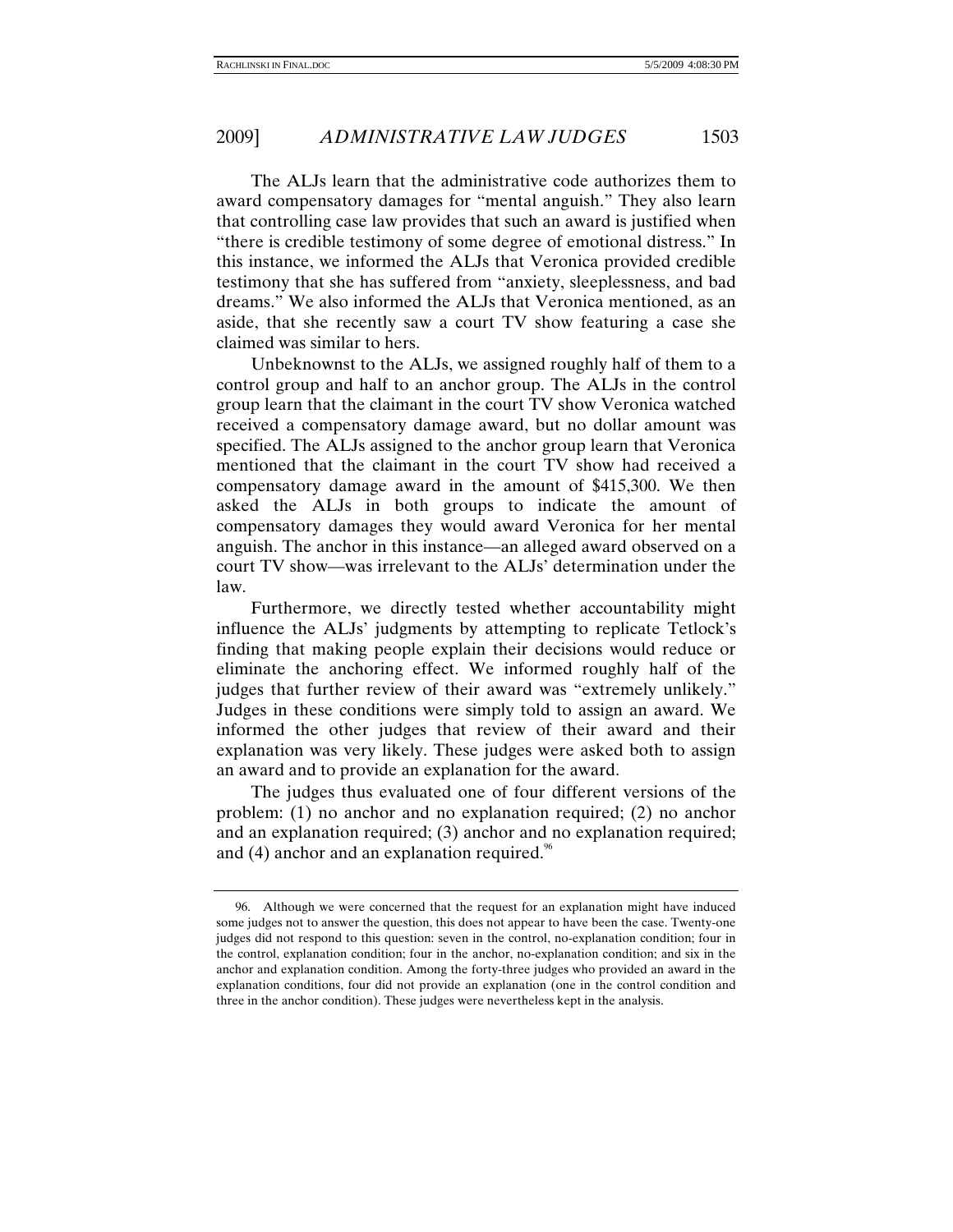The ALJs learn that the administrative code authorizes them to award compensatory damages for "mental anguish." They also learn that controlling case law provides that such an award is justified when "there is credible testimony of some degree of emotional distress." In this instance, we informed the ALJs that Veronica provided credible testimony that she has suffered from "anxiety, sleeplessness, and bad dreams." We also informed the ALJs that Veronica mentioned, as an aside, that she recently saw a court TV show featuring a case she claimed was similar to hers.

Unbeknownst to the ALJs, we assigned roughly half of them to a control group and half to an anchor group. The ALJs in the control group learn that the claimant in the court TV show Veronica watched received a compensatory damage award, but no dollar amount was specified. The ALJs assigned to the anchor group learn that Veronica mentioned that the claimant in the court TV show had received a compensatory damage award in the amount of $415,300. We then asked the ALJs in both groups to indicate the amount of compensatory damages they would award Veronica for her mental anguish. The anchor in this instance—an alleged award observed on a court TV show—was irrelevant to the ALJs' determination under the law.

Furthermore, we directly tested whether accountability might influence the ALJs' judgments by attempting to replicate Tetlock's finding that making people explain their decisions would reduce or eliminate the anchoring effect. We informed roughly half of the judges that further review of their award was "extremely unlikely." Judges in these conditions were simply told to assign an award. We informed the other judges that review of their award and their explanation was very likely. These judges were asked both to assign an award and to provide an explanation for the award.

The judges thus evaluated one of four different versions of the problem: (1) no anchor and no explanation required; (2) no anchor and an explanation required; (3) anchor and no explanation required; and (4) anchor and an explanation required.[96]

---

96. Although we were concerned that the request for an explanation might have induced some judges not to answer the question, this does not appear to have been the case. Twenty-one judges did not respond to this question: seven in the control, no-explanation condition; four in the control, explanation condition; four in the anchor, no-explanation condition; and six in the anchor and explanation condition. Among the forty-three judges who provided an award in the explanation conditions, four did not provide an explanation (one in the control condition and three in the anchor condition). These judges were nevertheless kept in the analysis.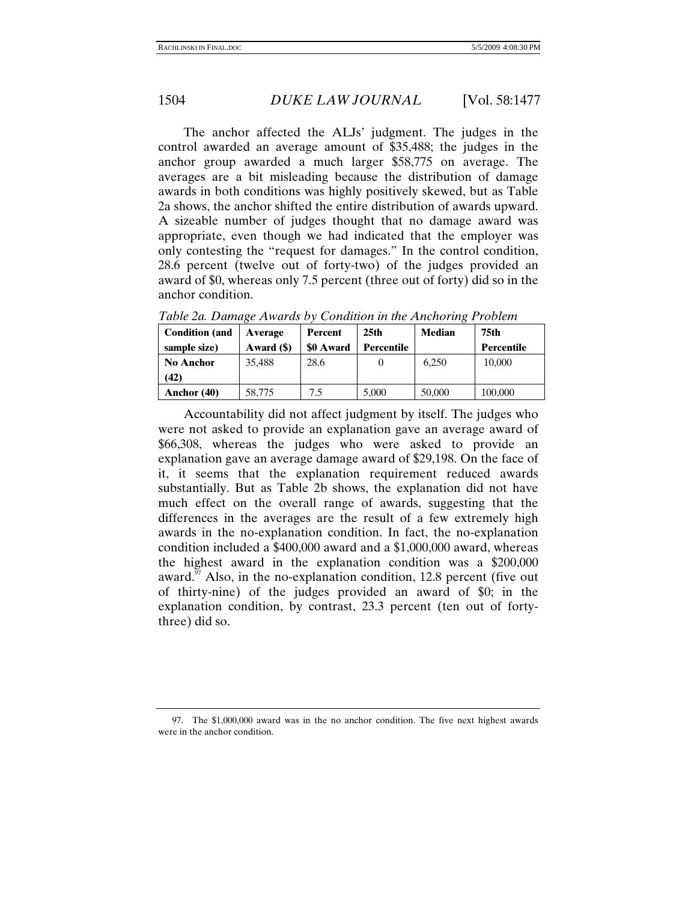The anchor affected the ALJs' judgment. The judges in the control awarded an average amount of $35,488; the judges in the anchor group awarded a much larger $58,775 on average. The averages are a bit misleading because the distribution of damage awards in both conditions was highly positively skewed, but as Table 2a shows, the anchor shifted the entire distribution of awards upward. A sizeable number of judges thought that no damage award was appropriate, even though we had indicated that the employer was only contesting the "request for damages." In the control condition, 28.6 percent (twelve out of forty-two) of the judges provided an award of $0, whereas only 7.5 percent (three out of forty) did so in the anchor condition.

*Table 2a. Damage Awards by Condition in the Anchoring Problem*

| Condition (and sample size) | Average Award ($) | Percent $0 Award | 25th Percentile | Median | 75th Percentile |
|---|---|---|---|---|---|
| **No Anchor (42)** | 35,488 | 28.6 | 0 | 6,250 | 10,000 |
| **Anchor (40)** | 58,775 | 7.5 | 5,000 | 50,000 | 100,000 |

Accountability did not affect judgment by itself. The judges who were not asked to provide an explanation gave an average award of $66,308, whereas the judges who were asked to provide an explanation gave an average damage award of $29,198. On the face of it, it seems that the explanation requirement reduced awards substantially. But as Table 2b shows, the explanation did not have much effect on the overall range of awards, suggesting that the differences in the averages are the result of a few extremely high awards in the no-explanation condition. In fact, the no-explanation condition included a $400,000 award and a $1,000,000 award, whereas the highest award in the explanation condition was a $200,000 award.[97] Also, in the no-explanation condition, 12.8 percent (five out of thirty-nine) of the judges provided an award of $0; in the explanation condition, by contrast, 23.3 percent (ten out of forty-three) did so.

---

97. The $1,000,000 award was in the no anchor condition. The five next highest awards were in the anchor condition.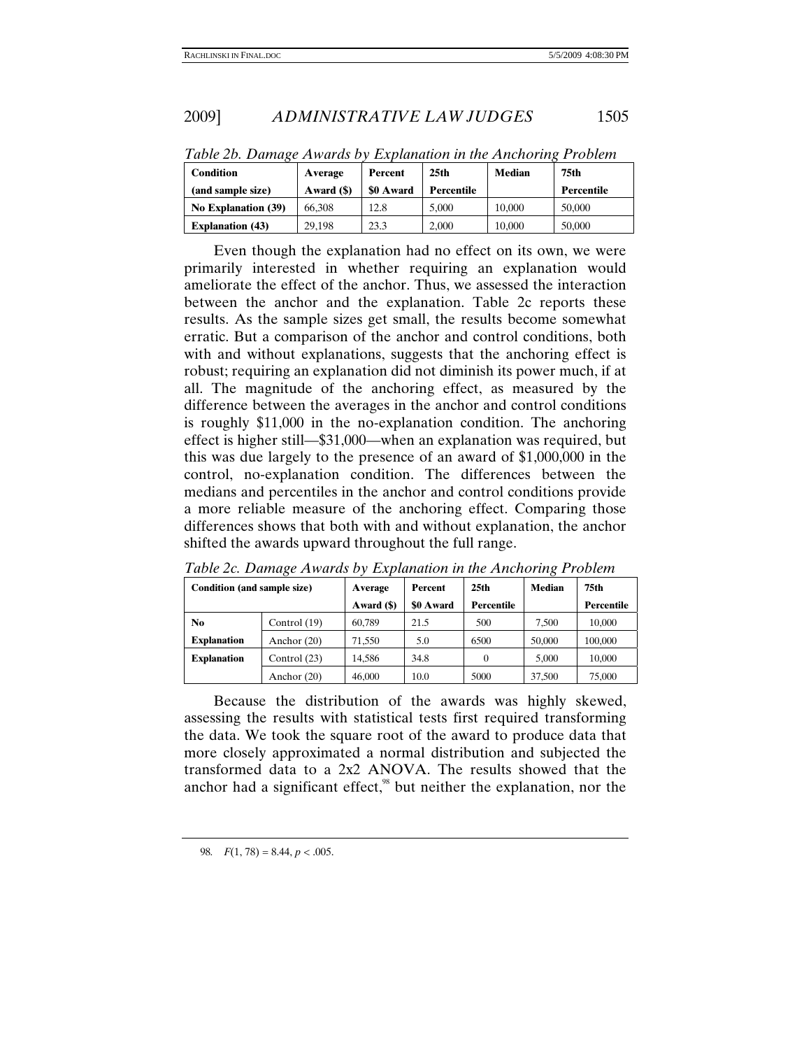*Table 2b. Damage Awards by Explanation in the Anchoring Problem*

| Condition (and sample size) | Average Award ($) | Percent $0 Award | 25th Percentile | Median | 75th Percentile |
|---|---|---|---|---|---|
| **No Explanation (39)** | 66,308 | 12.8 | 5,000 | 10,000 | 50,000 |
| **Explanation (43)** | 29,198 | 23.3 | 2,000 | 10,000 | 50,000 |

Even though the explanation had no effect on its own, we were primarily interested in whether requiring an explanation would ameliorate the effect of the anchor. Thus, we assessed the interaction between the anchor and the explanation. Table 2c reports these results. As the sample sizes get small, the results become somewhat erratic. But a comparison of the anchor and control conditions, both with and without explanations, suggests that the anchoring effect is robust; requiring an explanation did not diminish its power much, if at all. The magnitude of the anchoring effect, as measured by the difference between the averages in the anchor and control conditions is roughly $11,000 in the no-explanation condition. The anchoring effect is higher still—$31,000—when an explanation was required, but this was due largely to the presence of an award of $1,000,000 in the control, no-explanation condition. The differences between the medians and percentiles in the anchor and control conditions provide a more reliable measure of the anchoring effect. Comparing those differences shows that both with and without explanation, the anchor shifted the awards upward throughout the full range.

*Table 2c. Damage Awards by Explanation in the Anchoring Problem*

| Condition (and sample size) | | Average Award ($) | Percent $0 Award | 25th Percentile | Median | 75th Percentile |
|---|---|---|---|---|---|---|
| **No Explanation** | Control (19) | 60,789 | 21.5 | 500 | 7,500 | 10,000 |
| | Anchor (20) | 71,550 | 5.0 | 6500 | 50,000 | 100,000 |
| **Explanation** | Control (23) | 14,586 | 34.8 | 0 | 5,000 | 10,000 |
| | Anchor (20) | 46,000 | 10.0 | 5000 | 37,500 | 75,000 |

Because the distribution of the awards was highly skewed, assessing the results with statistical tests first required transforming the data. We took the square root of the award to produce data that more closely approximated a normal distribution and subjected the transformed data to a 2x2 ANOVA. The results showed that the anchor had a significant effect,[98] but neither the explanation, nor the

98. $F(1, 78) = 8.44$, $p < .005$.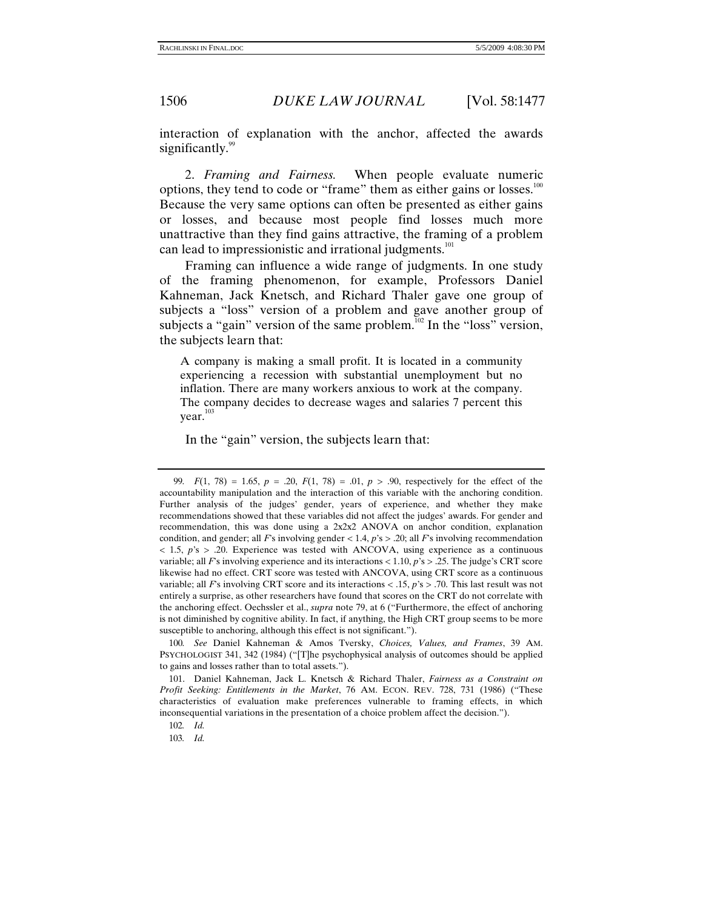interaction of explanation with the anchor, affected the awards significantly.[99]

2. *Framing and Fairness.* When people evaluate numeric options, they tend to code or "frame" them as either gains or losses.[100] Because the very same options can often be presented as either gains or losses, and because most people find losses much more unattractive than they find gains attractive, the framing of a problem can lead to impressionistic and irrational judgments.[101]

Framing can influence a wide range of judgments. In one study of the framing phenomenon, for example, Professors Daniel Kahneman, Jack Knetsch, and Richard Thaler gave one group of subjects a "loss" version of a problem and gave another group of subjects a "gain" version of the same problem.[102] In the "loss" version, the subjects learn that:

> A company is making a small profit. It is located in a community experiencing a recession with substantial unemployment but no inflation. There are many workers anxious to work at the company. The company decides to decrease wages and salaries 7 percent this year.[103]

In the "gain" version, the subjects learn that:

---

99. $F(1, 78) = 1.65$, $p = .20$, $F(1, 78) = .01$, $p > .90$, respectively for the effect of the accountability manipulation and the interaction of this variable with the anchoring condition. Further analysis of the judges' gender, years of experience, and whether they make recommendations showed that these variables did not affect the judges' awards. For gender and recommendation, this was done using a 2x2x2 ANOVA on anchor condition, explanation condition, and gender; all $F$'s involving gender $< 1.4$, $p$'s $> .20$; all $F$'s involving recommendation $< 1.5$, $p$'s $> .20$. Experience was tested with ANCOVA, using experience as a continuous variable; all $F$'s involving experience and its interactions $< 1.10$, $p$'s $> .25$. The judge's CRT score likewise had no effect. CRT score was tested with ANCOVA, using CRT score as a continuous variable; all $F$'s involving CRT score and its interactions $< .15$, $p$'s $> .70$. This last result was not entirely a surprise, as other researchers have found that scores on the CRT do not correlate with the anchoring effect. Oechssler et al., *supra* note 79, at 6 ("Furthermore, the effect of anchoring is not diminished by cognitive ability. In fact, if anything, the High CRT group seems to be more susceptible to anchoring, although this effect is not significant.").

100. *See* Daniel Kahneman & Amos Tversky, *Choices, Values, and Frames*, 39 AM. PSYCHOLOGIST 341, 342 (1984) ("[T]he psychophysical analysis of outcomes should be applied to gains and losses rather than to total assets.").

101. Daniel Kahneman, Jack L. Knetsch & Richard Thaler, *Fairness as a Constraint on Profit Seeking: Entitlements in the Market*, 76 AM. ECON. REV. 728, 731 (1986) ("These characteristics of evaluation make preferences vulnerable to framing effects, in which inconsequential variations in the presentation of a choice problem affect the decision.").

102. *Id.*

103. *Id.*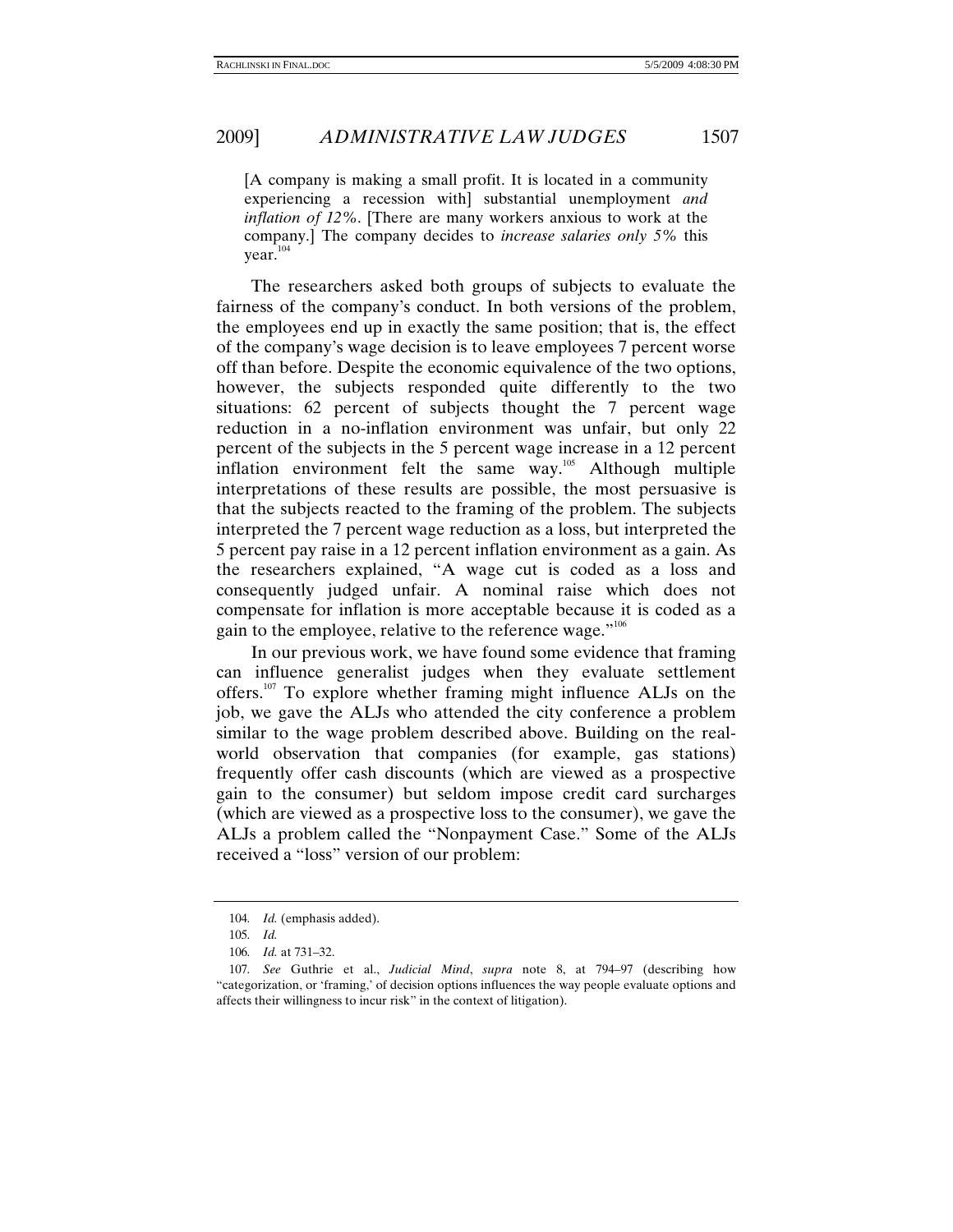> [A company is making a small profit. It is located in a community experiencing a recession with] substantial unemployment *and inflation of 12%*. [There are many workers anxious to work at the company.] The company decides to *increase salaries only 5%* this year.[104]

The researchers asked both groups of subjects to evaluate the fairness of the company's conduct. In both versions of the problem, the employees end up in exactly the same position; that is, the effect of the company's wage decision is to leave employees 7 percent worse off than before. Despite the economic equivalence of the two options, however, the subjects responded quite differently to the two situations: 62 percent of subjects thought the 7 percent wage reduction in a no-inflation environment was unfair, but only 22 percent of the subjects in the 5 percent wage increase in a 12 percent inflation environment felt the same way.[105] Although multiple interpretations of these results are possible, the most persuasive is that the subjects reacted to the framing of the problem. The subjects interpreted the 7 percent wage reduction as a loss, but interpreted the 5 percent pay raise in a 12 percent inflation environment as a gain. As the researchers explained, "A wage cut is coded as a loss and consequently judged unfair. A nominal raise which does not compensate for inflation is more acceptable because it is coded as a gain to the employee, relative to the reference wage."[106]

In our previous work, we have found some evidence that framing can influence generalist judges when they evaluate settlement offers.[107] To explore whether framing might influence ALJs on the job, we gave the ALJs who attended the city conference a problem similar to the wage problem described above. Building on the real-world observation that companies (for example, gas stations) frequently offer cash discounts (which are viewed as a prospective gain to the consumer) but seldom impose credit card surcharges (which are viewed as a prospective loss to the consumer), we gave the ALJs a problem called the "Nonpayment Case." Some of the ALJs received a "loss" version of our problem:

---

104. *Id.* (emphasis added).

105. *Id.*

106. *Id.* at 731–32.

107. *See* Guthrie et al., *Judicial Mind*, *supra* note 8, at 794–97 (describing how "categorization, or 'framing,' of decision options influences the way people evaluate options and affects their willingness to incur risk" in the context of litigation).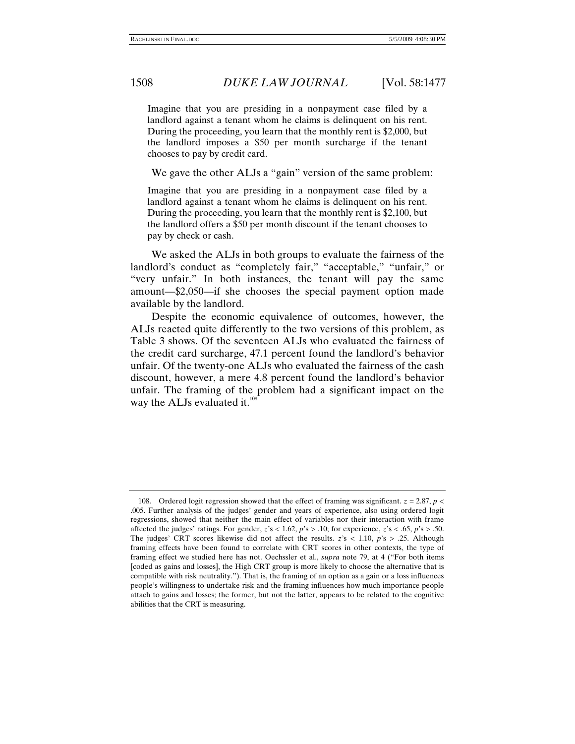> Imagine that you are presiding in a nonpayment case filed by a landlord against a tenant whom he claims is delinquent on his rent. During the proceeding, you learn that the monthly rent is $2,000, but the landlord imposes a $50 per month surcharge if the tenant chooses to pay by credit card.

We gave the other ALJs a "gain" version of the same problem:

> Imagine that you are presiding in a nonpayment case filed by a landlord against a tenant whom he claims is delinquent on his rent. During the proceeding, you learn that the monthly rent is $2,100, but the landlord offers a $50 per month discount if the tenant chooses to pay by check or cash.

We asked the ALJs in both groups to evaluate the fairness of the landlord's conduct as "completely fair," "acceptable," "unfair," or "very unfair." In both instances, the tenant will pay the same amount—$2,050—if she chooses the special payment option made available by the landlord.

Despite the economic equivalence of outcomes, however, the ALJs reacted quite differently to the two versions of this problem, as Table 3 shows. Of the seventeen ALJs who evaluated the fairness of the credit card surcharge, 47.1 percent found the landlord's behavior unfair. Of the twenty-one ALJs who evaluated the fairness of the cash discount, however, a mere 4.8 percent found the landlord's behavior unfair. The framing of the problem had a significant impact on the way the ALJs evaluated it.[108]

---

108. Ordered logit regression showed that the effect of framing was significant. $z = 2.87$, $p < .005$. Further analysis of the judges' gender and years of experience, also using ordered logit regressions, showed that neither the main effect of variables nor their interaction with frame affected the judges' ratings. For gender, $z$'s $< 1.62$, $p$'s $> .10$; for experience, $z$'s $< .65$, $p$'s $> .50$. The judges' CRT scores likewise did not affect the results. $z$'s $< 1.10$, $p$'s $> .25$. Although framing effects have been found to correlate with CRT scores in other contexts, the type of framing effect we studied here has not. Oechssler et al., *supra* note 79, at 4 ("For both items [coded as gains and losses], the High CRT group is more likely to choose the alternative that is compatible with risk neutrality."). That is, the framing of an option as a gain or a loss influences people's willingness to undertake risk and the framing influences how much importance people attach to gains and losses; the former, but not the latter, appears to be related to the cognitive abilities that the CRT is measuring.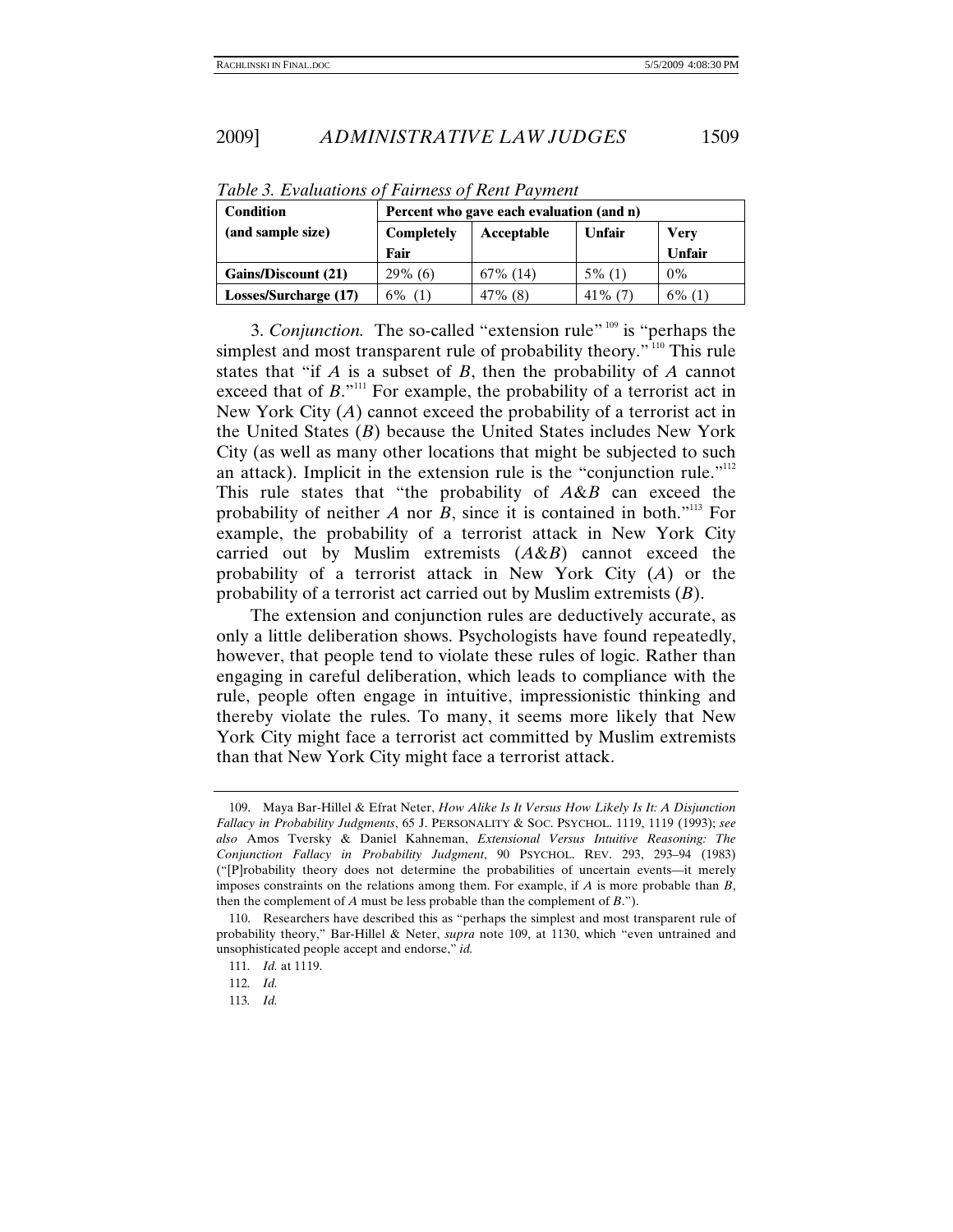*Table 3. Evaluations of Fairness of Rent Payment*

| Condition (and sample size) | Percent who gave each evaluation (and n) | | | |
|---|---|---|---|---|
| | Completely Fair | Acceptable | Unfair | Very Unfair |
| **Gains/Discount (21)** | 29% (6) | 67% (14) | 5% (1) | 0% |
| **Losses/Surcharge (17)** | 6% (1) | 47% (8) | 41% (7) | 6% (1) |

3. *Conjunction.* The so-called "extension rule"[109] is "perhaps the simplest and most transparent rule of probability theory."[110] This rule states that "if *A* is a subset of *B*, then the probability of *A* cannot exceed that of *B*."[111] For example, the probability of a terrorist act in New York City (*A*) cannot exceed the probability of a terrorist act in the United States (*B*) because the United States includes New York City (as well as many other locations that might be subjected to such an attack). Implicit in the extension rule is the "conjunction rule."[112] This rule states that "the probability of *A*&*B* can exceed the probability of neither *A* nor *B*, since it is contained in both."[113] For example, the probability of a terrorist attack in New York City carried out by Muslim extremists (*A*&*B*) cannot exceed the probability of a terrorist attack in New York City (*A*) or the probability of a terrorist act carried out by Muslim extremists (*B*).

The extension and conjunction rules are deductively accurate, as only a little deliberation shows. Psychologists have found repeatedly, however, that people tend to violate these rules of logic. Rather than engaging in careful deliberation, which leads to compliance with the rule, people often engage in intuitive, impressionistic thinking and thereby violate the rules. To many, it seems more likely that New York City might face a terrorist act committed by Muslim extremists than that New York City might face a terrorist attack.

---

109. Maya Bar-Hillel & Efrat Neter, *How Alike Is It Versus How Likely Is It: A Disjunction Fallacy in Probability Judgments*, 65 J. PERSONALITY & SOC. PSYCHOL. 1119, 1119 (1993); *see also* Amos Tversky & Daniel Kahneman, *Extensional Versus Intuitive Reasoning: The Conjunction Fallacy in Probability Judgment*, 90 PSYCHOL. REV. 293, 293–94 (1983) ("[P]robability theory does not determine the probabilities of uncertain events—it merely imposes constraints on the relations among them. For example, if *A* is more probable than *B*, then the complement of *A* must be less probable than the complement of *B*.").

110. Researchers have described this as "perhaps the simplest and most transparent rule of probability theory," Bar-Hillel & Neter, *supra* note 109, at 1130, which "even untrained and unsophisticated people accept and endorse," *id.*

111. *Id.* at 1119.

112. *Id.*

113. *Id.*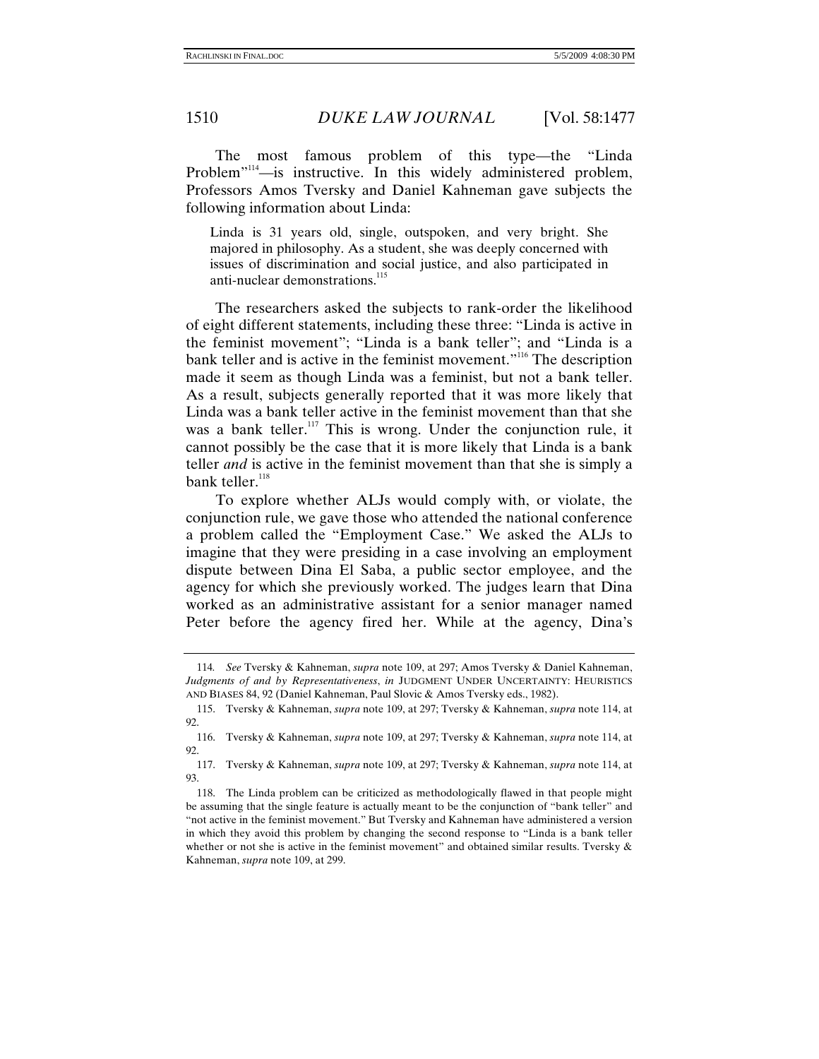The most famous problem of this type—the "Linda Problem"[114]—is instructive. In this widely administered problem, Professors Amos Tversky and Daniel Kahneman gave subjects the following information about Linda:

> Linda is 31 years old, single, outspoken, and very bright. She majored in philosophy. As a student, she was deeply concerned with issues of discrimination and social justice, and also participated in anti-nuclear demonstrations.[115]

The researchers asked the subjects to rank-order the likelihood of eight different statements, including these three: "Linda is active in the feminist movement"; "Linda is a bank teller"; and "Linda is a bank teller and is active in the feminist movement."[116] The description made it seem as though Linda was a feminist, but not a bank teller. As a result, subjects generally reported that it was more likely that Linda was a bank teller active in the feminist movement than that she was a bank teller.[117] This is wrong. Under the conjunction rule, it cannot possibly be the case that it is more likely that Linda is a bank teller *and* is active in the feminist movement than that she is simply a bank teller.[118]

To explore whether ALJs would comply with, or violate, the conjunction rule, we gave those who attended the national conference a problem called the "Employment Case." We asked the ALJs to imagine that they were presiding in a case involving an employment dispute between Dina El Saba, a public sector employee, and the agency for which she previously worked. The judges learn that Dina worked as an administrative assistant for a senior manager named Peter before the agency fired her. While at the agency, Dina's

---

114. *See* Tversky & Kahneman, *supra* note 109, at 297; Amos Tversky & Daniel Kahneman, *Judgments of and by Representativeness*, *in* JUDGMENT UNDER UNCERTAINTY: HEURISTICS AND BIASES 84, 92 (Daniel Kahneman, Paul Slovic & Amos Tversky eds., 1982).

115. Tversky & Kahneman, *supra* note 109, at 297; Tversky & Kahneman, *supra* note 114, at 92.

116. Tversky & Kahneman, *supra* note 109, at 297; Tversky & Kahneman, *supra* note 114, at 92.

117. Tversky & Kahneman, *supra* note 109, at 297; Tversky & Kahneman, *supra* note 114, at 93.

118. The Linda problem can be criticized as methodologically flawed in that people might be assuming that the single feature is actually meant to be the conjunction of "bank teller" and "not active in the feminist movement." But Tversky and Kahneman have administered a version in which they avoid this problem by changing the second response to "Linda is a bank teller whether or not she is active in the feminist movement" and obtained similar results. Tversky & Kahneman, *supra* note 109, at 299.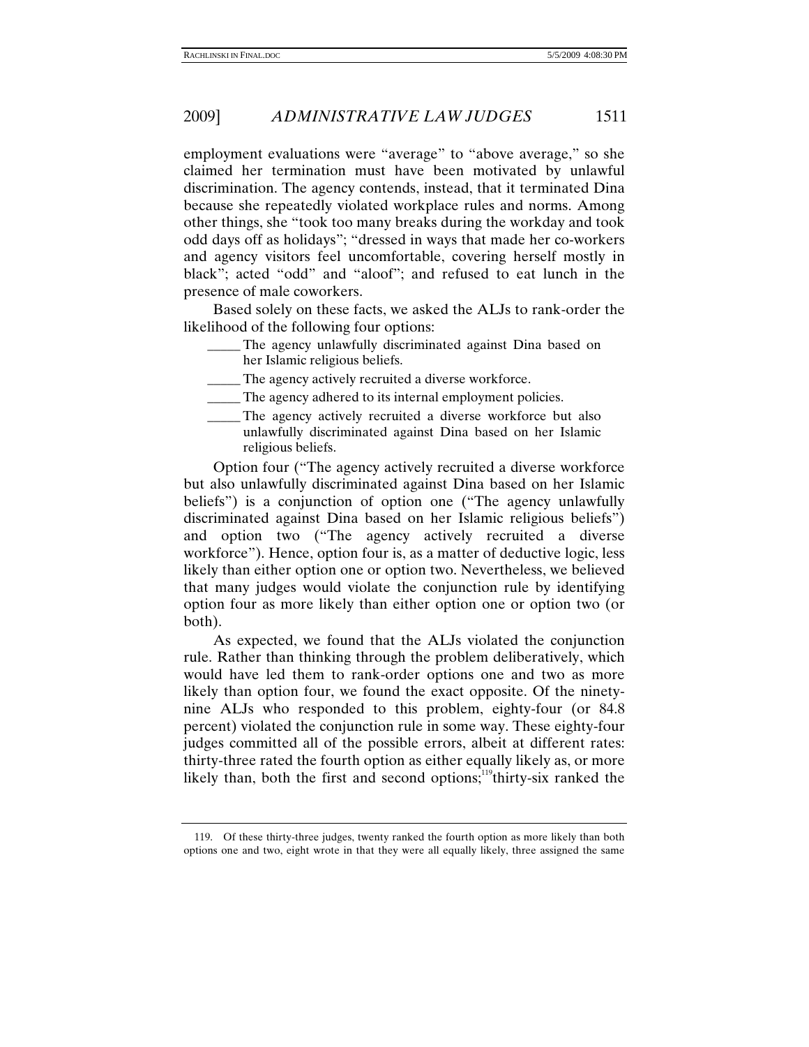employment evaluations were "average" to "above average," so she claimed her termination must have been motivated by unlawful discrimination. The agency contends, instead, that it terminated Dina because she repeatedly violated workplace rules and norms. Among other things, she "took too many breaks during the workday and took odd days off as holidays"; "dressed in ways that made her co-workers and agency visitors feel uncomfortable, covering herself mostly in black"; acted "odd" and "aloof"; and refused to eat lunch in the presence of male coworkers.

Based solely on these facts, we asked the ALJs to rank-order the likelihood of the following four options:

_____ The agency unlawfully discriminated against Dina based on her Islamic religious beliefs.

_____ The agency actively recruited a diverse workforce.

_____ The agency adhered to its internal employment policies.

_____ The agency actively recruited a diverse workforce but also unlawfully discriminated against Dina based on her Islamic religious beliefs.

Option four ("The agency actively recruited a diverse workforce but also unlawfully discriminated against Dina based on her Islamic beliefs") is a conjunction of option one ("The agency unlawfully discriminated against Dina based on her Islamic religious beliefs") and option two ("The agency actively recruited a diverse workforce"). Hence, option four is, as a matter of deductive logic, less likely than either option one or option two. Nevertheless, we believed that many judges would violate the conjunction rule by identifying option four as more likely than either option one or option two (or both).

As expected, we found that the ALJs violated the conjunction rule. Rather than thinking through the problem deliberatively, which would have led them to rank-order options one and two as more likely than option four, we found the exact opposite. Of the ninety-nine ALJs who responded to this problem, eighty-four (or 84.8 percent) violated the conjunction rule in some way. These eighty-four judges committed all of the possible errors, albeit at different rates: thirty-three rated the fourth option as either equally likely as, or more likely than, both the first and second options;[119] thirty-six ranked the

---

119. Of these thirty-three judges, twenty ranked the fourth option as more likely than both options one and two, eight wrote in that they were all equally likely, three assigned the same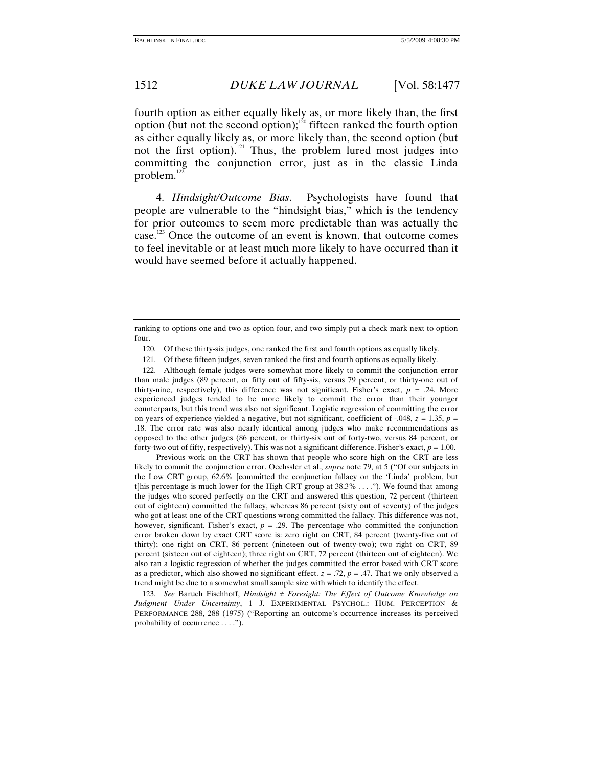fourth option as either equally likely as, or more likely than, the first option (but not the second option);[120] fifteen ranked the fourth option as either equally likely as, or more likely than, the second option (but not the first option).[121] Thus, the problem lured most judges into committing the conjunction error, just as in the classic Linda problem.[122]

4. *Hindsight/Outcome Bias*. Psychologists have found that people are vulnerable to the "hindsight bias," which is the tendency for prior outcomes to seem more predictable than was actually the case.[123] Once the outcome of an event is known, that outcome comes to feel inevitable or at least much more likely to have occurred than it would have seemed before it actually happened.

---

ranking to options one and two as option four, and two simply put a check mark next to option four.

120. Of these thirty-six judges, one ranked the first and fourth options as equally likely.

121. Of these fifteen judges, seven ranked the first and fourth options as equally likely.

122. Although female judges were somewhat more likely to commit the conjunction error than male judges (89 percent, or fifty out of fifty-six, versus 79 percent, or thirty-one out of thirty-nine, respectively), this difference was not significant. Fisher's exact, $p = .24$. More experienced judges tended to be more likely to commit the error than their younger counterparts, but this trend was also not significant. Logistic regression of committing the error on years of experience yielded a negative, but not significant, coefficient of -.048, $z = 1.35$, $p = .18$. The error rate was also nearly identical among judges who make recommendations as opposed to the other judges (86 percent, or thirty-six out of forty-two, versus 84 percent, or forty-two out of fifty, respectively). This was not a significant difference. Fisher's exact, $p = 1.00$.

Previous work on the CRT has shown that people who score high on the CRT are less likely to commit the conjunction error. Oechssler et al., *supra* note 79, at 5 ("Of our subjects in the Low CRT group, 62.6% [committed the conjunction fallacy on the 'Linda' problem, but t]his percentage is much lower for the High CRT group at 38.3% . . . ."). We found that among the judges who scored perfectly on the CRT and answered this question, 72 percent (thirteen out of eighteen) committed the fallacy, whereas 86 percent (sixty out of seventy) of the judges who got at least one of the CRT questions wrong committed the fallacy. This difference was not, however, significant. Fisher's exact, $p = .29$. The percentage who committed the conjunction error broken down by exact CRT score is: zero right on CRT, 84 percent (twenty-five out of thirty); one right on CRT, 86 percent (nineteen out of twenty-two); two right on CRT, 89 percent (sixteen out of eighteen); three right on CRT, 72 percent (thirteen out of eighteen). We also ran a logistic regression of whether the judges committed the error based with CRT score as a predictor, which also showed no significant effect. $z = .72$, $p = .47$. That we only observed a trend might be due to a somewhat small sample size with which to identify the effect.

123. *See* Baruch Fischhoff, *Hindsight ≠ Foresight: The Effect of Outcome Knowledge on Judgment Under Uncertainty*, 1 J. EXPERIMENTAL PSYCHOL.: HUM. PERCEPTION & PERFORMANCE 288, 288 (1975) ("Reporting an outcome's occurrence increases its perceived probability of occurrence . . . .").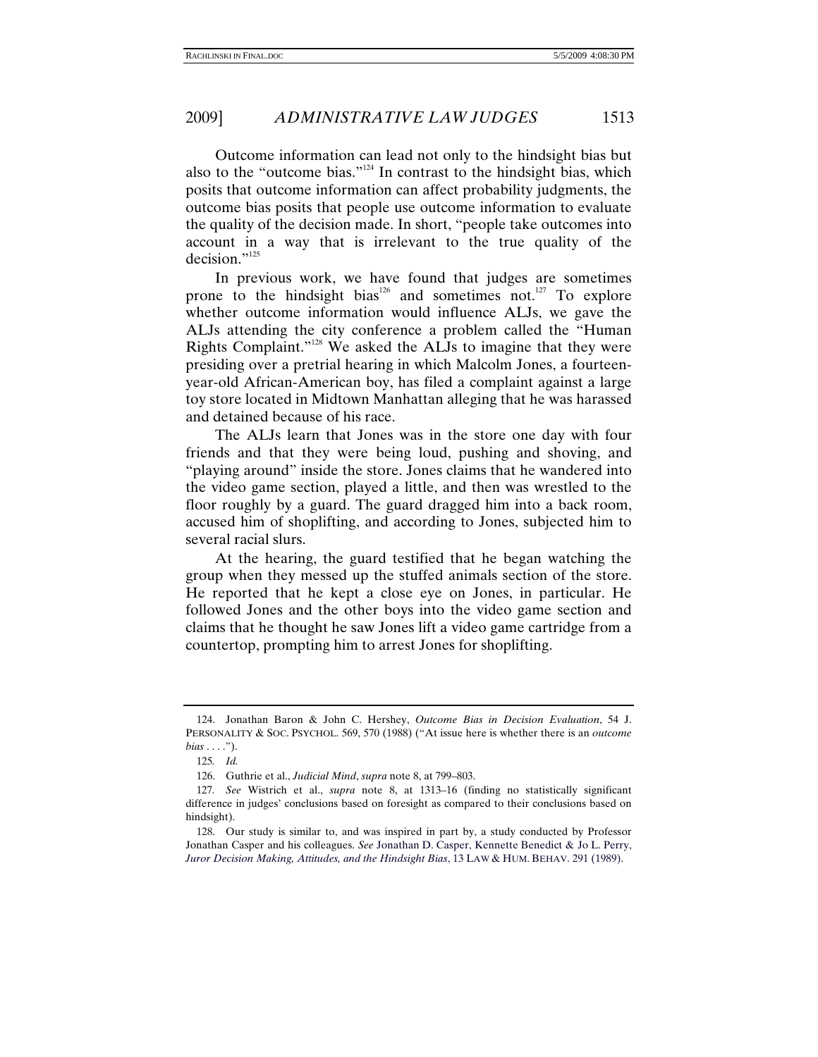Outcome information can lead not only to the hindsight bias but also to the "outcome bias."[124] In contrast to the hindsight bias, which posits that outcome information can affect probability judgments, the outcome bias posits that people use outcome information to evaluate the quality of the decision made. In short, "people take outcomes into account in a way that is irrelevant to the true quality of the decision."[125]

In previous work, we have found that judges are sometimes prone to the hindsight bias[126] and sometimes not.[127] To explore whether outcome information would influence ALJs, we gave the ALJs attending the city conference a problem called the "Human Rights Complaint."[128] We asked the ALJs to imagine that they were presiding over a pretrial hearing in which Malcolm Jones, a fourteen-year-old African-American boy, has filed a complaint against a large toy store located in Midtown Manhattan alleging that he was harassed and detained because of his race.

The ALJs learn that Jones was in the store one day with four friends and that they were being loud, pushing and shoving, and "playing around" inside the store. Jones claims that he wandered into the video game section, played a little, and then was wrestled to the floor roughly by a guard. The guard dragged him into a back room, accused him of shoplifting, and according to Jones, subjected him to several racial slurs.

At the hearing, the guard testified that he began watching the group when they messed up the stuffed animals section of the store. He reported that he kept a close eye on Jones, in particular. He followed Jones and the other boys into the video game section and claims that he thought he saw Jones lift a video game cartridge from a countertop, prompting him to arrest Jones for shoplifting.

---

124. Jonathan Baron & John C. Hershey, *Outcome Bias in Decision Evaluation*, 54 J. PERSONALITY & SOC. PSYCHOL. 569, 570 (1988) ("At issue here is whether there is an *outcome bias* . . . .").

125. *Id.*

126. Guthrie et al., *Judicial Mind*, *supra* note 8, at 799–803.

127. *See* Wistrich et al., *supra* note 8, at 1313–16 (finding no statistically significant difference in judges' conclusions based on foresight as compared to their conclusions based on hindsight).

128. Our study is similar to, and was inspired in part by, a study conducted by Professor Jonathan Casper and his colleagues. *See* Jonathan D. Casper, Kennette Benedict & Jo L. Perry, *Juror Decision Making, Attitudes, and the Hindsight Bias*, 13 LAW & HUM. BEHAV. 291 (1989).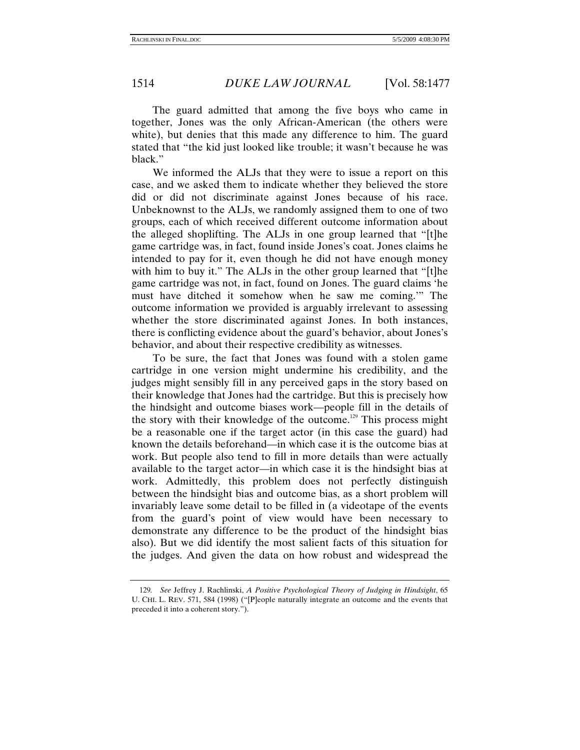The guard admitted that among the five boys who came in together, Jones was the only African-American (the others were white), but denies that this made any difference to him. The guard stated that "the kid just looked like trouble; it wasn't because he was black."

We informed the ALJs that they were to issue a report on this case, and we asked them to indicate whether they believed the store did or did not discriminate against Jones because of his race. Unbeknownst to the ALJs, we randomly assigned them to one of two groups, each of which received different outcome information about the alleged shoplifting. The ALJs in one group learned that "[t]he game cartridge was, in fact, found inside Jones's coat. Jones claims he intended to pay for it, even though he did not have enough money with him to buy it." The ALJs in the other group learned that "[t]he game cartridge was not, in fact, found on Jones. The guard claims 'he must have ditched it somehow when he saw me coming.'" The outcome information we provided is arguably irrelevant to assessing whether the store discriminated against Jones. In both instances, there is conflicting evidence about the guard's behavior, about Jones's behavior, and about their respective credibility as witnesses.

To be sure, the fact that Jones was found with a stolen game cartridge in one version might undermine his credibility, and the judges might sensibly fill in any perceived gaps in the story based on their knowledge that Jones had the cartridge. But this is precisely how the hindsight and outcome biases work—people fill in the details of the story with their knowledge of the outcome.[129] This process might be a reasonable one if the target actor (in this case the guard) had known the details beforehand—in which case it is the outcome bias at work. But people also tend to fill in more details than were actually available to the target actor—in which case it is the hindsight bias at work. Admittedly, this problem does not perfectly distinguish between the hindsight bias and outcome bias, as a short problem will invariably leave some detail to be filled in (a videotape of the events from the guard's point of view would have been necessary to demonstrate any difference to be the product of the hindsight bias also). But we did identify the most salient facts of this situation for the judges. And given the data on how robust and widespread the

---

129. *See* Jeffrey J. Rachlinski, *A Positive Psychological Theory of Judging in Hindsight*, 65 U. CHI. L. REV. 571, 584 (1998) ("[P]eople naturally integrate an outcome and the events that preceded it into a coherent story.").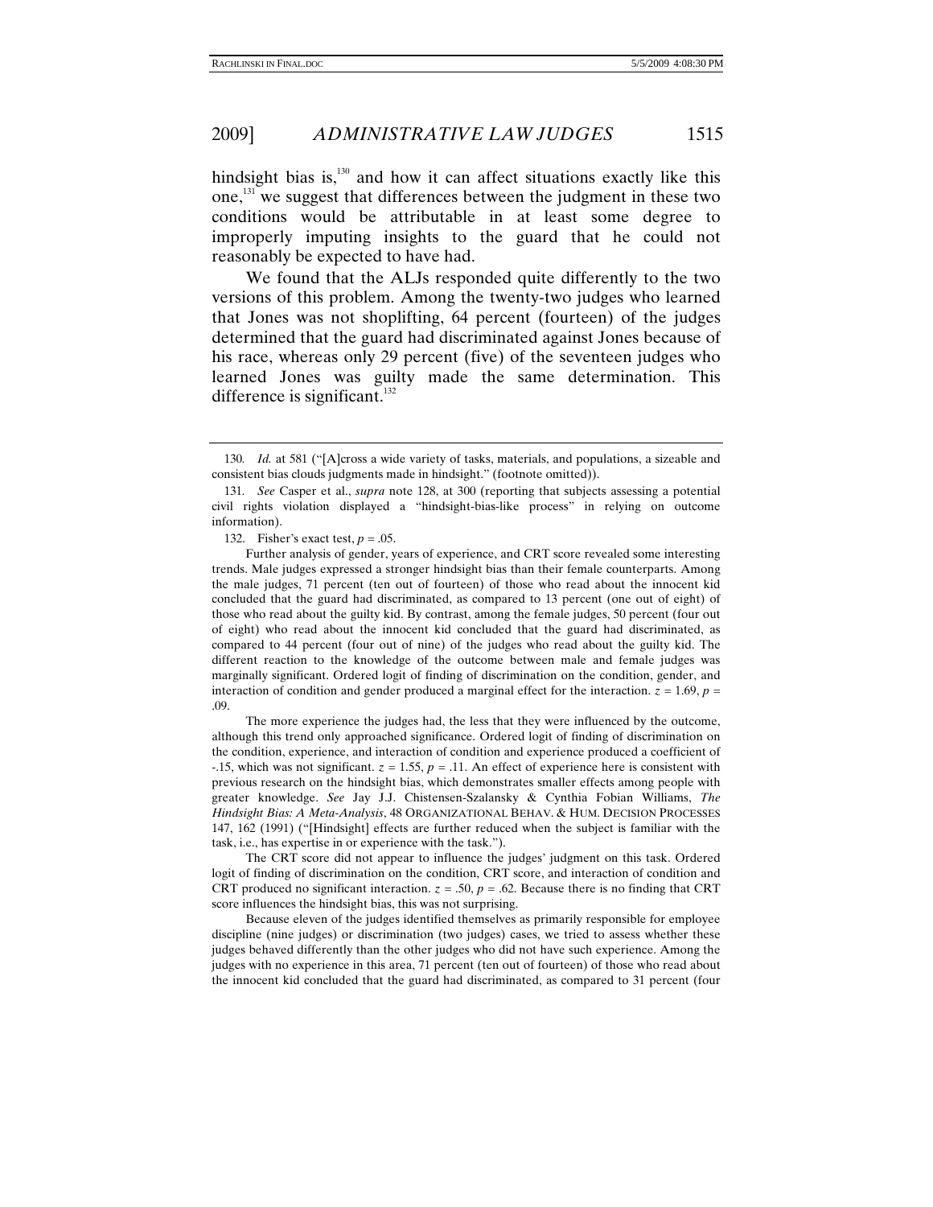hindsight bias is,[130] and how it can affect situations exactly like this one,[131] we suggest that differences between the judgment in these two conditions would be attributable in at least some degree to improperly imputing insights to the guard that he could not reasonably be expected to have had.

We found that the ALJs responded quite differently to the two versions of this problem. Among the twenty-two judges who learned that Jones was not shoplifting, 64 percent (fourteen) of the judges determined that the guard had discriminated against Jones because of his race, whereas only 29 percent (five) of the seventeen judges who learned Jones was guilty made the same determination. This difference is significant.[132]

---

130. *Id.* at 581 ("[A]cross a wide variety of tasks, materials, and populations, a sizeable and consistent bias clouds judgments made in hindsight." (footnote omitted)).

131. *See* Casper et al., *supra* note 128, at 300 (reporting that subjects assessing a potential civil rights violation displayed a "hindsight-bias-like process" in relying on outcome information).

132. Fisher's exact test, $p = .05$.

Further analysis of gender, years of experience, and CRT score revealed some interesting trends. Male judges expressed a stronger hindsight bias than their female counterparts. Among the male judges, 71 percent (ten out of fourteen) of those who read about the innocent kid concluded that the guard had discriminated, as compared to 13 percent (one out of eight) of those who read about the guilty kid. By contrast, among the female judges, 50 percent (four out of eight) who read about the innocent kid concluded that the guard had discriminated, as compared to 44 percent (four out of nine) of the judges who read about the guilty kid. The different reaction to the knowledge of the outcome between male and female judges was marginally significant. Ordered logit of finding of discrimination on the condition, gender, and interaction of condition and gender produced a marginal effect for the interaction. $z = 1.69$, $p = .09$.

The more experience the judges had, the less that they were influenced by the outcome, although this trend only approached significance. Ordered logit of finding of discrimination on the condition, experience, and interaction of condition and experience produced a coefficient of -.15, which was not significant. $z = 1.55$, $p = .11$. An effect of experience here is consistent with previous research on the hindsight bias, which demonstrates smaller effects among people with greater knowledge. *See* Jay J.J. Chistensen-Szalansky & Cynthia Fobian Williams, *The Hindsight Bias: A Meta-Analysis*, 48 ORGANIZATIONAL BEHAV. & HUM. DECISION PROCESSES 147, 162 (1991) ("[Hindsight] effects are further reduced when the subject is familiar with the task, i.e., has expertise in or experience with the task.").

The CRT score did not appear to influence the judges' judgment on this task. Ordered logit of finding of discrimination on the condition, CRT score, and interaction of condition and CRT produced no significant interaction. $z = .50$, $p = .62$. Because there is no finding that CRT score influences the hindsight bias, this was not surprising.

Because eleven of the judges identified themselves as primarily responsible for employee discipline (nine judges) or discrimination (two judges) cases, we tried to assess whether these judges behaved differently than the other judges who did not have such experience. Among the judges with no experience in this area, 71 percent (ten out of fourteen) of those who read about the innocent kid concluded that the guard had discriminated, as compared to 31 percent (four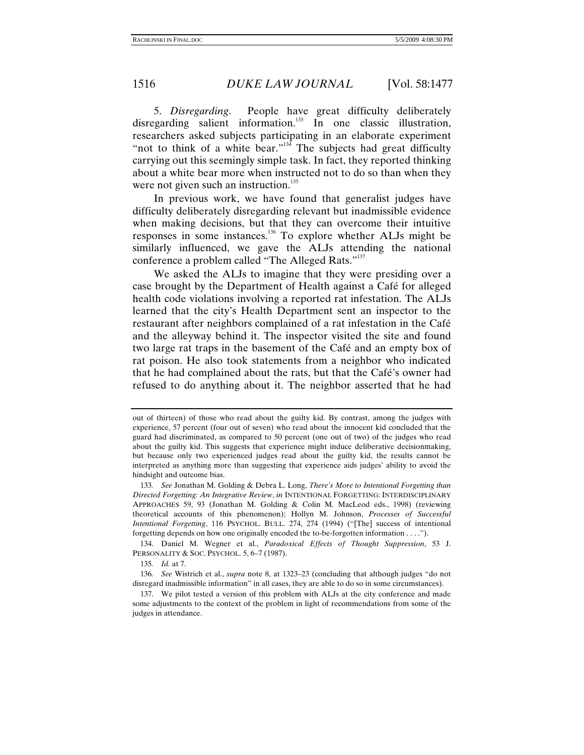5. *Disregarding*. People have great difficulty deliberately disregarding salient information.[133] In one classic illustration, researchers asked subjects participating in an elaborate experiment "not to think of a white bear."[134] The subjects had great difficulty carrying out this seemingly simple task. In fact, they reported thinking about a white bear more when instructed not to do so than when they were not given such an instruction.[135]

In previous work, we have found that generalist judges have difficulty deliberately disregarding relevant but inadmissible evidence when making decisions, but that they can overcome their intuitive responses in some instances.[136] To explore whether ALJs might be similarly influenced, we gave the ALJs attending the national conference a problem called "The Alleged Rats."[137]

We asked the ALJs to imagine that they were presiding over a case brought by the Department of Health against a Café for alleged health code violations involving a reported rat infestation. The ALJs learned that the city's Health Department sent an inspector to the restaurant after neighbors complained of a rat infestation in the Café and the alleyway behind it. The inspector visited the site and found two large rat traps in the basement of the Café and an empty box of rat poison. He also took statements from a neighbor who indicated that he had complained about the rats, but that the Café's owner had refused to do anything about it. The neighbor asserted that he had

---

out of thirteen) of those who read about the guilty kid. By contrast, among the judges with experience, 57 percent (four out of seven) who read about the innocent kid concluded that the guard had discriminated, as compared to 50 percent (one out of two) of the judges who read about the guilty kid. This suggests that experience might induce deliberative decisionmaking, but because only two experienced judges read about the guilty kid, the results cannot be interpreted as anything more than suggesting that experience aids judges' ability to avoid the hindsight and outcome bias.

133. *See* Jonathan M. Golding & Debra L. Long, *There's More to Intentional Forgetting than Directed Forgetting: An Integrative Review*, *in* INTENTIONAL FORGETTING: INTERDISCIPLINARY APPROACHES 59, 93 (Jonathan M. Golding & Colin M. MacLeod eds., 1998) (reviewing theoretical accounts of this phenomenon); Hollyn M. Johnson, *Processes of Successful Intentional Forgetting*, 116 PSYCHOL. BULL. 274, 274 (1994) ("[The] success of intentional forgetting depends on how one originally encoded the to-be-forgotten information . . . .").

134. Daniel M. Wegner et al., *Paradoxical Effects of Thought Suppression*, 53 J. PERSONALITY & SOC. PSYCHOL. 5, 6–7 (1987).

135. *Id.* at 7.

136. *See* Wistrich et al., *supra* note 8, at 1323–23 (concluding that although judges "do not disregard inadmissible information" in all cases, they are able to do so in some circumstances).

137. We pilot tested a version of this problem with ALJs at the city conference and made some adjustments to the context of the problem in light of recommendations from some of the judges in attendance.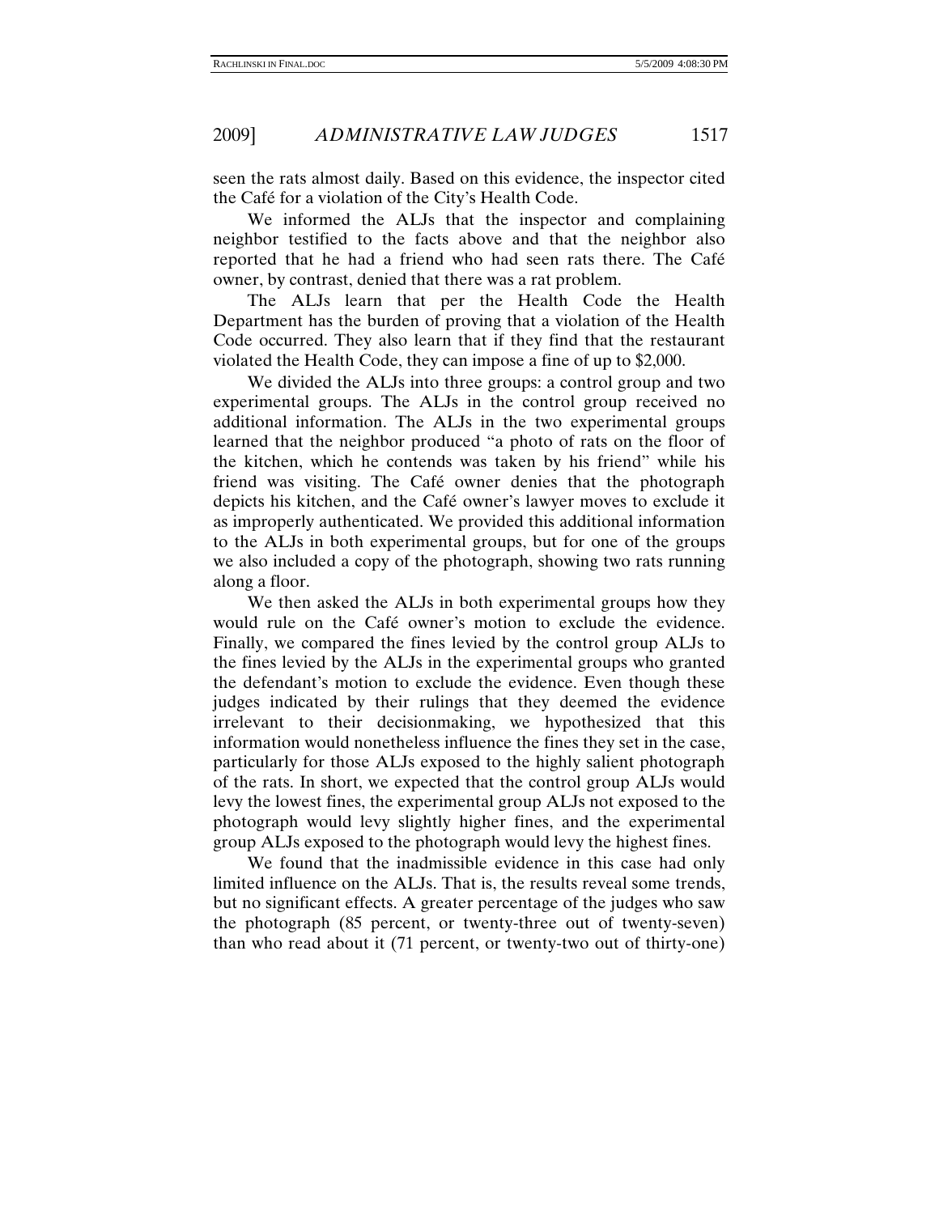seen the rats almost daily. Based on this evidence, the inspector cited the Café for a violation of the City's Health Code.

We informed the ALJs that the inspector and complaining neighbor testified to the facts above and that the neighbor also reported that he had a friend who had seen rats there. The Café owner, by contrast, denied that there was a rat problem.

The ALJs learn that per the Health Code the Health Department has the burden of proving that a violation of the Health Code occurred. They also learn that if they find that the restaurant violated the Health Code, they can impose a fine of up to $2,000.

We divided the ALJs into three groups: a control group and two experimental groups. The ALJs in the control group received no additional information. The ALJs in the two experimental groups learned that the neighbor produced "a photo of rats on the floor of the kitchen, which he contends was taken by his friend" while his friend was visiting. The Café owner denies that the photograph depicts his kitchen, and the Café owner's lawyer moves to exclude it as improperly authenticated. We provided this additional information to the ALJs in both experimental groups, but for one of the groups we also included a copy of the photograph, showing two rats running along a floor.

We then asked the ALJs in both experimental groups how they would rule on the Café owner's motion to exclude the evidence. Finally, we compared the fines levied by the control group ALJs to the fines levied by the ALJs in the experimental groups who granted the defendant's motion to exclude the evidence. Even though these judges indicated by their rulings that they deemed the evidence irrelevant to their decisionmaking, we hypothesized that this information would nonetheless influence the fines they set in the case, particularly for those ALJs exposed to the highly salient photograph of the rats. In short, we expected that the control group ALJs would levy the lowest fines, the experimental group ALJs not exposed to the photograph would levy slightly higher fines, and the experimental group ALJs exposed to the photograph would levy the highest fines.

We found that the inadmissible evidence in this case had only limited influence on the ALJs. That is, the results reveal some trends, but no significant effects. A greater percentage of the judges who saw the photograph (85 percent, or twenty-three out of twenty-seven) than who read about it (71 percent, or twenty-two out of thirty-one)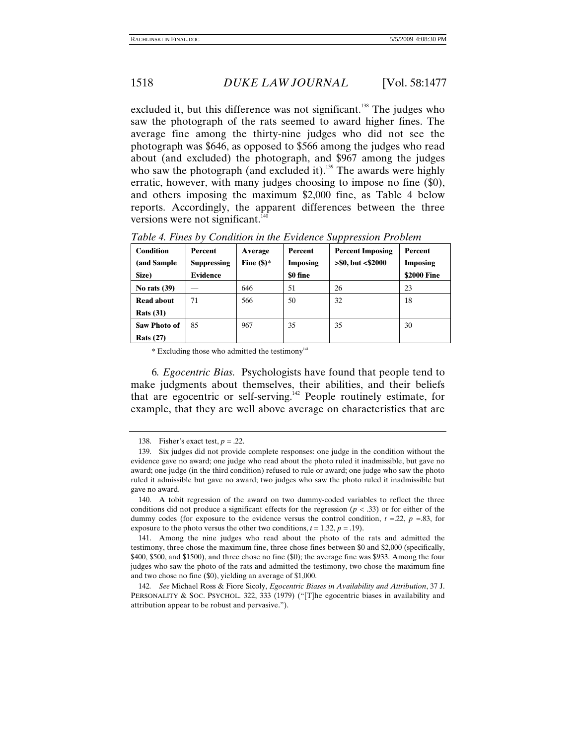excluded it, but this difference was not significant.[138] The judges who saw the photograph of the rats seemed to award higher fines. The average fine among the thirty-nine judges who did not see the photograph was $646, as opposed to $566 among the judges who read about (and excluded) the photograph, and $967 among the judges who saw the photograph (and excluded it).[139] The awards were highly erratic, however, with many judges choosing to impose no fine ($0), and others imposing the maximum $2,000 fine, as Table 4 below reports. Accordingly, the apparent differences between the three versions were not significant.[140]

*Table 4. Fines by Condition in the Evidence Suppression Problem*

| Condition (and Sample Size) | Percent Suppressing Evidence | Average Fine ($)* | Percent Imposing $0 fine | Percent Imposing >$0, but <$2000 | Percent Imposing $2000 Fine |
|---|---|---|---|---|---|
| **No rats (39)** | — | 646 | 51 | 26 | 23 |
| **Read about Rats (31)** | 71 | 566 | 50 | 32 | 18 |
| **Saw Photo of Rats (27)** | 85 | 967 | 35 | 35 | 30 |

\* Excluding those who admitted the testimony[141]

6. *Egocentric Bias.* Psychologists have found that people tend to make judgments about themselves, their abilities, and their beliefs that are egocentric or self-serving.[142] People routinely estimate, for example, that they are well above average on characteristics that are

---

138. Fisher's exact test, $p = .22$.

139. Six judges did not provide complete responses: one judge in the condition without the evidence gave no award; one judge who read about the photo ruled it inadmissible, but gave no award; one judge (in the third condition) refused to rule or award; one judge who saw the photo ruled it admissible but gave no award; two judges who saw the photo ruled it inadmissible but gave no award.

140. A tobit regression of the award on two dummy-coded variables to reflect the three conditions did not produce a significant effects for the regression ($p < .33$) or for either of the dummy codes (for exposure to the evidence versus the control condition, $t = .22$, $p = .83$, for exposure to the photo versus the other two conditions, $t = 1.32$, $p = .19$).

141. Among the nine judges who read about the photo of the rats and admitted the testimony, three chose the maximum fine, three chose fines between $0 and $2,000 (specifically, $400, $500, and $1500), and three chose no fine ($0); the average fine was $933. Among the four judges who saw the photo of the rats and admitted the testimony, two chose the maximum fine and two chose no fine ($0), yielding an average of $1,000.

142. *See* Michael Ross & Fiore Sicoly, *Egocentric Biases in Availability and Attribution*, 37 J. PERSONALITY & SOC. PSYCHOL. 322, 333 (1979) ("[T]he egocentric biases in availability and attribution appear to be robust and pervasive.").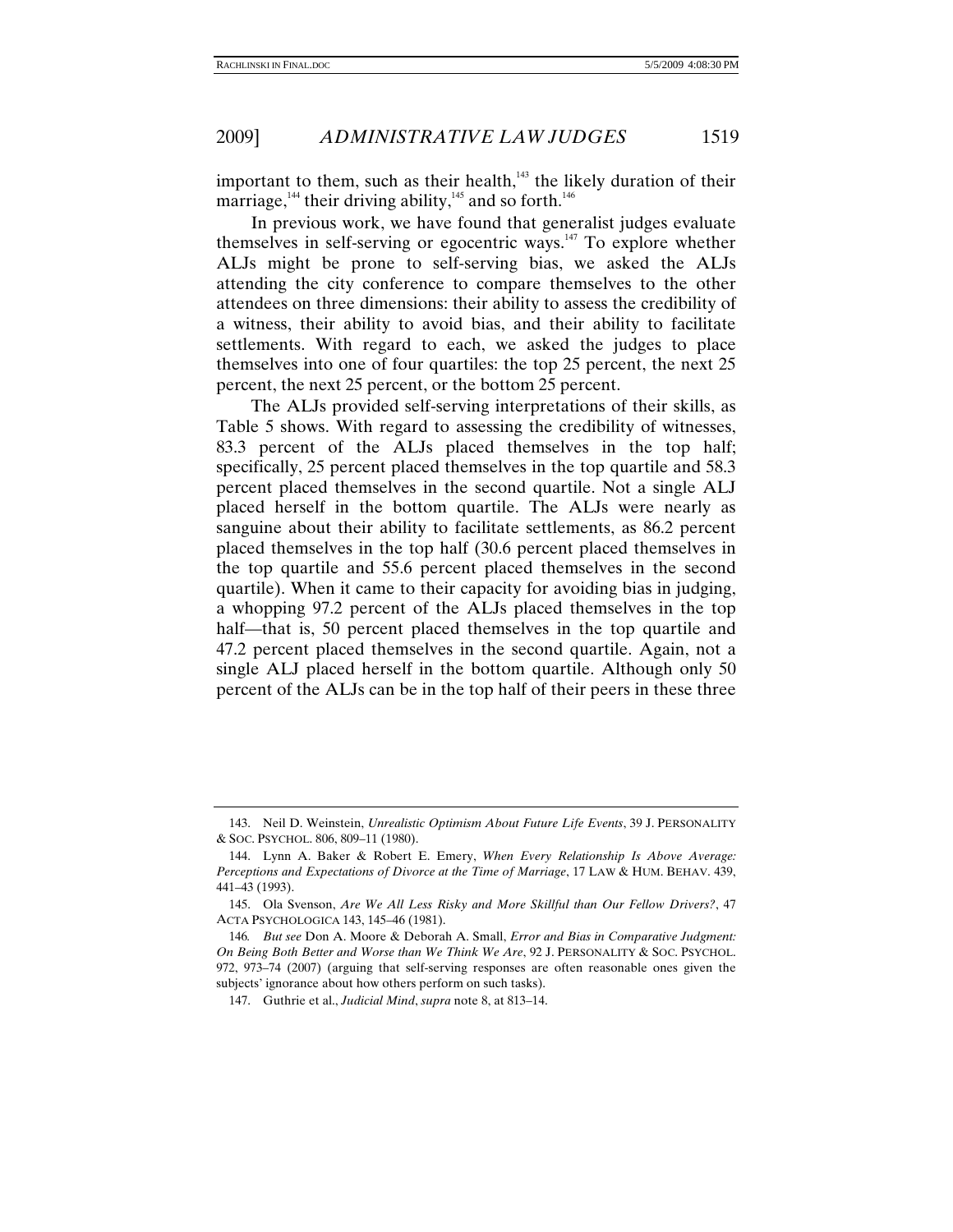important to them, such as their health,[143] the likely duration of their marriage,[144] their driving ability,[145] and so forth.[146]

In previous work, we have found that generalist judges evaluate themselves in self-serving or egocentric ways.[147] To explore whether ALJs might be prone to self-serving bias, we asked the ALJs attending the city conference to compare themselves to the other attendees on three dimensions: their ability to assess the credibility of a witness, their ability to avoid bias, and their ability to facilitate settlements. With regard to each, we asked the judges to place themselves into one of four quartiles: the top 25 percent, the next 25 percent, the next 25 percent, or the bottom 25 percent.

The ALJs provided self-serving interpretations of their skills, as Table 5 shows. With regard to assessing the credibility of witnesses, 83.3 percent of the ALJs placed themselves in the top half; specifically, 25 percent placed themselves in the top quartile and 58.3 percent placed themselves in the second quartile. Not a single ALJ placed herself in the bottom quartile. The ALJs were nearly as sanguine about their ability to facilitate settlements, as 86.2 percent placed themselves in the top half (30.6 percent placed themselves in the top quartile and 55.6 percent placed themselves in the second quartile). When it came to their capacity for avoiding bias in judging, a whopping 97.2 percent of the ALJs placed themselves in the top half—that is, 50 percent placed themselves in the top quartile and 47.2 percent placed themselves in the second quartile. Again, not a single ALJ placed herself in the bottom quartile. Although only 50 percent of the ALJs can be in the top half of their peers in these three

---

143. Neil D. Weinstein, *Unrealistic Optimism About Future Life Events*, 39 J. PERSONALITY & SOC. PSYCHOL. 806, 809–11 (1980).

144. Lynn A. Baker & Robert E. Emery, *When Every Relationship Is Above Average: Perceptions and Expectations of Divorce at the Time of Marriage*, 17 LAW & HUM. BEHAV. 439, 441–43 (1993).

145. Ola Svenson, *Are We All Less Risky and More Skillful than Our Fellow Drivers?*, 47 ACTA PSYCHOLOGICA 143, 145–46 (1981).

146. *But see* Don A. Moore & Deborah A. Small, *Error and Bias in Comparative Judgment: On Being Both Better and Worse than We Think We Are*, 92 J. PERSONALITY & SOC. PSYCHOL. 972, 973–74 (2007) (arguing that self-serving responses are often reasonable ones given the subjects' ignorance about how others perform on such tasks).

147. Guthrie et al., *Judicial Mind*, *supra* note 8, at 813–14.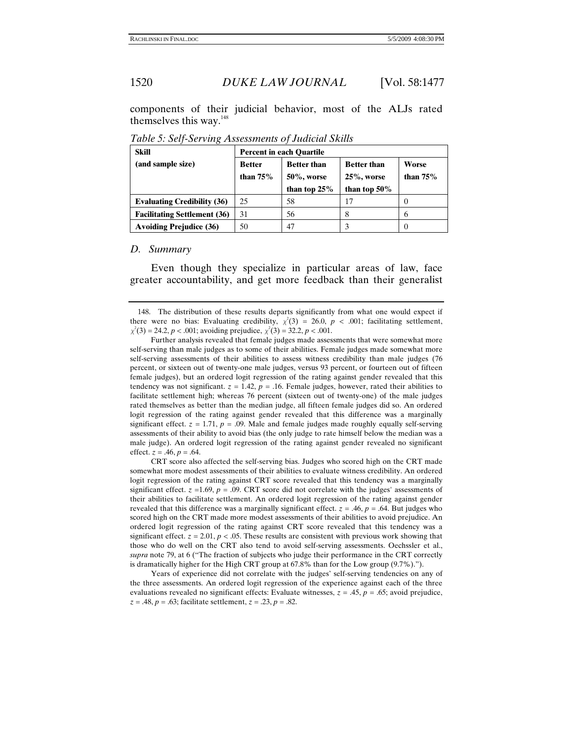components of their judicial behavior, most of the ALJs rated themselves this way.[148]

*Table 5: Self-Serving Assessments of Judicial Skills*

| **Skill (and sample size)** | **Percent in each Quartile** | | | |
|---|---|---|---|---|
| | **Better than 75%** | **Better than 50%, worse than top 25%** | **Better than 25%, worse than top 50%** | **Worse than 75%** |
| **Evaluating Credibility (36)** | 25 | 58 | 17 | 0 |
| **Facilitating Settlement (36)** | 31 | 56 | 8 | 6 |
| **Avoiding Prejudice (36)** | 50 | 47 | 3 | 0 |

### *D. Summary*

Even though they specialize in particular areas of law, face greater accountability, and get more feedback than their generalist

---

148. The distribution of these results departs significantly from what one would expect if there were no bias: Evaluating credibility, $\chi^2(3) = 26.0$, $p < .001$; facilitating settlement, $\chi^2(3) = 24.2$, $p < .001$; avoiding prejudice, $\chi^2(3) = 32.2$, $p < .001$.

Further analysis revealed that female judges made assessments that were somewhat more self-serving than male judges as to some of their abilities. Female judges made somewhat more self-serving assessments of their abilities to assess witness credibility than male judges (76 percent, or sixteen out of twenty-one male judges, versus 93 percent, or fourteen out of fifteen female judges), but an ordered logit regression of the rating against gender revealed that this tendency was not significant. $z = 1.42$, $p = .16$. Female judges, however, rated their abilities to facilitate settlement high; whereas 76 percent (sixteen out of twenty-one) of the male judges rated themselves as better than the median judge, all fifteen female judges did so. An ordered logit regression of the rating against gender revealed that this difference was a marginally significant effect. $z = 1.71$, $p = .09$. Male and female judges made roughly equally self-serving assessments of their ability to avoid bias (the only judge to rate himself below the median was a male judge). An ordered logit regression of the rating against gender revealed no significant effect. $z = .46$, $p = .64$.

CRT score also affected the self-serving bias. Judges who scored high on the CRT made somewhat more modest assessments of their abilities to evaluate witness credibility. An ordered logit regression of the rating against CRT score revealed that this tendency was a marginally significant effect. $z = 1.69$, $p = .09$. CRT score did not correlate with the judges' assessments of their abilities to facilitate settlement. An ordered logit regression of the rating against gender revealed that this difference was a marginally significant effect. $z = .46$, $p = .64$. But judges who scored high on the CRT made more modest assessments of their abilities to avoid prejudice. An ordered logit regression of the rating against CRT score revealed that this tendency was a significant effect. $z = 2.01$, $p < .05$. These results are consistent with previous work showing that those who do well on the CRT also tend to avoid self-serving assessments. Oechssler et al., *supra* note 79, at 6 ("The fraction of subjects who judge their performance in the CRT correctly is dramatically higher for the High CRT group at 67.8% than for the Low group (9.7%).").

Years of experience did not correlate with the judges' self-serving tendencies on any of the three assessments. An ordered logit regression of the experience against each of the three evaluations revealed no significant effects: Evaluate witnesses, $z = .45$, $p = .65$; avoid prejudice, $z = .48$, $p = .63$; facilitate settlement, $z = .23$, $p = .82$.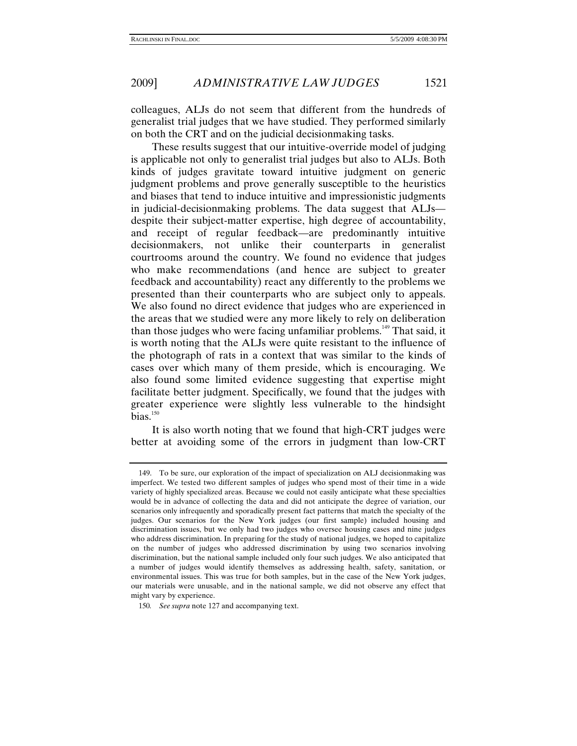colleagues, ALJs do not seem that different from the hundreds of generalist trial judges that we have studied. They performed similarly on both the CRT and on the judicial decisionmaking tasks.

These results suggest that our intuitive-override model of judging is applicable not only to generalist trial judges but also to ALJs. Both kinds of judges gravitate toward intuitive judgment on generic judgment problems and prove generally susceptible to the heuristics and biases that tend to induce intuitive and impressionistic judgments in judicial-decisionmaking problems. The data suggest that ALJs—despite their subject-matter expertise, high degree of accountability, and receipt of regular feedback—are predominantly intuitive decisionmakers, not unlike their counterparts in generalist courtrooms around the country. We found no evidence that judges who make recommendations (and hence are subject to greater feedback and accountability) react any differently to the problems we presented than their counterparts who are subject only to appeals. We also found no direct evidence that judges who are experienced in the areas that we studied were any more likely to rely on deliberation than those judges who were facing unfamiliar problems.[149] That said, it is worth noting that the ALJs were quite resistant to the influence of the photograph of rats in a context that was similar to the kinds of cases over which many of them preside, which is encouraging. We also found some limited evidence suggesting that expertise might facilitate better judgment. Specifically, we found that the judges with greater experience were slightly less vulnerable to the hindsight bias.[150]

It is also worth noting that we found that high-CRT judges were better at avoiding some of the errors in judgment than low-CRT

---

149. To be sure, our exploration of the impact of specialization on ALJ decisionmaking was imperfect. We tested two different samples of judges who spend most of their time in a wide variety of highly specialized areas. Because we could not easily anticipate what these specialties would be in advance of collecting the data and did not anticipate the degree of variation, our scenarios only infrequently and sporadically present fact patterns that match the specialty of the judges. Our scenarios for the New York judges (our first sample) included housing and discrimination issues, but we only had two judges who oversee housing cases and nine judges who address discrimination. In preparing for the study of national judges, we hoped to capitalize on the number of judges who addressed discrimination by using two scenarios involving discrimination, but the national sample included only four such judges. We also anticipated that a number of judges would identify themselves as addressing health, safety, sanitation, or environmental issues. This was true for both samples, but in the case of the New York judges, our materials were unusable, and in the national sample, we did not observe any effect that might vary by experience.

150. *See supra* note 127 and accompanying text.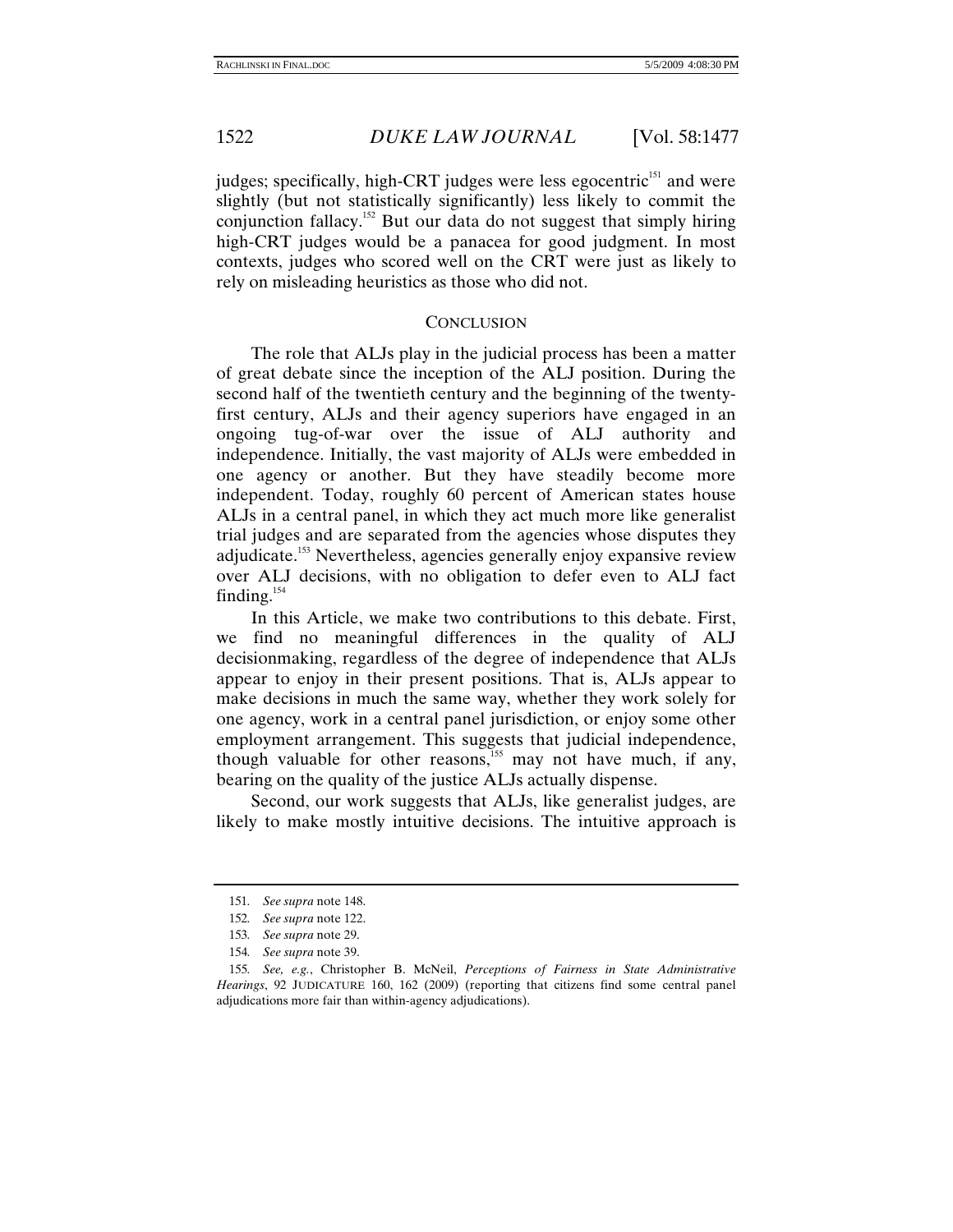judges; specifically, high-CRT judges were less egocentric[151] and were slightly (but not statistically significantly) less likely to commit the conjunction fallacy.[152] But our data do not suggest that simply hiring high-CRT judges would be a panacea for good judgment. In most contexts, judges who scored well on the CRT were just as likely to rely on misleading heuristics as those who did not.

## CONCLUSION

The role that ALJs play in the judicial process has been a matter of great debate since the inception of the ALJ position. During the second half of the twentieth century and the beginning of the twenty-first century, ALJs and their agency superiors have engaged in an ongoing tug-of-war over the issue of ALJ authority and independence. Initially, the vast majority of ALJs were embedded in one agency or another. But they have steadily become more independent. Today, roughly 60 percent of American states house ALJs in a central panel, in which they act much more like generalist trial judges and are separated from the agencies whose disputes they adjudicate.[153] Nevertheless, agencies generally enjoy expansive review over ALJ decisions, with no obligation to defer even to ALJ fact finding.[154]

In this Article, we make two contributions to this debate. First, we find no meaningful differences in the quality of ALJ decisionmaking, regardless of the degree of independence that ALJs appear to enjoy in their present positions. That is, ALJs appear to make decisions in much the same way, whether they work solely for one agency, work in a central panel jurisdiction, or enjoy some other employment arrangement. This suggests that judicial independence, though valuable for other reasons,[155] may not have much, if any, bearing on the quality of the justice ALJs actually dispense.

Second, our work suggests that ALJs, like generalist judges, are likely to make mostly intuitive decisions. The intuitive approach is

---

151. *See supra* note 148.

152. *See supra* note 122.

153. *See supra* note 29.

154. *See supra* note 39.

155. *See, e.g.*, Christopher B. McNeil, *Perceptions of Fairness in State Administrative Hearings*, 92 JUDICATURE 160, 162 (2009) (reporting that citizens find some central panel adjudications more fair than within-agency adjudications).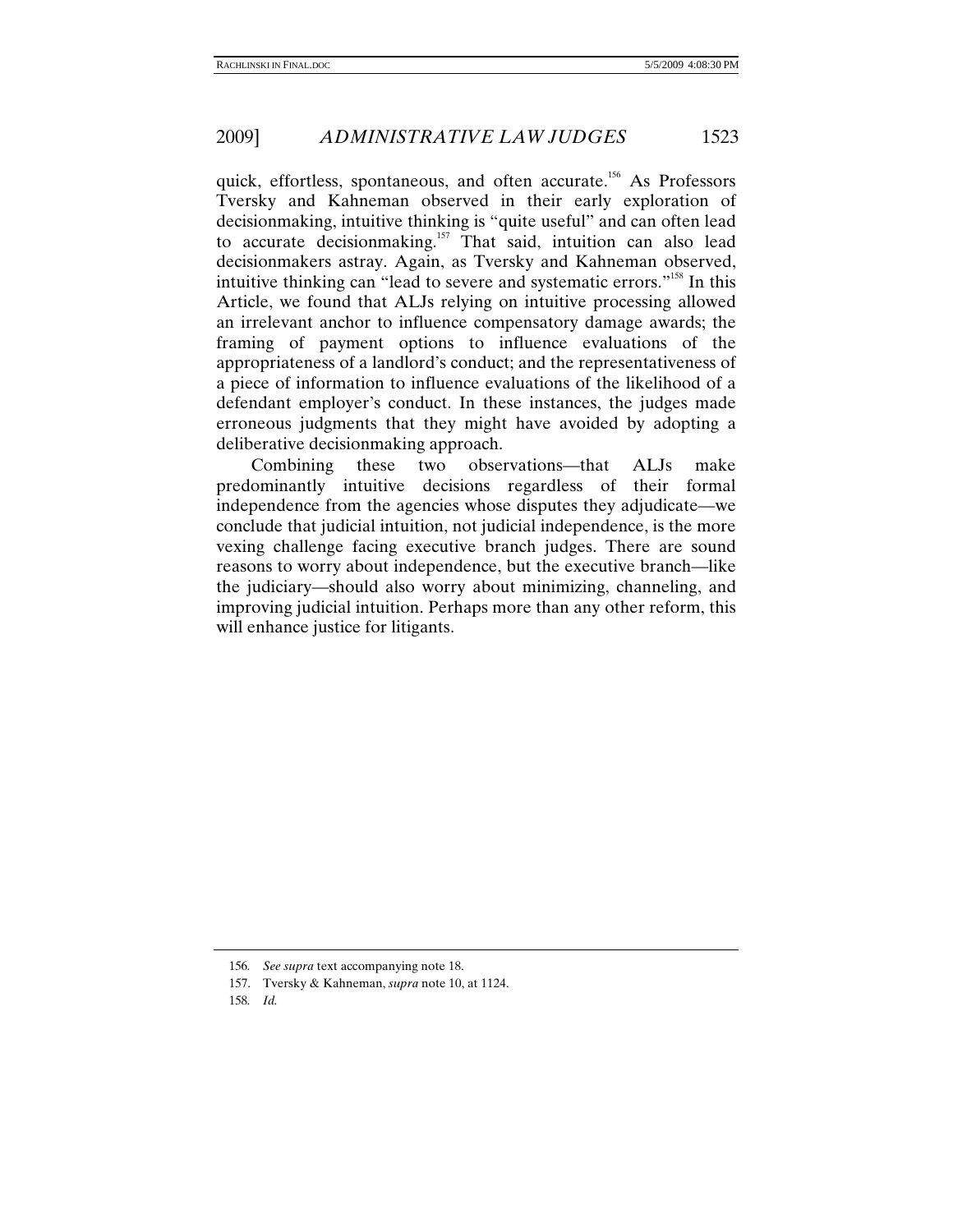quick, effortless, spontaneous, and often accurate.[156] As Professors Tversky and Kahneman observed in their early exploration of decisionmaking, intuitive thinking is "quite useful" and can often lead to accurate decisionmaking.[157] That said, intuition can also lead decisionmakers astray. Again, as Tversky and Kahneman observed, intuitive thinking can "lead to severe and systematic errors."[158] In this Article, we found that ALJs relying on intuitive processing allowed an irrelevant anchor to influence compensatory damage awards; the framing of payment options to influence evaluations of the appropriateness of a landlord's conduct; and the representativeness of a piece of information to influence evaluations of the likelihood of a defendant employer's conduct. In these instances, the judges made erroneous judgments that they might have avoided by adopting a deliberative decisionmaking approach.

Combining these two observations—that ALJs make predominantly intuitive decisions regardless of their formal independence from the agencies whose disputes they adjudicate—we conclude that judicial intuition, not judicial independence, is the more vexing challenge facing executive branch judges. There are sound reasons to worry about independence, but the executive branch—like the judiciary—should also worry about minimizing, channeling, and improving judicial intuition. Perhaps more than any other reform, this will enhance justice for litigants.

---

156. *See supra* text accompanying note 18.

157. Tversky & Kahneman, *supra* note 10, at 1124.

158. *Id.*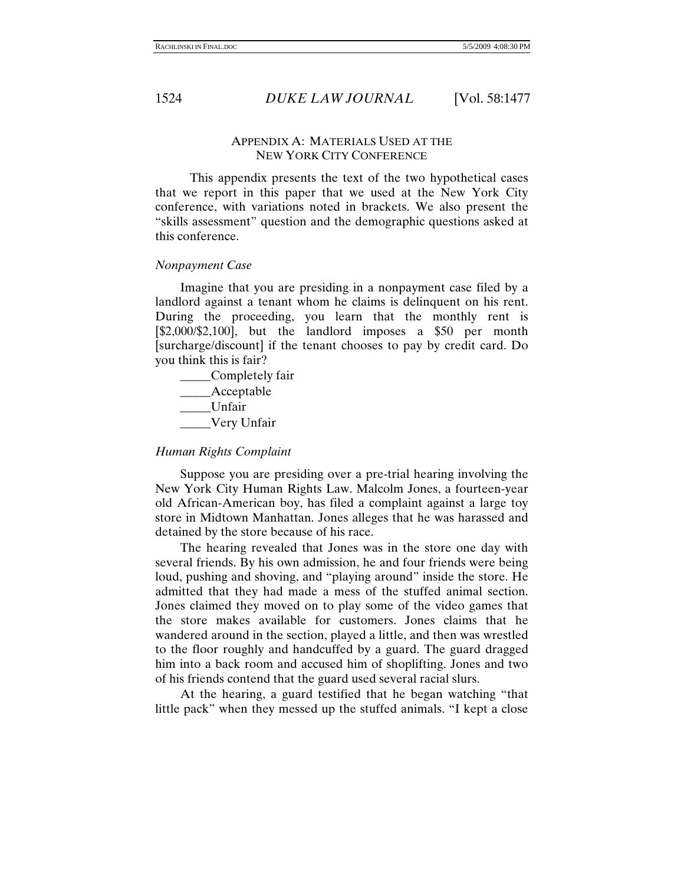## APPENDIX A: MATERIALS USED AT THE NEW YORK CITY CONFERENCE

This appendix presents the text of the two hypothetical cases that we report in this paper that we used at the New York City conference, with variations noted in brackets. We also present the "skills assessment" question and the demographic questions asked at this conference.

*Nonpayment Case*

Imagine that you are presiding in a nonpayment case filed by a landlord against a tenant whom he claims is delinquent on his rent. During the proceeding, you learn that the monthly rent is [$2,000/$2,100], but the landlord imposes a $50 per month [surcharge/discount] if the tenant chooses to pay by credit card. Do you think this is fair?

_____Completely fair

_____Acceptable

_____Unfair

_____Very Unfair

*Human Rights Complaint*

Suppose you are presiding over a pre-trial hearing involving the New York City Human Rights Law. Malcolm Jones, a fourteen-year old African-American boy, has filed a complaint against a large toy store in Midtown Manhattan. Jones alleges that he was harassed and detained by the store because of his race.

The hearing revealed that Jones was in the store one day with several friends. By his own admission, he and four friends were being loud, pushing and shoving, and "playing around" inside the store. He admitted that they had made a mess of the stuffed animal section. Jones claimed they moved on to play some of the video games that the store makes available for customers. Jones claims that he wandered around in the section, played a little, and then was wrestled to the floor roughly and handcuffed by a guard. The guard dragged him into a back room and accused him of shoplifting. Jones and two of his friends contend that the guard used several racial slurs.

At the hearing, a guard testified that he began watching "that little pack" when they messed up the stuffed animals. "I kept a close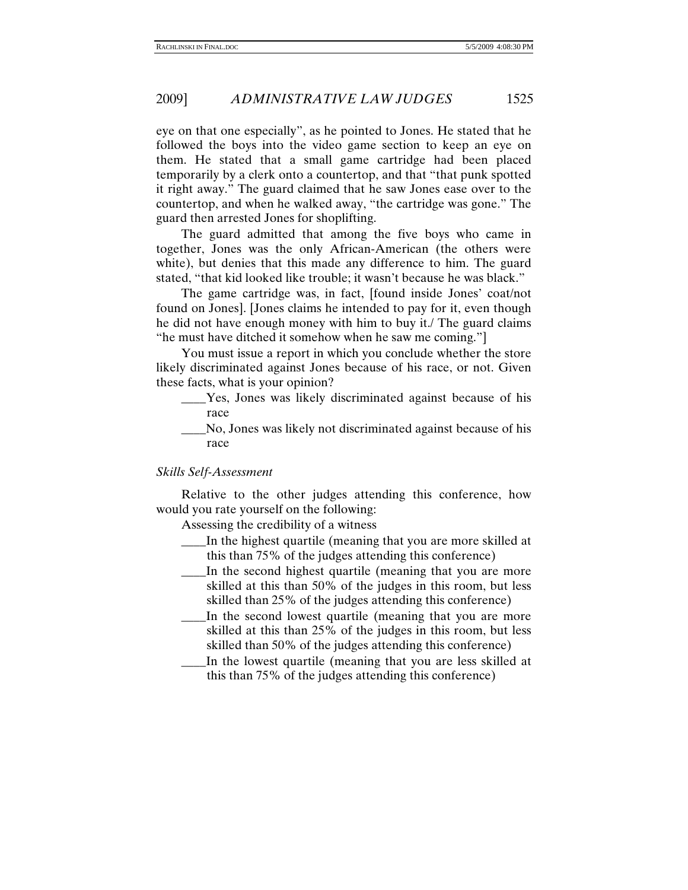eye on that one especially", as he pointed to Jones. He stated that he followed the boys into the video game section to keep an eye on them. He stated that a small game cartridge had been placed temporarily by a clerk onto a countertop, and that "that punk spotted it right away." The guard claimed that he saw Jones ease over to the countertop, and when he walked away, "the cartridge was gone." The guard then arrested Jones for shoplifting.

The guard admitted that among the five boys who came in together, Jones was the only African-American (the others were white), but denies that this made any difference to him. The guard stated, "that kid looked like trouble; it wasn't because he was black."

The game cartridge was, in fact, [found inside Jones' coat/not found on Jones]. [Jones claims he intended to pay for it, even though he did not have enough money with him to buy it./ The guard claims "he must have ditched it somehow when he saw me coming."]

You must issue a report in which you conclude whether the store likely discriminated against Jones because of his race, or not. Given these facts, what is your opinion?

____Yes, Jones was likely discriminated against because of his race

____No, Jones was likely not discriminated against because of his race

*Skills Self-Assessment*

Relative to the other judges attending this conference, how would you rate yourself on the following:

Assessing the credibility of a witness

____In the highest quartile (meaning that you are more skilled at this than 75% of the judges attending this conference)

____In the second highest quartile (meaning that you are more skilled at this than 50% of the judges in this room, but less skilled than 25% of the judges attending this conference)

____In the second lowest quartile (meaning that you are more skilled at this than 25% of the judges in this room, but less skilled than 50% of the judges attending this conference)

____In the lowest quartile (meaning that you are less skilled at this than 75% of the judges attending this conference)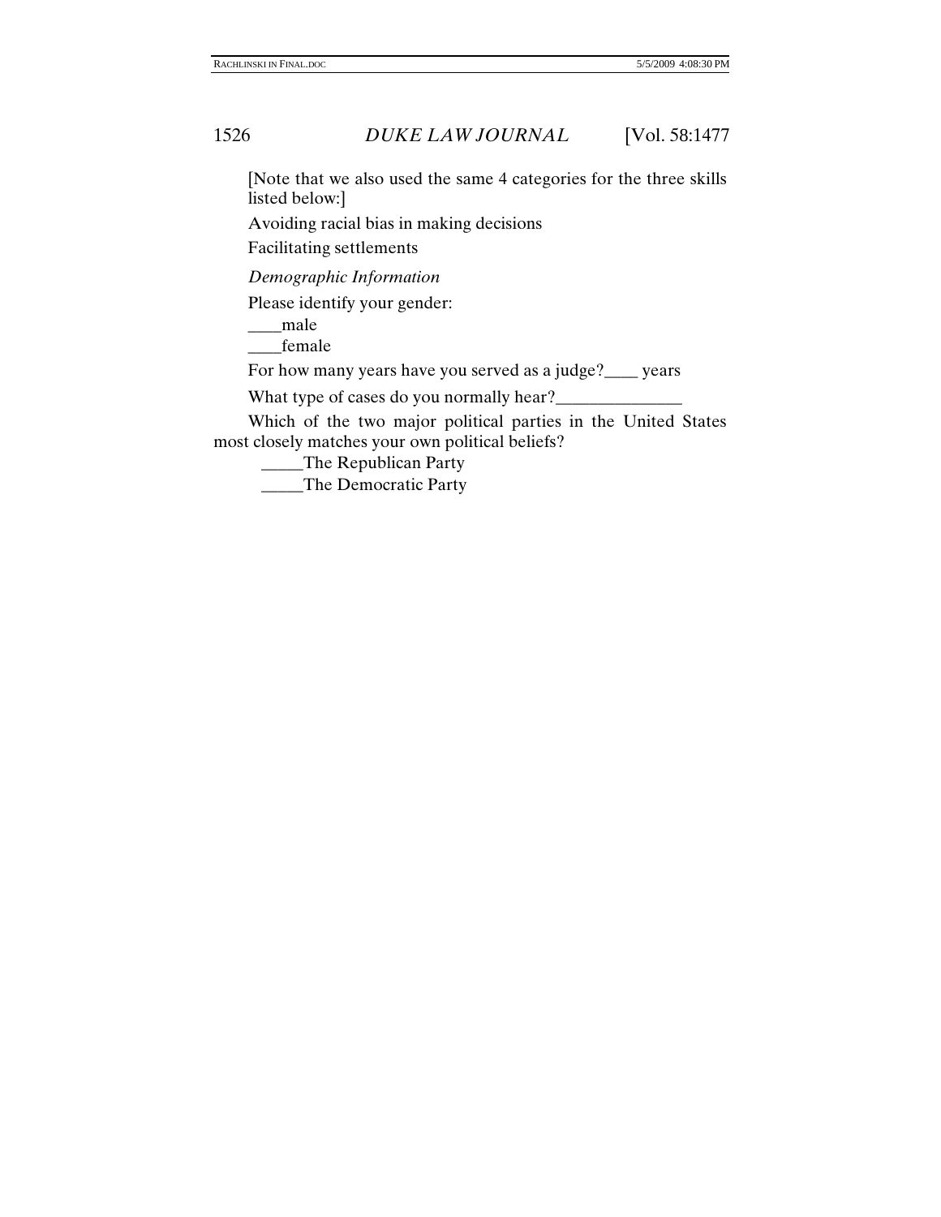[Note that we also used the same 4 categories for the three skills listed below:]

Avoiding racial bias in making decisions

Facilitating settlements

*Demographic Information*

Please identify your gender:

____male

____female

For how many years have you served as a judge?____ years

What type of cases do you normally hear?______________

Which of the two major political parties in the United States most closely matches your own political beliefs?

_____The Republican Party

_____The Democratic Party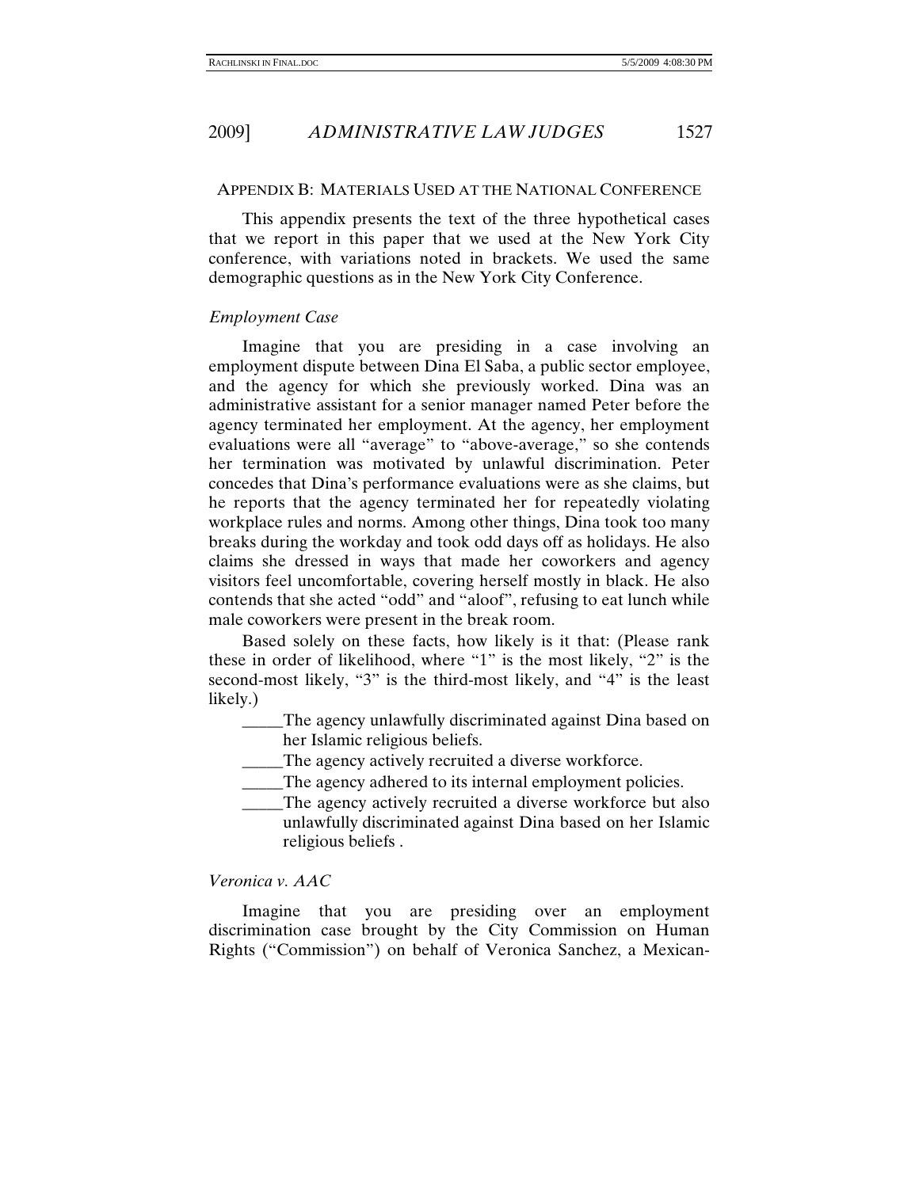APPENDIX B: MATERIALS USED AT THE NATIONAL CONFERENCE

This appendix presents the text of the three hypothetical cases that we report in this paper that we used at the New York City conference, with variations noted in brackets. We used the same demographic questions as in the New York City Conference.

*Employment Case*

Imagine that you are presiding in a case involving an employment dispute between Dina El Saba, a public sector employee, and the agency for which she previously worked. Dina was an administrative assistant for a senior manager named Peter before the agency terminated her employment. At the agency, her employment evaluations were all "average" to "above-average," so she contends her termination was motivated by unlawful discrimination. Peter concedes that Dina's performance evaluations were as she claims, but he reports that the agency terminated her for repeatedly violating workplace rules and norms. Among other things, Dina took too many breaks during the workday and took odd days off as holidays. He also claims she dressed in ways that made her coworkers and agency visitors feel uncomfortable, covering herself mostly in black. He also contends that she acted "odd" and "aloof", refusing to eat lunch while male coworkers were present in the break room.

Based solely on these facts, how likely is it that: (Please rank these in order of likelihood, where "1" is the most likely, "2" is the second-most likely, "3" is the third-most likely, and "4" is the least likely.)

_____The agency unlawfully discriminated against Dina based on her Islamic religious beliefs.

_____The agency actively recruited a diverse workforce.

_____The agency adhered to its internal employment policies.

_____The agency actively recruited a diverse workforce but also unlawfully discriminated against Dina based on her Islamic religious beliefs .

*Veronica v. AAC*

Imagine that you are presiding over an employment discrimination case brought by the City Commission on Human Rights ("Commission") on behalf of Veronica Sanchez, a Mexican-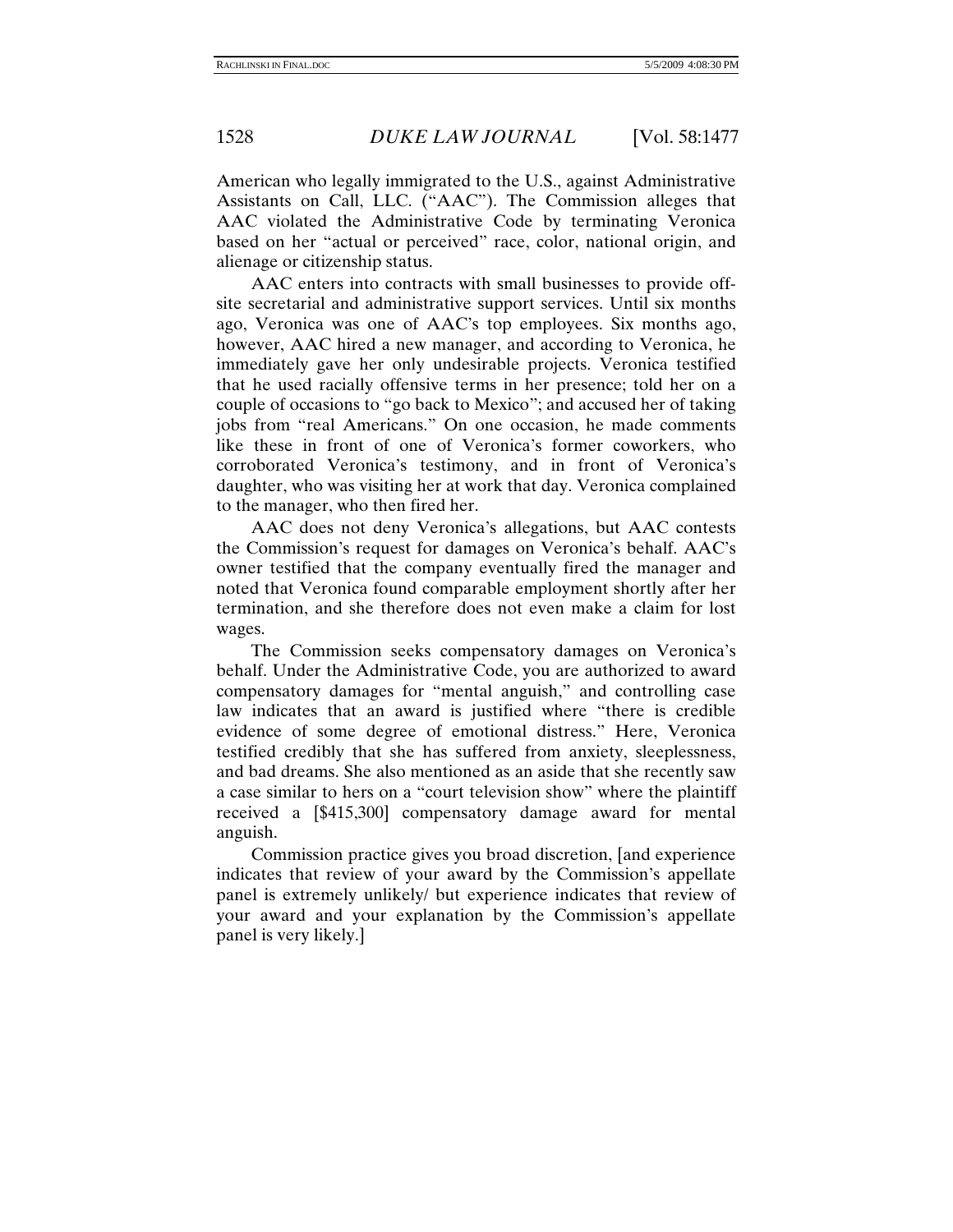American who legally immigrated to the U.S., against Administrative Assistants on Call, LLC. ("AAC"). The Commission alleges that AAC violated the Administrative Code by terminating Veronica based on her "actual or perceived" race, color, national origin, and alienage or citizenship status.

AAC enters into contracts with small businesses to provide off-site secretarial and administrative support services. Until six months ago, Veronica was one of AAC's top employees. Six months ago, however, AAC hired a new manager, and according to Veronica, he immediately gave her only undesirable projects. Veronica testified that he used racially offensive terms in her presence; told her on a couple of occasions to "go back to Mexico"; and accused her of taking jobs from "real Americans." On one occasion, he made comments like these in front of one of Veronica's former coworkers, who corroborated Veronica's testimony, and in front of Veronica's daughter, who was visiting her at work that day. Veronica complained to the manager, who then fired her.

AAC does not deny Veronica's allegations, but AAC contests the Commission's request for damages on Veronica's behalf. AAC's owner testified that the company eventually fired the manager and noted that Veronica found comparable employment shortly after her termination, and she therefore does not even make a claim for lost wages.

The Commission seeks compensatory damages on Veronica's behalf. Under the Administrative Code, you are authorized to award compensatory damages for "mental anguish," and controlling case law indicates that an award is justified where "there is credible evidence of some degree of emotional distress." Here, Veronica testified credibly that she has suffered from anxiety, sleeplessness, and bad dreams. She also mentioned as an aside that she recently saw a case similar to hers on a "court television show" where the plaintiff received a [$415,300] compensatory damage award for mental anguish.

Commission practice gives you broad discretion, [and experience indicates that review of your award by the Commission's appellate panel is extremely unlikely/ but experience indicates that review of your award and your explanation by the Commission's appellate panel is very likely.]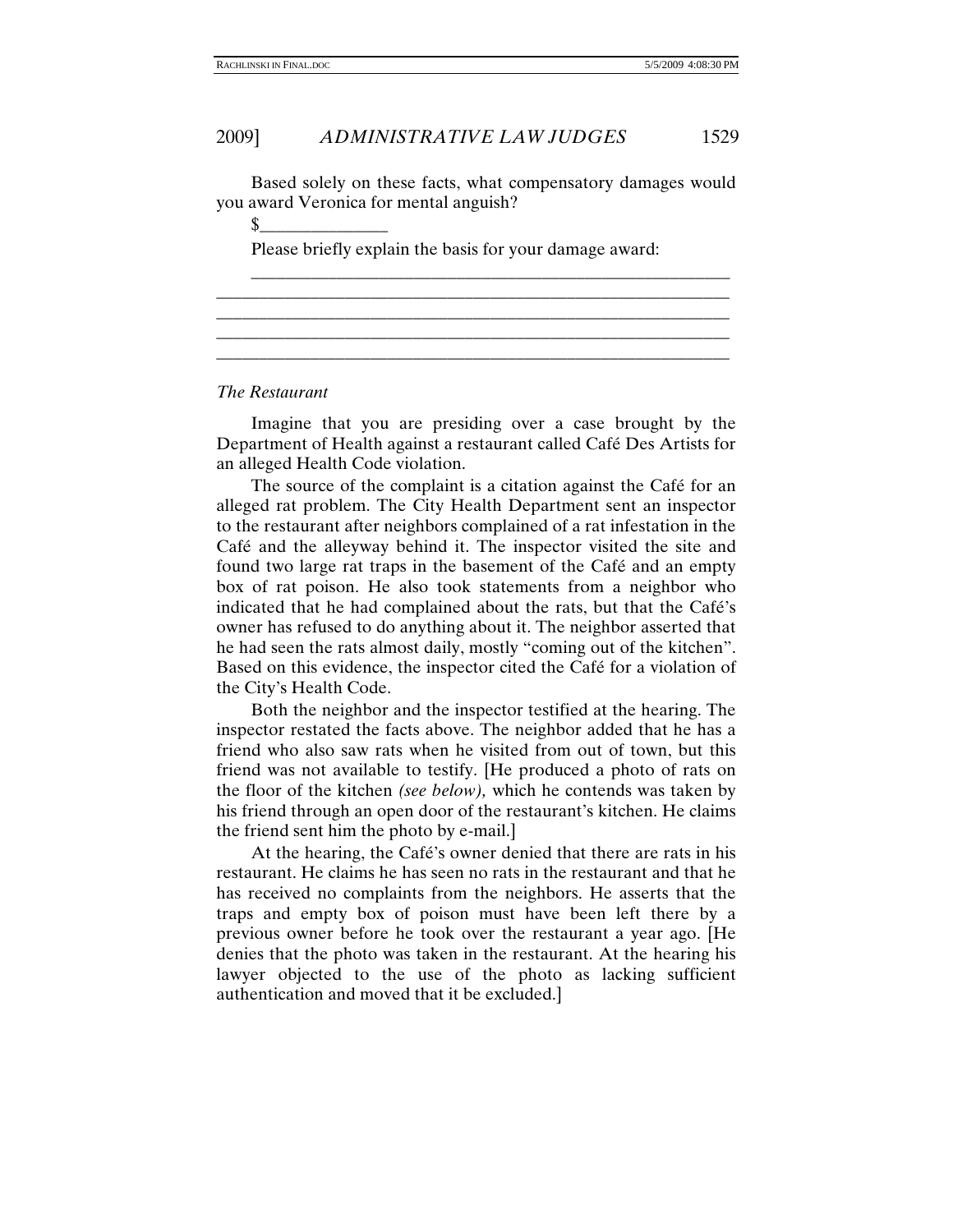Based solely on these facts, what compensatory damages would you award Veronica for mental anguish?

$______________

Please briefly explain the basis for your damage award:

________________________________________________________
________________________________________________________
________________________________________________________
________________________________________________________
________________________________________________________

*The Restaurant*

Imagine that you are presiding over a case brought by the Department of Health against a restaurant called Café Des Artists for an alleged Health Code violation.

The source of the complaint is a citation against the Café for an alleged rat problem. The City Health Department sent an inspector to the restaurant after neighbors complained of a rat infestation in the Café and the alleyway behind it. The inspector visited the site and found two large rat traps in the basement of the Café and an empty box of rat poison. He also took statements from a neighbor who indicated that he had complained about the rats, but that the Café's owner has refused to do anything about it. The neighbor asserted that he had seen the rats almost daily, mostly "coming out of the kitchen". Based on this evidence, the inspector cited the Café for a violation of the City's Health Code.

Both the neighbor and the inspector testified at the hearing. The inspector restated the facts above. The neighbor added that he has a friend who also saw rats when he visited from out of town, but this friend was not available to testify. [He produced a photo of rats on the floor of the kitchen *(see below),* which he contends was taken by his friend through an open door of the restaurant's kitchen. He claims the friend sent him the photo by e-mail.]

At the hearing, the Café's owner denied that there are rats in his restaurant. He claims he has seen no rats in the restaurant and that he has received no complaints from the neighbors. He asserts that the traps and empty box of poison must have been left there by a previous owner before he took over the restaurant a year ago. [He denies that the photo was taken in the restaurant. At the hearing his lawyer objected to the use of the photo as lacking sufficient authentication and moved that it be excluded.]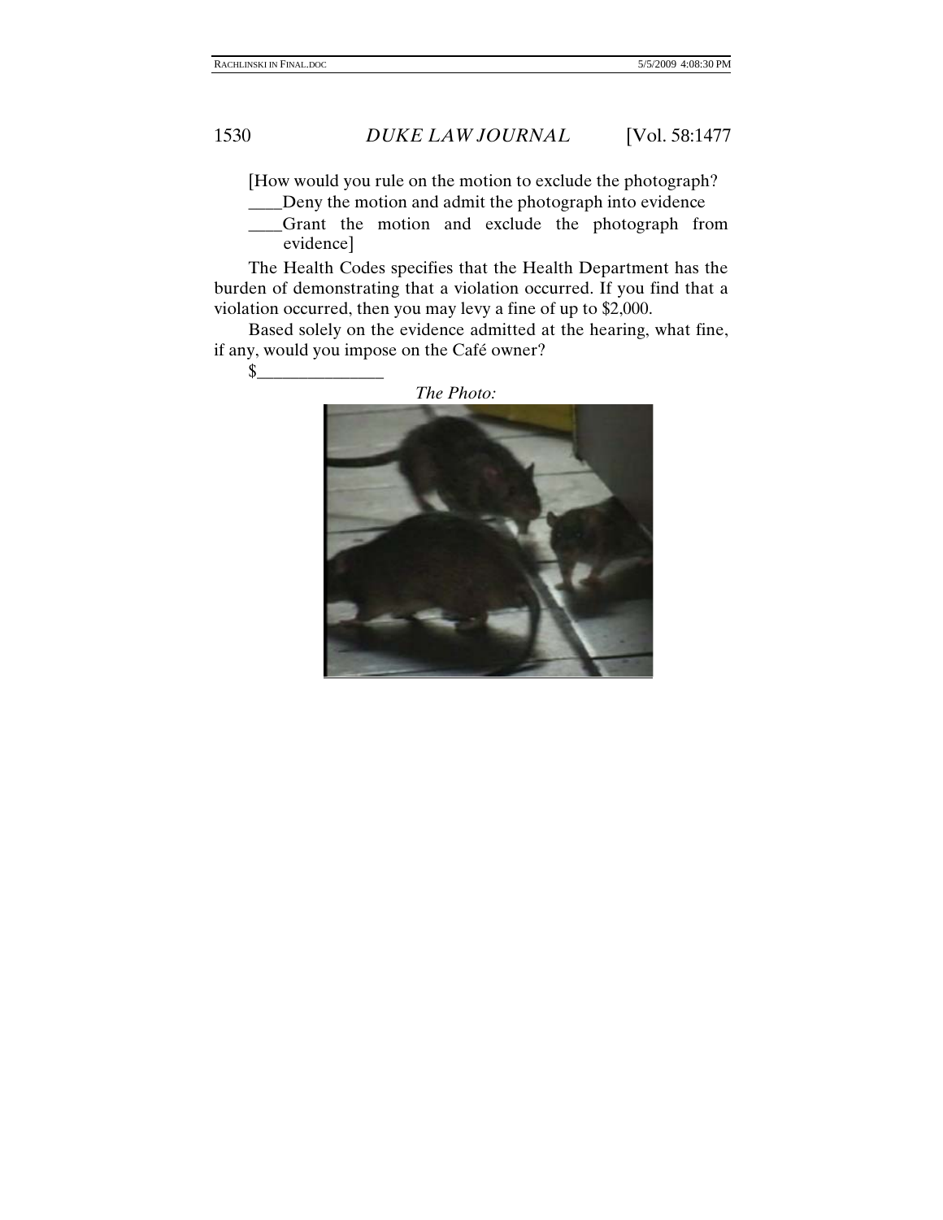[How would you rule on the motion to exclude the photograph?

____Deny the motion and admit the photograph into evidence

____Grant the motion and exclude the photograph from evidence]

The Health Codes specifies that the Health Department has the burden of demonstrating that a violation occurred. If you find that a violation occurred, then you may levy a fine of up to $2,000.

Based solely on the evidence admitted at the hearing, what fine, if any, would you impose on the Café owner?

$______________

*The Photo:*